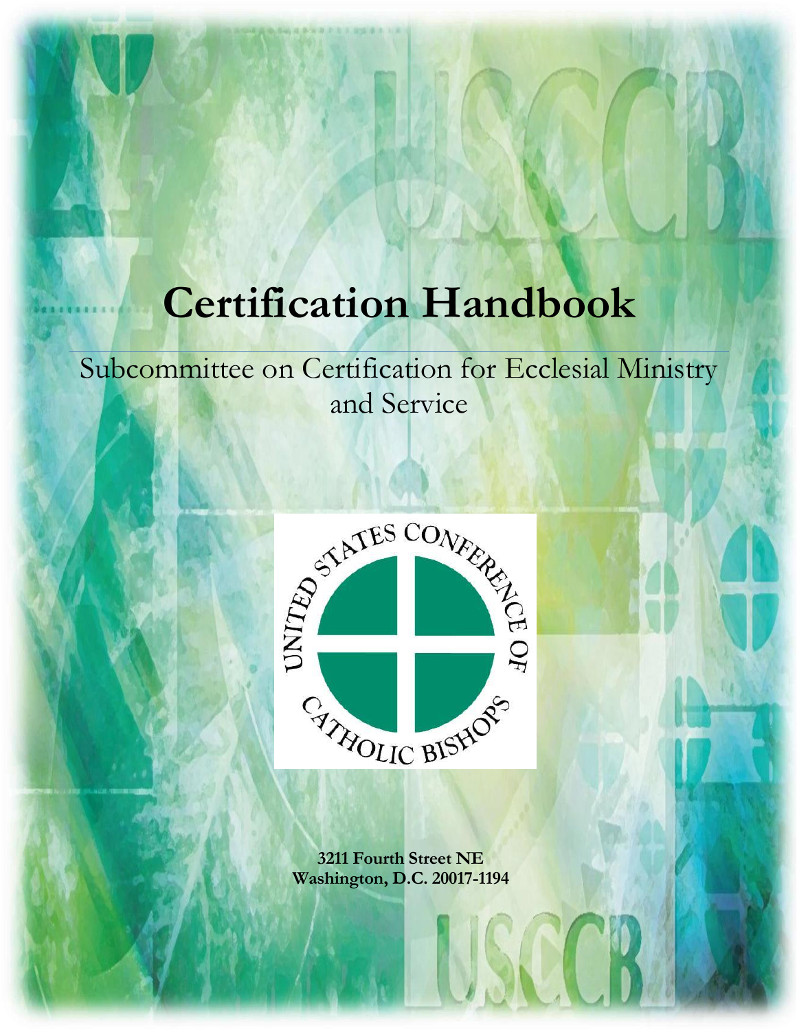# Certification Handbook

Subcommittee on Certification for Ecclesial Ministry and Service

**3211 Fourth Street NE**
**Washington, D.C. 20017-1194**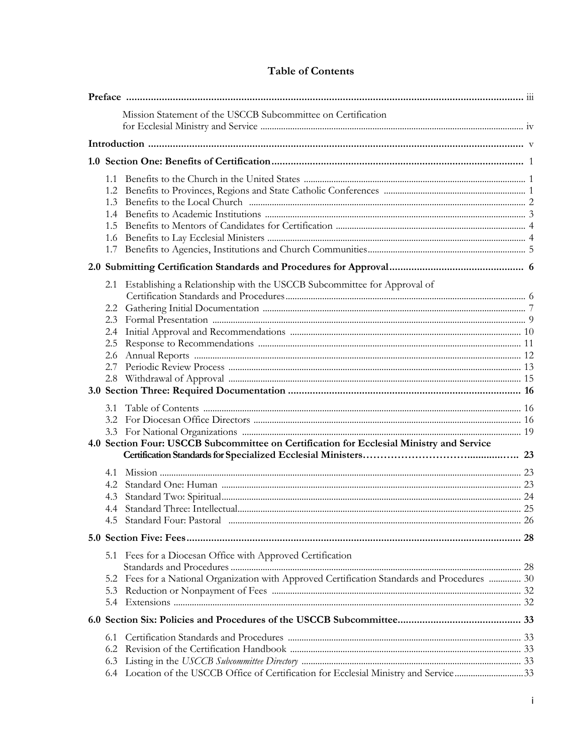# Table of Contents

**Preface** ........................................................................................................................................ iii

Mission Statement of the USCCB Subcommittee on Certification for Ecclesial Ministry and Service ............................................................................................................ iv

**Introduction** ........................................................................................................................................ v

**1.0 Section One: Benefits of Certification** ........................................................................................ 1

- 1.1 Benefits to the Church in the United States ................................................................................ 1
- 1.2 Benefits to Provinces, Regions and State Catholic Conferences ................................................ 1
- 1.3 Benefits to the Local Church ........................................................................................................ 2
- 1.4 Benefits to Academic Institutions ................................................................................................ 3
- 1.5 Benefits to Mentors of Candidates for Certification .................................................................. 4
- 1.6 Benefits to Lay Ecclesial Ministers ................................................................................................ 4
- 1.7 Benefits to Agencies, Institutions and Church Communities ..................................................... 5

**2.0 Submitting Certification Standards and Procedures for Approval** .......................................... 6

- 2.1 Establishing a Relationship with the USCCB Subcommittee for Approval of Certification Standards and Procedures ........................................................................................ 6
- 2.2 Gathering Initial Documentation .................................................................................................. 7
- 2.3 Formal Presentation ........................................................................................................................ 9
- 2.4 Initial Approval and Recommendations .................................................................................... 10
- 2.5 Response to Recommendations .................................................................................................. 11
- 2.6 Annual Reports .............................................................................................................................. 12
- 2.7 Periodic Review Process ............................................................................................................... 13
- 2.8 Withdrawal of Approval ............................................................................................................... 15

**3.0 Section Three: Required Documentation** ................................................................................... 16

- 3.1 Table of Contents .......................................................................................................................... 16
- 3.2 For Diocesan Office Directors ..................................................................................................... 16
- 3.3 For National Organizations .......................................................................................................... 19

**4.0 Section Four: USCCB Subcommittee on Certification for Ecclesial Ministry and Service Certification Standards for Specialized Ecclesial Ministers** ............................................... 23

- 4.1 Mission ............................................................................................................................................ 23
- 4.2 Standard One: Human .................................................................................................................. 23
- 4.3 Standard Two: Spiritual ................................................................................................................. 24
- 4.4 Standard Three: Intellectual .......................................................................................................... 25
- 4.5 Standard Four: Pastoral ................................................................................................................. 26

**5.0 Section Five: Fees** ........................................................................................................................... 28

- 5.1 Fees for a Diocesan Office with Approved Certification Standards and Procedures ............................................................................................................... 28
- 5.2 Fees for a National Organization with Approved Certification Standards and Procedures .............. 30
- 5.3 Reduction or Nonpayment of Fees ............................................................................................. 32
- 5.4 Extensions ...................................................................................................................................... 32

**6.0 Section Six: Policies and Procedures of the USCCB Subcommittee** ........................................ 33

- 6.1 Certification Standards and Procedures ...................................................................................... 33
- 6.2 Revision of the Certification Handbook ..................................................................................... 33
- 6.3 Listing in the *USCCB Subcommittee Directory* ............................................................................ 33
- 6.4 Location of the USCCB Office of Certification for Ecclesial Ministry and Service ............................. 33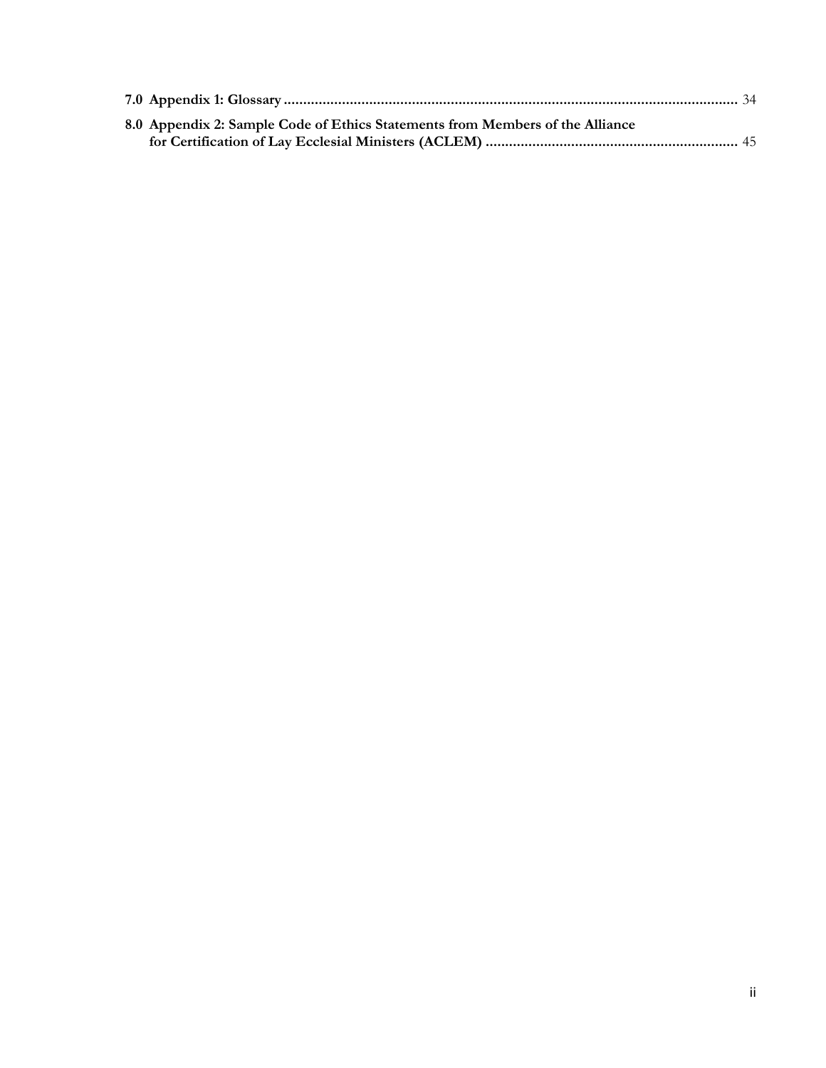**7.0 Appendix 1: Glossary** .................................................................................................................... 34

**8.0 Appendix 2: Sample Code of Ethics Statements from Members of the Alliance for Certification of Lay Ecclesial Ministers (ACLEM)** ................................................................ 45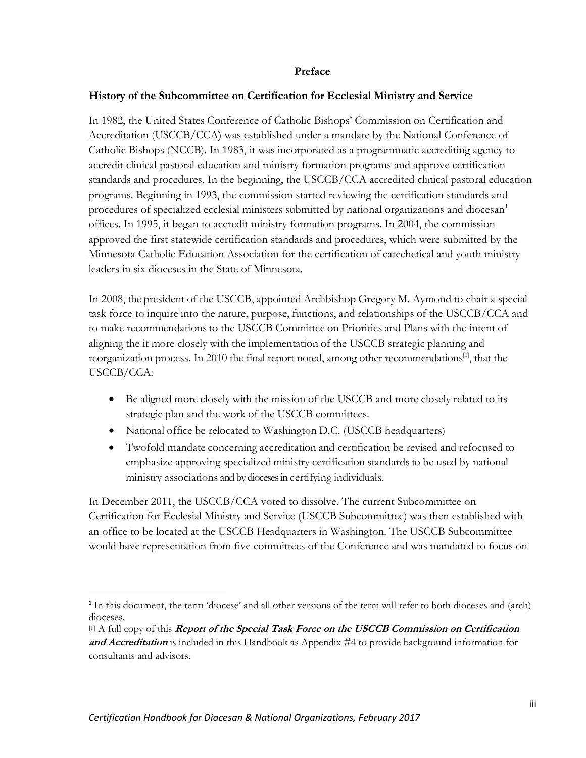**Preface**

**History of the Subcommittee on Certification for Ecclesial Ministry and Service**

In 1982, the United States Conference of Catholic Bishops' Commission on Certification and Accreditation (USCCB/CCA) was established under a mandate by the National Conference of Catholic Bishops (NCCB). In 1983, it was incorporated as a programmatic accrediting agency to accredit clinical pastoral education and ministry formation programs and approve certification standards and procedures. In the beginning, the USCCB/CCA accredited clinical pastoral education programs. Beginning in 1993, the commission started reviewing the certification standards and procedures of specialized ecclesial ministers submitted by national organizations and diocesan[1] offices. In 1995, it began to accredit ministry formation programs. In 2004, the commission approved the first statewide certification standards and procedures, which were submitted by the Minnesota Catholic Education Association for the certification of catechetical and youth ministry leaders in six dioceses in the State of Minnesota.

In 2008, the president of the USCCB, appointed Archbishop Gregory M. Aymond to chair a special task force to inquire into the nature, purpose, functions, and relationships of the USCCB/CCA and to make recommendations to the USCCB Committee on Priorities and Plans with the intent of aligning the it more closely with the implementation of the USCCB strategic planning and reorganization process. In 2010 the final report noted, among other recommendations[1], that the USCCB/CCA:

- Be aligned more closely with the mission of the USCCB and more closely related to its strategic plan and the work of the USCCB committees.
- National office be relocated to Washington D.C. (USCCB headquarters)
- Twofold mandate concerning accreditation and certification be revised and refocused to emphasize approving specialized ministry certification standards to be used by national ministry associations and by dioceses in certifying individuals.

In December 2011, the USCCB/CCA voted to dissolve. The current Subcommittee on Certification for Ecclesial Ministry and Service (USCCB Subcommittee) was then established with an office to be located at the USCCB Headquarters in Washington. The USCCB Subcommittee would have representation from five committees of the Conference and was mandated to focus on

---

[1] In this document, the term 'diocese' and all other versions of the term will refer to both dioceses and (arch) dioceses.

[1] A full copy of this ***Report of the Special Task Force on the USCCB Commission on Certification and Accreditation*** is included in this Handbook as Appendix #4 to provide background information for consultants and advisors.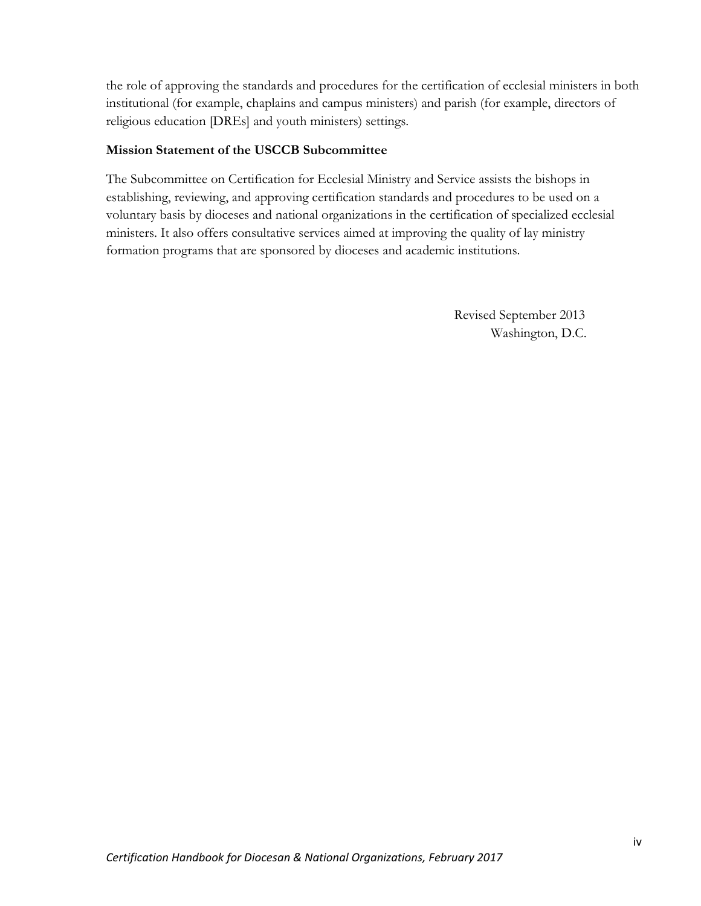the role of approving the standards and procedures for the certification of ecclesial ministers in both institutional (for example, chaplains and campus ministers) and parish (for example, directors of religious education [DREs] and youth ministers) settings.

**Mission Statement of the USCCB Subcommittee**

The Subcommittee on Certification for Ecclesial Ministry and Service assists the bishops in establishing, reviewing, and approving certification standards and procedures to be used on a voluntary basis by dioceses and national organizations in the certification of specialized ecclesial ministers. It also offers consultative services aimed at improving the quality of lay ministry formation programs that are sponsored by dioceses and academic institutions.

Revised September 2013
Washington, D.C.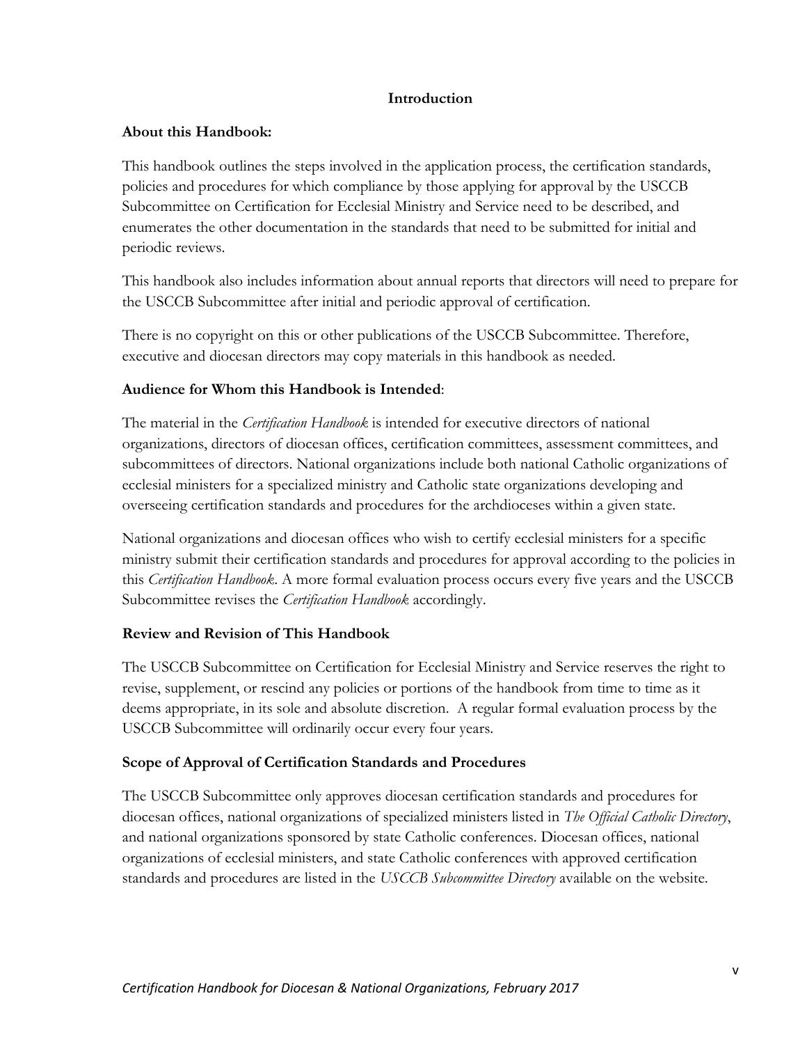# Introduction

**About this Handbook:**

This handbook outlines the steps involved in the application process, the certification standards, policies and procedures for which compliance by those applying for approval by the USCCB Subcommittee on Certification for Ecclesial Ministry and Service need to be described, and enumerates the other documentation in the standards that need to be submitted for initial and periodic reviews.

This handbook also includes information about annual reports that directors will need to prepare for the USCCB Subcommittee after initial and periodic approval of certification.

There is no copyright on this or other publications of the USCCB Subcommittee. Therefore, executive and diocesan directors may copy materials in this handbook as needed.

**Audience for Whom this Handbook is Intended**:

The material in the *Certification Handbook* is intended for executive directors of national organizations, directors of diocesan offices, certification committees, assessment committees, and subcommittees of directors. National organizations include both national Catholic organizations of ecclesial ministers for a specialized ministry and Catholic state organizations developing and overseeing certification standards and procedures for the archdioceses within a given state.

National organizations and diocesan offices who wish to certify ecclesial ministers for a specific ministry submit their certification standards and procedures for approval according to the policies in this *Certification Handbook*. A more formal evaluation process occurs every five years and the USCCB Subcommittee revises the *Certification Handbook* accordingly.

**Review and Revision of This Handbook**

The USCCB Subcommittee on Certification for Ecclesial Ministry and Service reserves the right to revise, supplement, or rescind any policies or portions of the handbook from time to time as it deems appropriate, in its sole and absolute discretion. A regular formal evaluation process by the USCCB Subcommittee will ordinarily occur every four years.

**Scope of Approval of Certification Standards and Procedures**

The USCCB Subcommittee only approves diocesan certification standards and procedures for diocesan offices, national organizations of specialized ministers listed in *The Official Catholic Directory*, and national organizations sponsored by state Catholic conferences. Diocesan offices, national organizations of ecclesial ministers, and state Catholic conferences with approved certification standards and procedures are listed in the *USCCB Subcommittee Directory* available on the website.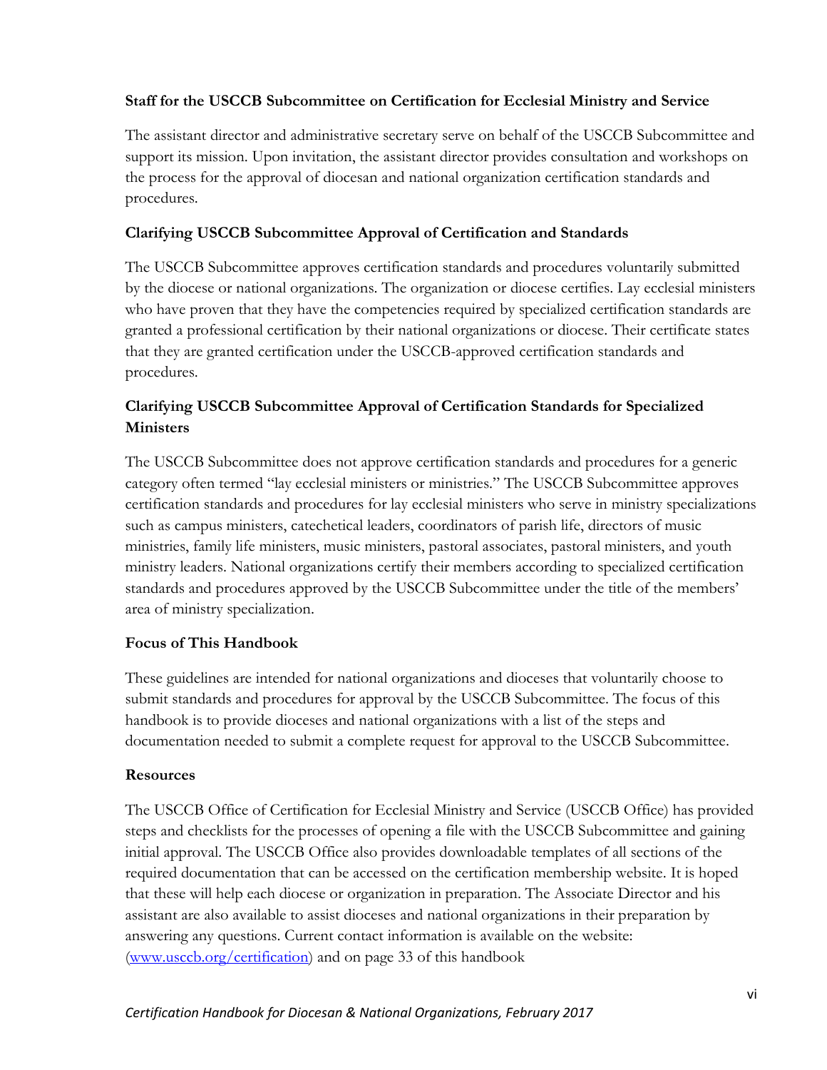### Staff for the USCCB Subcommittee on Certification for Ecclesial Ministry and Service

The assistant director and administrative secretary serve on behalf of the USCCB Subcommittee and support its mission. Upon invitation, the assistant director provides consultation and workshops on the process for the approval of diocesan and national organization certification standards and procedures.

### Clarifying USCCB Subcommittee Approval of Certification and Standards

The USCCB Subcommittee approves certification standards and procedures voluntarily submitted by the diocese or national organizations. The organization or diocese certifies. Lay ecclesial ministers who have proven that they have the competencies required by specialized certification standards are granted a professional certification by their national organizations or diocese. Their certificate states that they are granted certification under the USCCB-approved certification standards and procedures.

### Clarifying USCCB Subcommittee Approval of Certification Standards for Specialized Ministers

The USCCB Subcommittee does not approve certification standards and procedures for a generic category often termed "lay ecclesial ministers or ministries." The USCCB Subcommittee approves certification standards and procedures for lay ecclesial ministers who serve in ministry specializations such as campus ministers, catechetical leaders, coordinators of parish life, directors of music ministries, family life ministers, music ministers, pastoral associates, pastoral ministers, and youth ministry leaders. National organizations certify their members according to specialized certification standards and procedures approved by the USCCB Subcommittee under the title of the members' area of ministry specialization.

### Focus of This Handbook

These guidelines are intended for national organizations and dioceses that voluntarily choose to submit standards and procedures for approval by the USCCB Subcommittee. The focus of this handbook is to provide dioceses and national organizations with a list of the steps and documentation needed to submit a complete request for approval to the USCCB Subcommittee.

### Resources

The USCCB Office of Certification for Ecclesial Ministry and Service (USCCB Office) has provided steps and checklists for the processes of opening a file with the USCCB Subcommittee and gaining initial approval. The USCCB Office also provides downloadable templates of all sections of the required documentation that can be accessed on the certification membership website. It is hoped that these will help each diocese or organization in preparation. The Associate Director and his assistant are also available to assist dioceses and national organizations in their preparation by answering any questions. Current contact information is available on the website: ([www.usccb.org/certification](www.usccb.org/certification)) and on page 33 of this handbook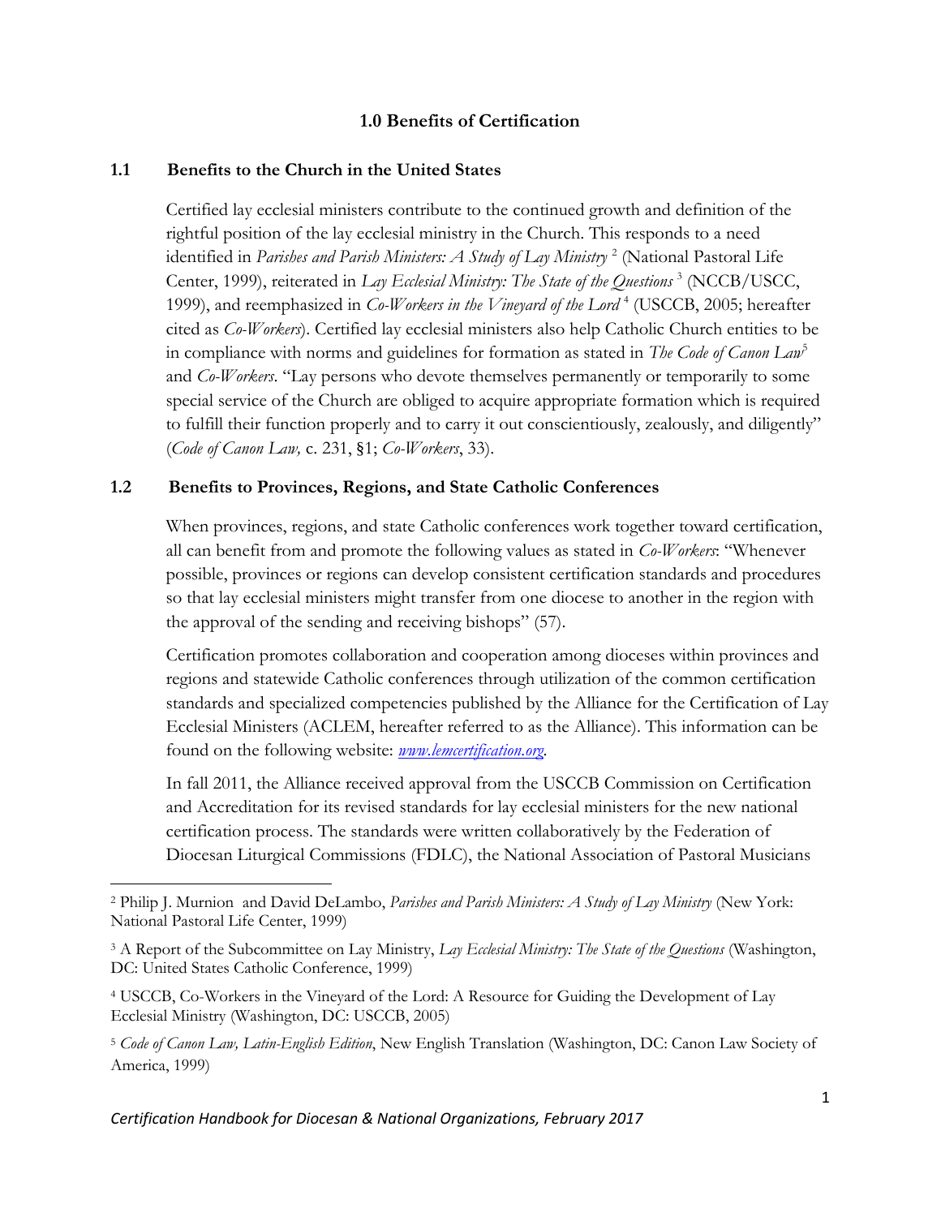## 1.0 Benefits of Certification

### 1.1 Benefits to the Church in the United States

Certified lay ecclesial ministers contribute to the continued growth and definition of the rightful position of the lay ecclesial ministry in the Church. This responds to a need identified in *Parishes and Parish Ministers: A Study of Lay Ministry* [2] (National Pastoral Life Center, 1999), reiterated in *Lay Ecclesial Ministry: The State of the Questions* [3] (NCCB/USCC, 1999), and reemphasized in *Co-Workers in the Vineyard of the Lord* [4] (USCCB, 2005; hereafter cited as *Co-Workers*). Certified lay ecclesial ministers also help Catholic Church entities to be in compliance with norms and guidelines for formation as stated in *The Code of Canon Law*[5] and *Co-Workers*. "Lay persons who devote themselves permanently or temporarily to some special service of the Church are obliged to acquire appropriate formation which is required to fulfill their function properly and to carry it out conscientiously, zealously, and diligently" (*Code of Canon Law,* c. 231, §1; *Co-Workers*, 33).

### 1.2 Benefits to Provinces, Regions, and State Catholic Conferences

When provinces, regions, and state Catholic conferences work together toward certification, all can benefit from and promote the following values as stated in *Co-Workers*: "Whenever possible, provinces or regions can develop consistent certification standards and procedures so that lay ecclesial ministers might transfer from one diocese to another in the region with the approval of the sending and receiving bishops" (57).

Certification promotes collaboration and cooperation among dioceses within provinces and regions and statewide Catholic conferences through utilization of the common certification standards and specialized competencies published by the Alliance for the Certification of Lay Ecclesial Ministers (ACLEM, hereafter referred to as the Alliance). This information can be found on the following website: *www.lemcertification.org*.

In fall 2011, the Alliance received approval from the USCCB Commission on Certification and Accreditation for its revised standards for lay ecclesial ministers for the new national certification process. The standards were written collaboratively by the Federation of Diocesan Liturgical Commissions (FDLC), the National Association of Pastoral Musicians

---

[2] Philip J. Murnion and David DeLambo, *Parishes and Parish Ministers: A Study of Lay Ministry* (New York: National Pastoral Life Center, 1999)

[3] A Report of the Subcommittee on Lay Ministry, *Lay Ecclesial Ministry: The State of the Questions* (Washington, DC: United States Catholic Conference, 1999)

[4] USCCB, Co-Workers in the Vineyard of the Lord: A Resource for Guiding the Development of Lay Ecclesial Ministry (Washington, DC: USCCB, 2005)

[5] *Code of Canon Law, Latin-English Edition*, New English Translation (Washington, DC: Canon Law Society of America, 1999)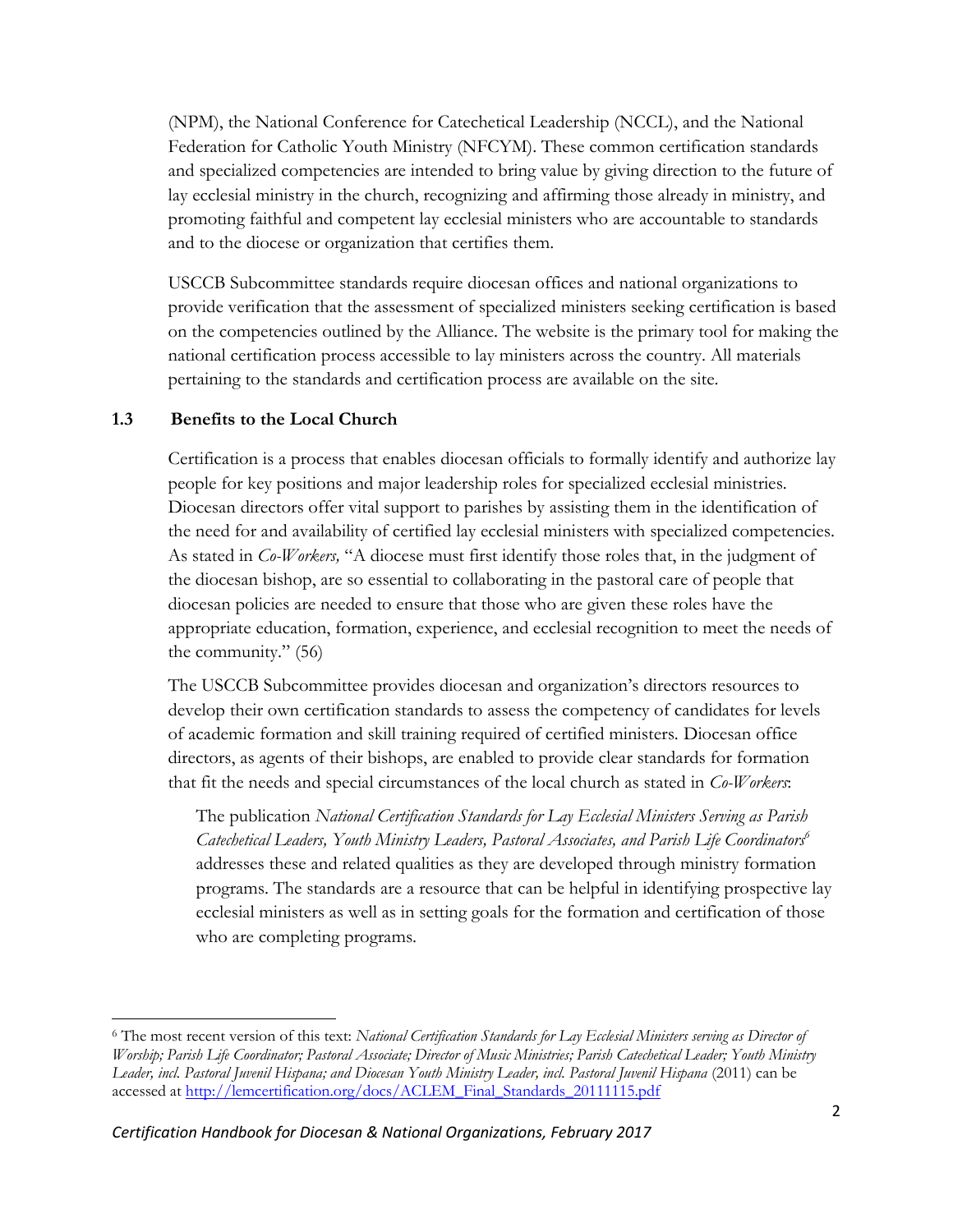(NPM), the National Conference for Catechetical Leadership (NCCL), and the National Federation for Catholic Youth Ministry (NFCYM). These common certification standards and specialized competencies are intended to bring value by giving direction to the future of lay ecclesial ministry in the church, recognizing and affirming those already in ministry, and promoting faithful and competent lay ecclesial ministers who are accountable to standards and to the diocese or organization that certifies them.

USCCB Subcommittee standards require diocesan offices and national organizations to provide verification that the assessment of specialized ministers seeking certification is based on the competencies outlined by the Alliance. The website is the primary tool for making the national certification process accessible to lay ministers across the country. All materials pertaining to the standards and certification process are available on the site.

### 1.3 Benefits to the Local Church

Certification is a process that enables diocesan officials to formally identify and authorize lay people for key positions and major leadership roles for specialized ecclesial ministries. Diocesan directors offer vital support to parishes by assisting them in the identification of the need for and availability of certified lay ecclesial ministers with specialized competencies. As stated in *Co-Workers,* "A diocese must first identify those roles that, in the judgment of the diocesan bishop, are so essential to collaborating in the pastoral care of people that diocesan policies are needed to ensure that those who are given these roles have the appropriate education, formation, experience, and ecclesial recognition to meet the needs of the community." (56)

The USCCB Subcommittee provides diocesan and organization's directors resources to develop their own certification standards to assess the competency of candidates for levels of academic formation and skill training required of certified ministers. Diocesan office directors, as agents of their bishops, are enabled to provide clear standards for formation that fit the needs and special circumstances of the local church as stated in *Co-Workers*:

> The publication *National Certification Standards for Lay Ecclesial Ministers Serving as Parish Catechetical Leaders, Youth Ministry Leaders, Pastoral Associates, and Parish Life Coordinators*[6] addresses these and related qualities as they are developed through ministry formation programs. The standards are a resource that can be helpful in identifying prospective lay ecclesial ministers as well as in setting goals for the formation and certification of those who are completing programs.

---

[6] The most recent version of this text: *National Certification Standards for Lay Ecclesial Ministers serving as Director of Worship; Parish Life Coordinator; Pastoral Associate; Director of Music Ministries; Parish Catechetical Leader; Youth Ministry Leader, incl. Pastoral Juvenil Hispana; and Diocesan Youth Ministry Leader, incl. Pastoral Juvenil Hispana* (2011) can be accessed at http://lemcertification.org/docs/ACLEM_Final_Standards_20111115.pdf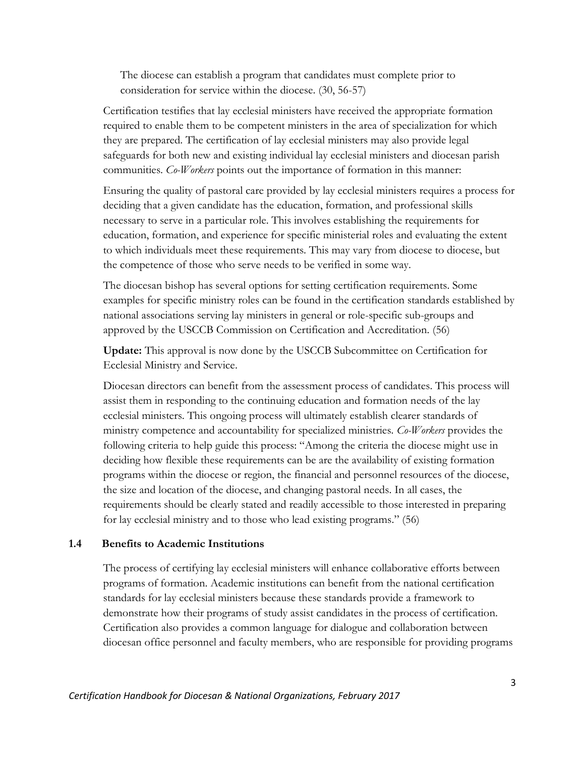The diocese can establish a program that candidates must complete prior to consideration for service within the diocese. (30, 56-57)

Certification testifies that lay ecclesial ministers have received the appropriate formation required to enable them to be competent ministers in the area of specialization for which they are prepared. The certification of lay ecclesial ministers may also provide legal safeguards for both new and existing individual lay ecclesial ministers and diocesan parish communities. *Co-Workers* points out the importance of formation in this manner:

Ensuring the quality of pastoral care provided by lay ecclesial ministers requires a process for deciding that a given candidate has the education, formation, and professional skills necessary to serve in a particular role. This involves establishing the requirements for education, formation, and experience for specific ministerial roles and evaluating the extent to which individuals meet these requirements. This may vary from diocese to diocese, but the competence of those who serve needs to be verified in some way.

The diocesan bishop has several options for setting certification requirements. Some examples for specific ministry roles can be found in the certification standards established by national associations serving lay ministers in general or role-specific sub-groups and approved by the USCCB Commission on Certification and Accreditation. (56)

**Update:** This approval is now done by the USCCB Subcommittee on Certification for Ecclesial Ministry and Service.

Diocesan directors can benefit from the assessment process of candidates. This process will assist them in responding to the continuing education and formation needs of the lay ecclesial ministers. This ongoing process will ultimately establish clearer standards of ministry competence and accountability for specialized ministries. *Co-Workers* provides the following criteria to help guide this process: "Among the criteria the diocese might use in deciding how flexible these requirements can be are the availability of existing formation programs within the diocese or region, the financial and personnel resources of the diocese, the size and location of the diocese, and changing pastoral needs. In all cases, the requirements should be clearly stated and readily accessible to those interested in preparing for lay ecclesial ministry and to those who lead existing programs." (56)

### 1.4 Benefits to Academic Institutions

The process of certifying lay ecclesial ministers will enhance collaborative efforts between programs of formation. Academic institutions can benefit from the national certification standards for lay ecclesial ministers because these standards provide a framework to demonstrate how their programs of study assist candidates in the process of certification. Certification also provides a common language for dialogue and collaboration between diocesan office personnel and faculty members, who are responsible for providing programs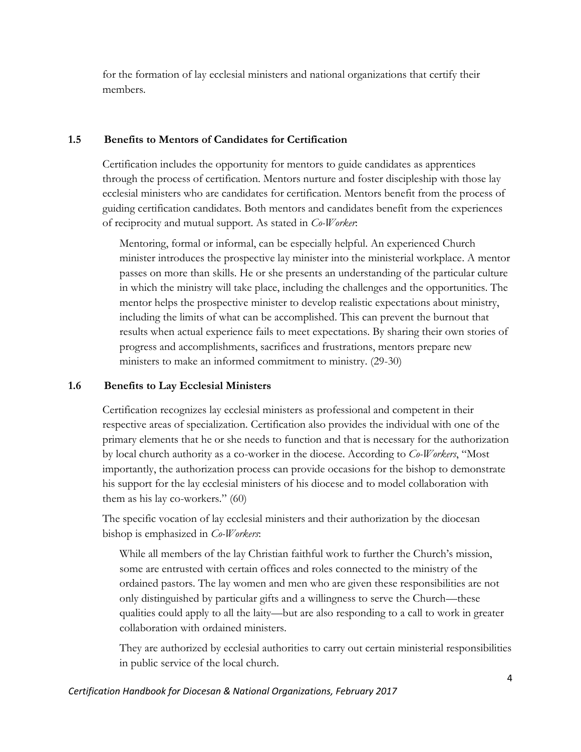for the formation of lay ecclesial ministers and national organizations that certify their members.

### 1.5 Benefits to Mentors of Candidates for Certification

Certification includes the opportunity for mentors to guide candidates as apprentices through the process of certification. Mentors nurture and foster discipleship with those lay ecclesial ministers who are candidates for certification. Mentors benefit from the process of guiding certification candidates. Both mentors and candidates benefit from the experiences of reciprocity and mutual support. As stated in *Co-Worker*:

> Mentoring, formal or informal, can be especially helpful. An experienced Church minister introduces the prospective lay minister into the ministerial workplace. A mentor passes on more than skills. He or she presents an understanding of the particular culture in which the ministry will take place, including the challenges and the opportunities. The mentor helps the prospective minister to develop realistic expectations about ministry, including the limits of what can be accomplished. This can prevent the burnout that results when actual experience fails to meet expectations. By sharing their own stories of progress and accomplishments, sacrifices and frustrations, mentors prepare new ministers to make an informed commitment to ministry. (29-30)

### 1.6 Benefits to Lay Ecclesial Ministers

Certification recognizes lay ecclesial ministers as professional and competent in their respective areas of specialization. Certification also provides the individual with one of the primary elements that he or she needs to function and that is necessary for the authorization by local church authority as a co-worker in the diocese. According to *Co-Workers*, "Most importantly, the authorization process can provide occasions for the bishop to demonstrate his support for the lay ecclesial ministers of his diocese and to model collaboration with them as his lay co-workers." (60)

The specific vocation of lay ecclesial ministers and their authorization by the diocesan bishop is emphasized in *Co-Workers*:

> While all members of the lay Christian faithful work to further the Church's mission, some are entrusted with certain offices and roles connected to the ministry of the ordained pastors. The lay women and men who are given these responsibilities are not only distinguished by particular gifts and a willingness to serve the Church—these qualities could apply to all the laity—but are also responding to a call to work in greater collaboration with ordained ministers.
>
> They are authorized by ecclesial authorities to carry out certain ministerial responsibilities in public service of the local church.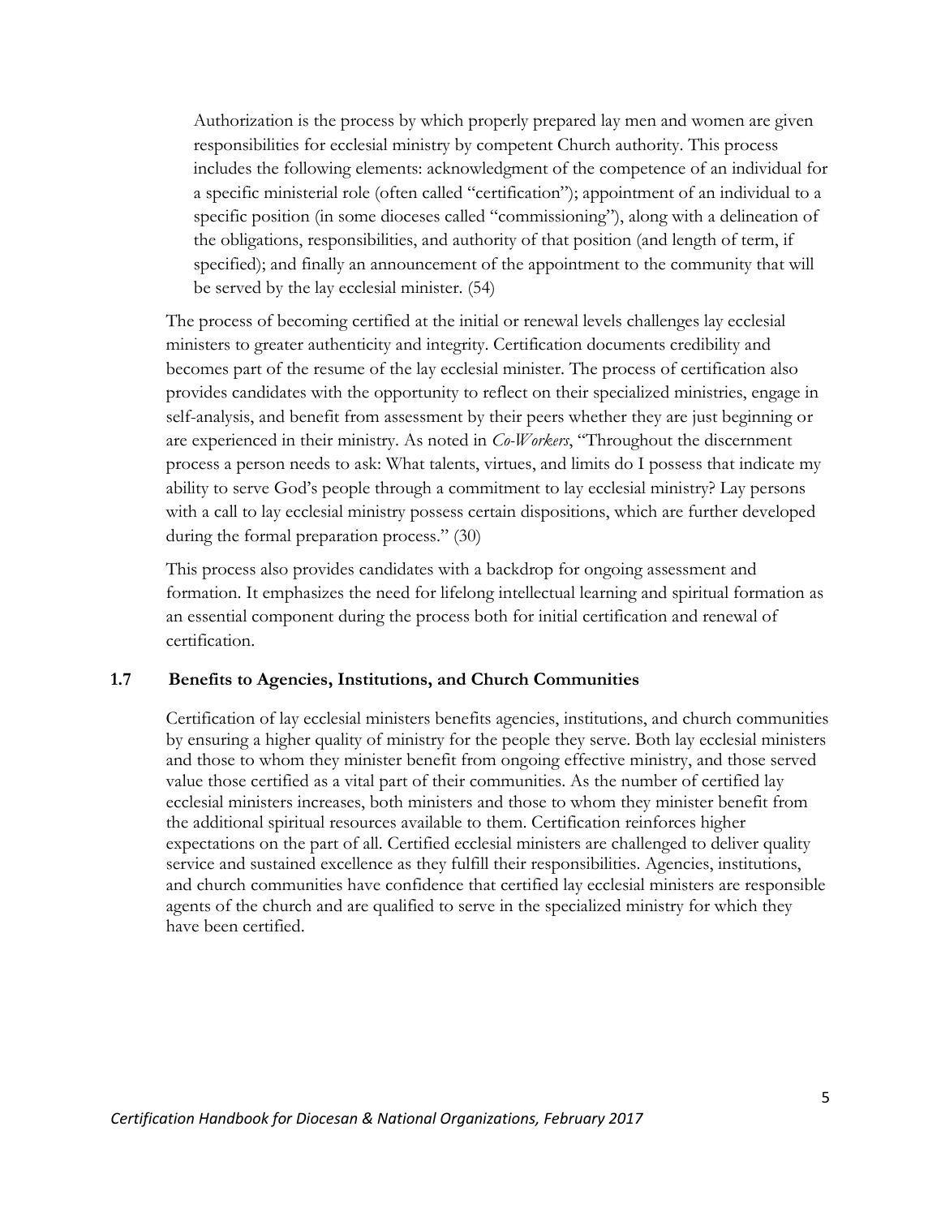> Authorization is the process by which properly prepared lay men and women are given responsibilities for ecclesial ministry by competent Church authority. This process includes the following elements: acknowledgment of the competence of an individual for a specific ministerial role (often called "certification"); appointment of an individual to a specific position (in some dioceses called "commissioning"), along with a delineation of the obligations, responsibilities, and authority of that position (and length of term, if specified); and finally an announcement of the appointment to the community that will be served by the lay ecclesial minister. (54)

The process of becoming certified at the initial or renewal levels challenges lay ecclesial ministers to greater authenticity and integrity. Certification documents credibility and becomes part of the resume of the lay ecclesial minister. The process of certification also provides candidates with the opportunity to reflect on their specialized ministries, engage in self-analysis, and benefit from assessment by their peers whether they are just beginning or are experienced in their ministry. As noted in *Co-Workers*, "Throughout the discernment process a person needs to ask: What talents, virtues, and limits do I possess that indicate my ability to serve God's people through a commitment to lay ecclesial ministry? Lay persons with a call to lay ecclesial ministry possess certain dispositions, which are further developed during the formal preparation process." (30)

This process also provides candidates with a backdrop for ongoing assessment and formation. It emphasizes the need for lifelong intellectual learning and spiritual formation as an essential component during the process both for initial certification and renewal of certification.

### 1.7 Benefits to Agencies, Institutions, and Church Communities

Certification of lay ecclesial ministers benefits agencies, institutions, and church communities by ensuring a higher quality of ministry for the people they serve. Both lay ecclesial ministers and those to whom they minister benefit from ongoing effective ministry, and those served value those certified as a vital part of their communities. As the number of certified lay ecclesial ministers increases, both ministers and those to whom they minister benefit from the additional spiritual resources available to them. Certification reinforces higher expectations on the part of all. Certified ecclesial ministers are challenged to deliver quality service and sustained excellence as they fulfill their responsibilities. Agencies, institutions, and church communities have confidence that certified lay ecclesial ministers are responsible agents of the church and are qualified to serve in the specialized ministry for which they have been certified.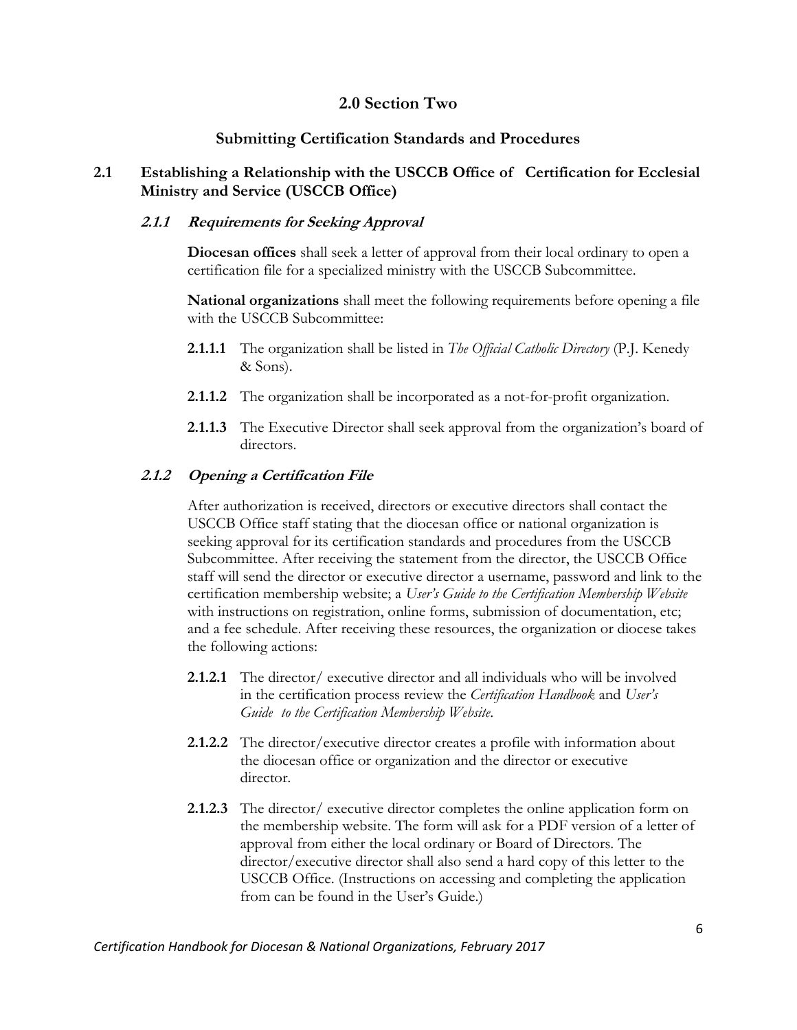# 2.0 Section Two

## Submitting Certification Standards and Procedures

## 2.1 Establishing a Relationship with the USCCB Office of Certification for Ecclesial Ministry and Service (USCCB Office)

### *2.1.1 Requirements for Seeking Approval*

**Diocesan offices** shall seek a letter of approval from their local ordinary to open a certification file for a specialized ministry with the USCCB Subcommittee.

**National organizations** shall meet the following requirements before opening a file with the USCCB Subcommittee:

**2.1.1.1** The organization shall be listed in *The Official Catholic Directory* (P.J. Kenedy & Sons).

**2.1.1.2** The organization shall be incorporated as a not-for-profit organization.

**2.1.1.3** The Executive Director shall seek approval from the organization's board of directors.

### *2.1.2 Opening a Certification File*

After authorization is received, directors or executive directors shall contact the USCCB Office staff stating that the diocesan office or national organization is seeking approval for its certification standards and procedures from the USCCB Subcommittee. After receiving the statement from the director, the USCCB Office staff will send the director or executive director a username, password and link to the certification membership website; a *User's Guide to the Certification Membership Website* with instructions on registration, online forms, submission of documentation, etc; and a fee schedule. After receiving these resources, the organization or diocese takes the following actions:

**2.1.2.1** The director/ executive director and all individuals who will be involved in the certification process review the *Certification Handbook* and *User's Guide to the Certification Membership Website*.

**2.1.2.2** The director/executive director creates a profile with information about the diocesan office or organization and the director or executive director.

**2.1.2.3** The director/ executive director completes the online application form on the membership website. The form will ask for a PDF version of a letter of approval from either the local ordinary or Board of Directors. The director/executive director shall also send a hard copy of this letter to the USCCB Office. (Instructions on accessing and completing the application from can be found in the User's Guide.)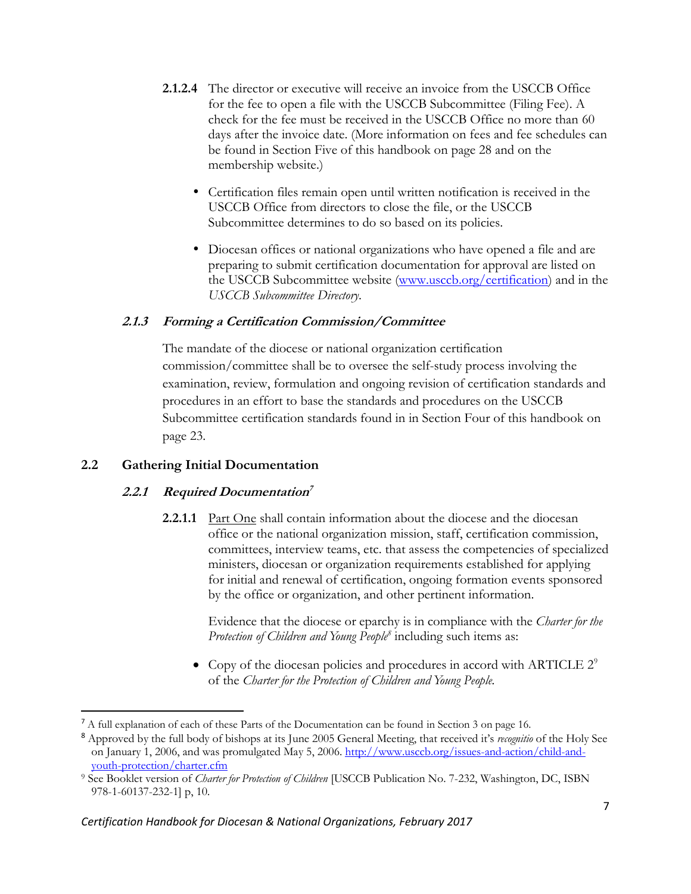**2.1.2.4** The director or executive will receive an invoice from the USCCB Office for the fee to open a file with the USCCB Subcommittee (Filing Fee). A check for the fee must be received in the USCCB Office no more than 60 days after the invoice date. (More information on fees and fee schedules can be found in Section Five of this handbook on page 28 and on the membership website.)

- Certification files remain open until written notification is received in the USCCB Office from directors to close the file, or the USCCB Subcommittee determines to do so based on its policies.
- Diocesan offices or national organizations who have opened a file and are preparing to submit certification documentation for approval are listed on the USCCB Subcommittee website (www.usccb.org/certification) and in the *USCCB Subcommittee Directory*.

### *2.1.3 Forming a Certification Commission/Committee*

The mandate of the diocese or national organization certification commission/committee shall be to oversee the self-study process involving the examination, review, formulation and ongoing revision of certification standards and procedures in an effort to base the standards and procedures on the USCCB Subcommittee certification standards found in in Section Four of this handbook on page 23.

## 2.2 Gathering Initial Documentation

### *2.2.1 Required Documentation*[7]

**2.2.1.1** Part One shall contain information about the diocese and the diocesan office or the national organization mission, staff, certification commission, committees, interview teams, etc. that assess the competencies of specialized ministers, diocesan or organization requirements established for applying for initial and renewal of certification, ongoing formation events sponsored by the office or organization, and other pertinent information.

Evidence that the diocese or eparchy is in compliance with the *Charter for the Protection of Children and Young People*[8] including such items as:

- Copy of the diocesan policies and procedures in accord with ARTICLE 2[9] of the *Charter for the Protection of Children and Young People*.

---

[7] A full explanation of each of these Parts of the Documentation can be found in Section 3 on page 16.

[8] Approved by the full body of bishops at its June 2005 General Meeting, that received it's *recognitio* of the Holy See on January 1, 2006, and was promulgated May 5, 2006. http://www.usccb.org/issues-and-action/child-and-youth-protection/charter.cfm

[9] See Booklet version of *Charter for Protection of Children* [USCCB Publication No. 7-232, Washington, DC, ISBN 978-1-60137-232-1] p, 10.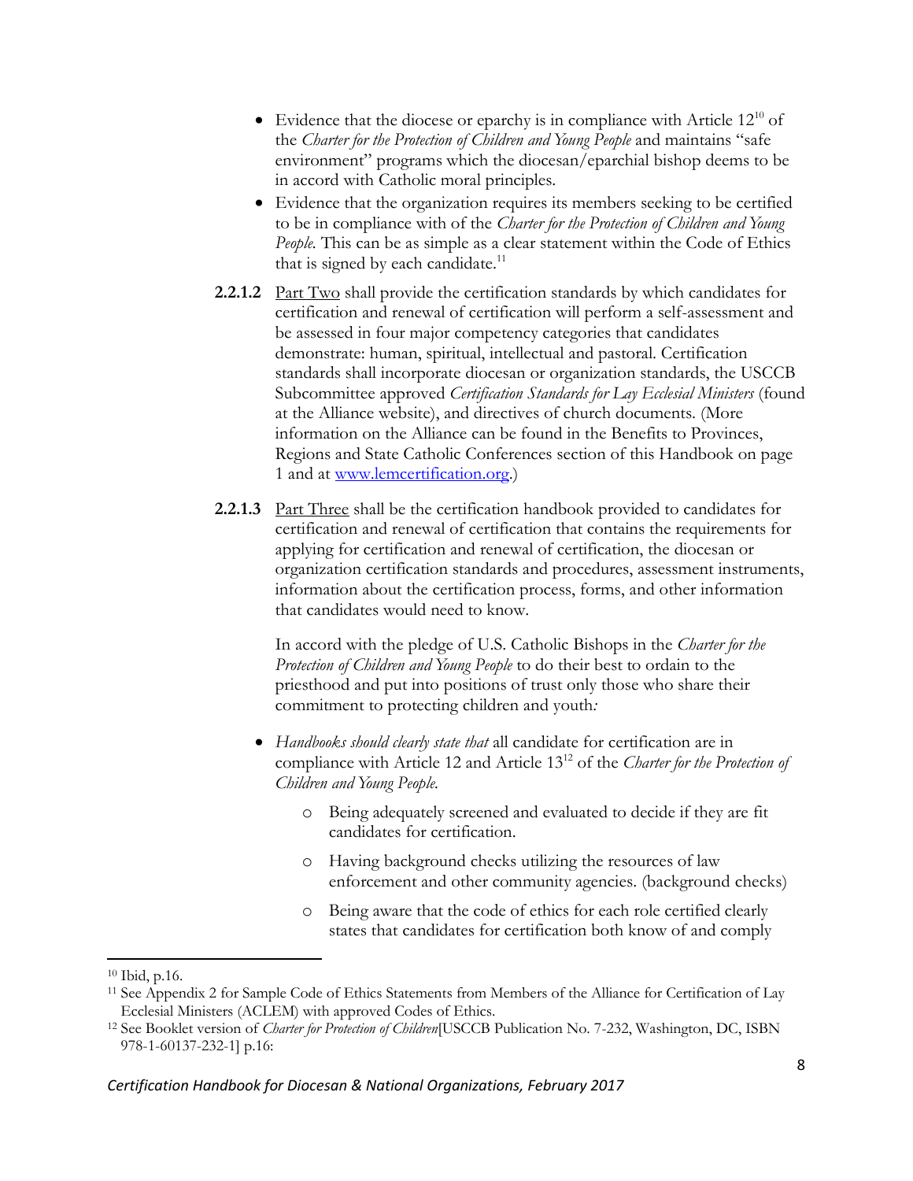- Evidence that the diocese or eparchy is in compliance with Article 12[10] of the *Charter for the Protection of Children and Young People* and maintains "safe environment" programs which the diocesan/eparchial bishop deems to be in accord with Catholic moral principles.
- Evidence that the organization requires its members seeking to be certified to be in compliance with of the *Charter for the Protection of Children and Young People.* This can be as simple as a clear statement within the Code of Ethics that is signed by each candidate.[11]

**2.2.1.2** Part Two shall provide the certification standards by which candidates for certification and renewal of certification will perform a self-assessment and be assessed in four major competency categories that candidates demonstrate: human, spiritual, intellectual and pastoral. Certification standards shall incorporate diocesan or organization standards, the USCCB Subcommittee approved *Certification Standards for Lay Ecclesial Ministers* (found at the Alliance website), and directives of church documents. (More information on the Alliance can be found in the Benefits to Provinces, Regions and State Catholic Conferences section of this Handbook on page 1 and at www.lemcertification.org.)

**2.2.1.3** Part Three shall be the certification handbook provided to candidates for certification and renewal of certification that contains the requirements for applying for certification and renewal of certification, the diocesan or organization certification standards and procedures, assessment instruments, information about the certification process, forms, and other information that candidates would need to know.

In accord with the pledge of U.S. Catholic Bishops in the *Charter for the Protection of Children and Young People* to do their best to ordain to the priesthood and put into positions of trust only those who share their commitment to protecting children and youth*:*

- *Handbooks should clearly state that* all candidate for certification are in compliance with Article 12 and Article 13[12] of the *Charter for the Protection of Children and Young People.*
  - Being adequately screened and evaluated to decide if they are fit candidates for certification.
  - Having background checks utilizing the resources of law enforcement and other community agencies. (background checks)
  - Being aware that the code of ethics for each role certified clearly states that candidates for certification both know of and comply

---

[10] Ibid, p.16.

[11] See Appendix 2 for Sample Code of Ethics Statements from Members of the Alliance for Certification of Lay Ecclesial Ministers (ACLEM) with approved Codes of Ethics.

[12] See Booklet version of *Charter for Protection of Children*[USCCB Publication No. 7-232, Washington, DC, ISBN 978-1-60137-232-1] p.16: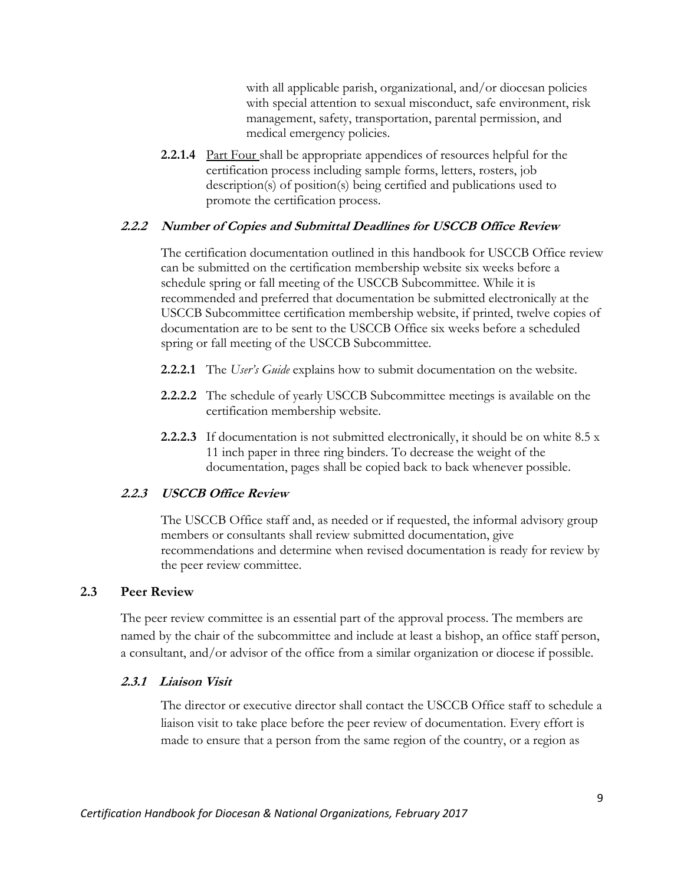with all applicable parish, organizational, and/or diocesan policies with special attention to sexual misconduct, safe environment, risk management, safety, transportation, parental permission, and medical emergency policies.

**2.2.1.4** Part Four shall be appropriate appendices of resources helpful for the certification process including sample forms, letters, rosters, job description(s) of position(s) being certified and publications used to promote the certification process.

#### *2.2.2 Number of Copies and Submittal Deadlines for USCCB Office Review*

The certification documentation outlined in this handbook for USCCB Office review can be submitted on the certification membership website six weeks before a schedule spring or fall meeting of the USCCB Subcommittee. While it is recommended and preferred that documentation be submitted electronically at the USCCB Subcommittee certification membership website, if printed, twelve copies of documentation are to be sent to the USCCB Office six weeks before a scheduled spring or fall meeting of the USCCB Subcommittee.

**2.2.2.1** The *User's Guide* explains how to submit documentation on the website.

**2.2.2.2** The schedule of yearly USCCB Subcommittee meetings is available on the certification membership website.

**2.2.2.3** If documentation is not submitted electronically, it should be on white 8.5 x 11 inch paper in three ring binders. To decrease the weight of the documentation, pages shall be copied back to back whenever possible.

#### *2.2.3 USCCB Office Review*

The USCCB Office staff and, as needed or if requested, the informal advisory group members or consultants shall review submitted documentation, give recommendations and determine when revised documentation is ready for review by the peer review committee.

### 2.3 Peer Review

The peer review committee is an essential part of the approval process. The members are named by the chair of the subcommittee and include at least a bishop, an office staff person, a consultant, and/or advisor of the office from a similar organization or diocese if possible.

#### *2.3.1 Liaison Visit*

The director or executive director shall contact the USCCB Office staff to schedule a liaison visit to take place before the peer review of documentation. Every effort is made to ensure that a person from the same region of the country, or a region as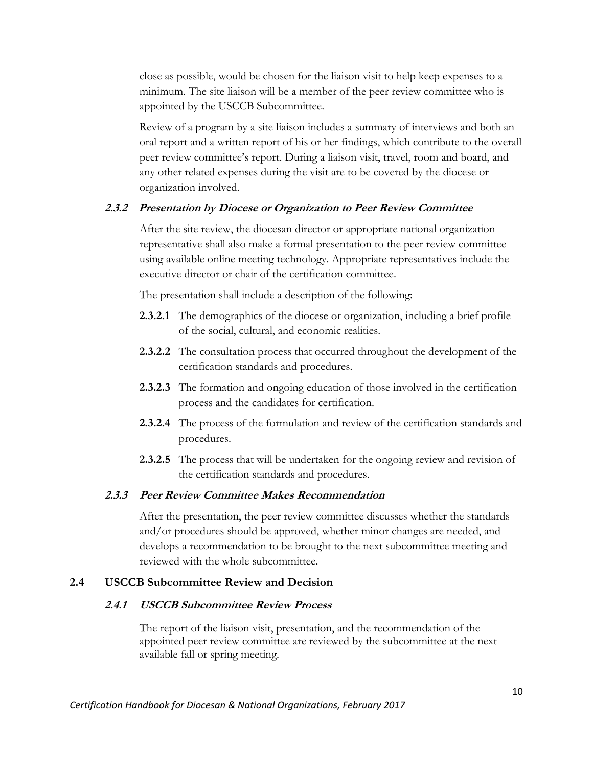close as possible, would be chosen for the liaison visit to help keep expenses to a minimum. The site liaison will be a member of the peer review committee who is appointed by the USCCB Subcommittee.

Review of a program by a site liaison includes a summary of interviews and both an oral report and a written report of his or her findings, which contribute to the overall peer review committee's report. During a liaison visit, travel, room and board, and any other related expenses during the visit are to be covered by the diocese or organization involved.

#### *2.3.2 Presentation by Diocese or Organization to Peer Review Committee*

After the site review, the diocesan director or appropriate national organization representative shall also make a formal presentation to the peer review committee using available online meeting technology. Appropriate representatives include the executive director or chair of the certification committee.

The presentation shall include a description of the following:

- **2.3.2.1** The demographics of the diocese or organization, including a brief profile of the social, cultural, and economic realities.
- **2.3.2.2** The consultation process that occurred throughout the development of the certification standards and procedures.
- **2.3.2.3** The formation and ongoing education of those involved in the certification process and the candidates for certification.
- **2.3.2.4** The process of the formulation and review of the certification standards and procedures.
- **2.3.2.5** The process that will be undertaken for the ongoing review and revision of the certification standards and procedures.

#### *2.3.3 Peer Review Committee Makes Recommendation*

After the presentation, the peer review committee discusses whether the standards and/or procedures should be approved, whether minor changes are needed, and develops a recommendation to be brought to the next subcommittee meeting and reviewed with the whole subcommittee.

### 2.4 USCCB Subcommittee Review and Decision

#### *2.4.1 USCCB Subcommittee Review Process*

The report of the liaison visit, presentation, and the recommendation of the appointed peer review committee are reviewed by the subcommittee at the next available fall or spring meeting.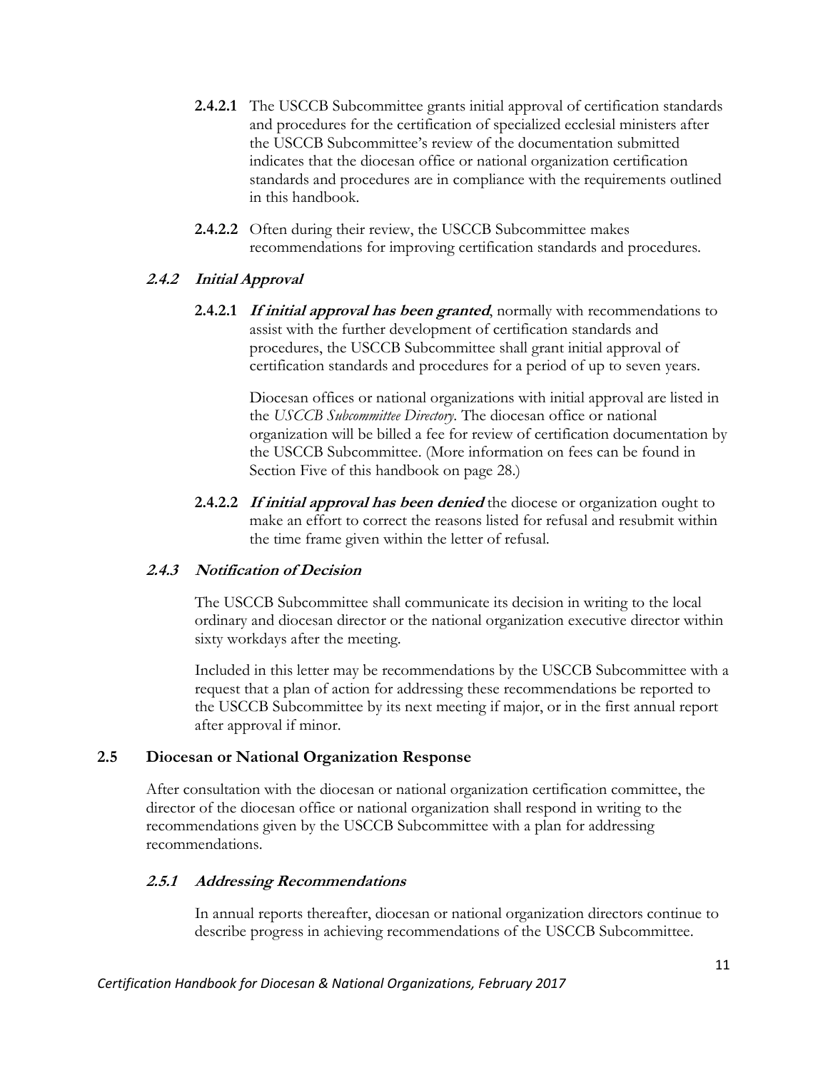**2.4.2.1** The USCCB Subcommittee grants initial approval of certification standards and procedures for the certification of specialized ecclesial ministers after the USCCB Subcommittee's review of the documentation submitted indicates that the diocesan office or national organization certification standards and procedures are in compliance with the requirements outlined in this handbook.

**2.4.2.2** Often during their review, the USCCB Subcommittee makes recommendations for improving certification standards and procedures.

#### 2.4.2 *Initial Approval*

**2.4.2.1** ***If initial approval has been granted***, normally with recommendations to assist with the further development of certification standards and procedures, the USCCB Subcommittee shall grant initial approval of certification standards and procedures for a period of up to seven years.

Diocesan offices or national organizations with initial approval are listed in the *USCCB Subcommittee Directory*. The diocesan office or national organization will be billed a fee for review of certification documentation by the USCCB Subcommittee. (More information on fees can be found in Section Five of this handbook on page 28.)

**2.4.2.2** ***If initial approval has been denied*** the diocese or organization ought to make an effort to correct the reasons listed for refusal and resubmit within the time frame given within the letter of refusal.

#### 2.4.3 *Notification of Decision*

The USCCB Subcommittee shall communicate its decision in writing to the local ordinary and diocesan director or the national organization executive director within sixty workdays after the meeting.

Included in this letter may be recommendations by the USCCB Subcommittee with a request that a plan of action for addressing these recommendations be reported to the USCCB Subcommittee by its next meeting if major, or in the first annual report after approval if minor.

### 2.5 Diocesan or National Organization Response

After consultation with the diocesan or national organization certification committee, the director of the diocesan office or national organization shall respond in writing to the recommendations given by the USCCB Subcommittee with a plan for addressing recommendations.

#### 2.5.1 *Addressing Recommendations*

In annual reports thereafter, diocesan or national organization directors continue to describe progress in achieving recommendations of the USCCB Subcommittee.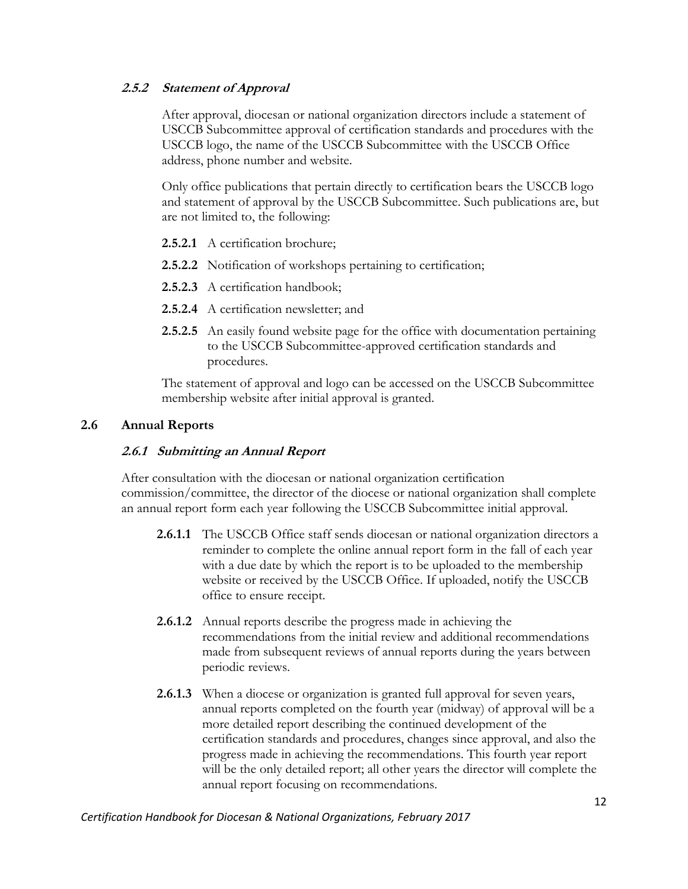#### *2.5.2 Statement of Approval*

After approval, diocesan or national organization directors include a statement of USCCB Subcommittee approval of certification standards and procedures with the USCCB logo, the name of the USCCB Subcommittee with the USCCB Office address, phone number and website.

Only office publications that pertain directly to certification bears the USCCB logo and statement of approval by the USCCB Subcommittee. Such publications are, but are not limited to, the following:

**2.5.2.1** A certification brochure;

**2.5.2.2** Notification of workshops pertaining to certification;

**2.5.2.3** A certification handbook;

**2.5.2.4** A certification newsletter; and

**2.5.2.5** An easily found website page for the office with documentation pertaining to the USCCB Subcommittee-approved certification standards and procedures.

The statement of approval and logo can be accessed on the USCCB Subcommittee membership website after initial approval is granted.

### 2.6 Annual Reports

#### *2.6.1 Submitting an Annual Report*

After consultation with the diocesan or national organization certification commission/committee, the director of the diocese or national organization shall complete an annual report form each year following the USCCB Subcommittee initial approval.

**2.6.1.1** The USCCB Office staff sends diocesan or national organization directors a reminder to complete the online annual report form in the fall of each year with a due date by which the report is to be uploaded to the membership website or received by the USCCB Office. If uploaded, notify the USCCB office to ensure receipt.

**2.6.1.2** Annual reports describe the progress made in achieving the recommendations from the initial review and additional recommendations made from subsequent reviews of annual reports during the years between periodic reviews.

**2.6.1.3** When a diocese or organization is granted full approval for seven years, annual reports completed on the fourth year (midway) of approval will be a more detailed report describing the continued development of the certification standards and procedures, changes since approval, and also the progress made in achieving the recommendations. This fourth year report will be the only detailed report; all other years the director will complete the annual report focusing on recommendations.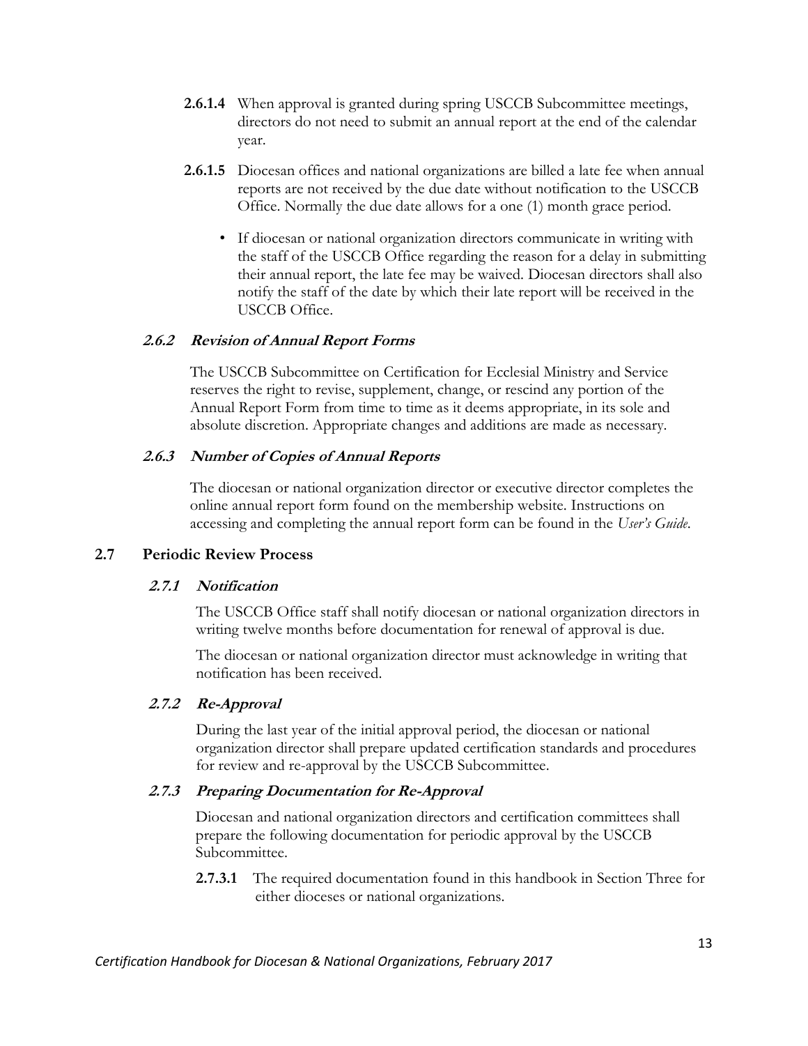**2.6.1.4** When approval is granted during spring USCCB Subcommittee meetings, directors do not need to submit an annual report at the end of the calendar year.

**2.6.1.5** Diocesan offices and national organizations are billed a late fee when annual reports are not received by the due date without notification to the USCCB Office. Normally the due date allows for a one (1) month grace period.

- If diocesan or national organization directors communicate in writing with the staff of the USCCB Office regarding the reason for a delay in submitting their annual report, the late fee may be waived. Diocesan directors shall also notify the staff of the date by which their late report will be received in the USCCB Office.

#### *2.6.2 Revision of Annual Report Forms*

The USCCB Subcommittee on Certification for Ecclesial Ministry and Service reserves the right to revise, supplement, change, or rescind any portion of the Annual Report Form from time to time as it deems appropriate, in its sole and absolute discretion. Appropriate changes and additions are made as necessary.

#### *2.6.3 Number of Copies of Annual Reports*

The diocesan or national organization director or executive director completes the online annual report form found on the membership website. Instructions on accessing and completing the annual report form can be found in the *User's Guide*.

### 2.7 Periodic Review Process

#### *2.7.1 Notification*

The USCCB Office staff shall notify diocesan or national organization directors in writing twelve months before documentation for renewal of approval is due.

The diocesan or national organization director must acknowledge in writing that notification has been received.

#### *2.7.2 Re-Approval*

During the last year of the initial approval period, the diocesan or national organization director shall prepare updated certification standards and procedures for review and re-approval by the USCCB Subcommittee.

#### *2.7.3 Preparing Documentation for Re-Approval*

Diocesan and national organization directors and certification committees shall prepare the following documentation for periodic approval by the USCCB Subcommittee.

**2.7.3.1** The required documentation found in this handbook in Section Three for either dioceses or national organizations.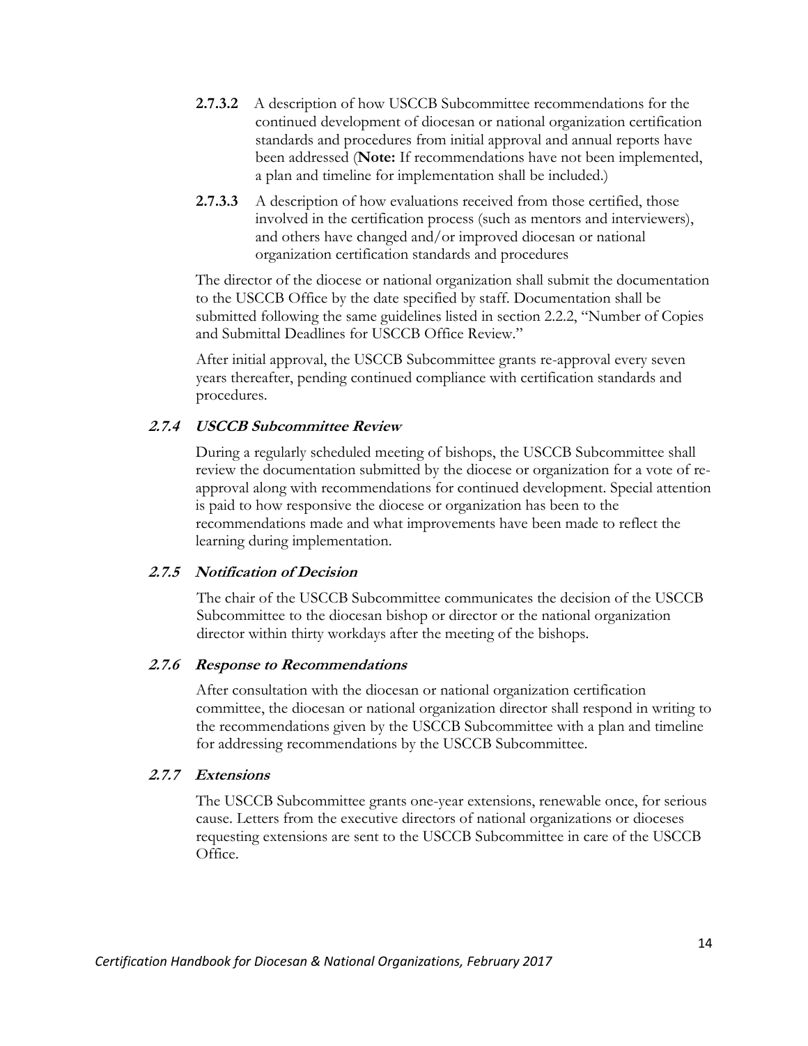**2.7.3.2** A description of how USCCB Subcommittee recommendations for the continued development of diocesan or national organization certification standards and procedures from initial approval and annual reports have been addressed (**Note:** If recommendations have not been implemented, a plan and timeline for implementation shall be included.)

**2.7.3.3** A description of how evaluations received from those certified, those involved in the certification process (such as mentors and interviewers), and others have changed and/or improved diocesan or national organization certification standards and procedures

The director of the diocese or national organization shall submit the documentation to the USCCB Office by the date specified by staff. Documentation shall be submitted following the same guidelines listed in section 2.2.2, "Number of Copies and Submittal Deadlines for USCCB Office Review."

After initial approval, the USCCB Subcommittee grants re-approval every seven years thereafter, pending continued compliance with certification standards and procedures.

### *2.7.4 USCCB Subcommittee Review*

During a regularly scheduled meeting of bishops, the USCCB Subcommittee shall review the documentation submitted by the diocese or organization for a vote of re-approval along with recommendations for continued development. Special attention is paid to how responsive the diocese or organization has been to the recommendations made and what improvements have been made to reflect the learning during implementation.

### *2.7.5 Notification of Decision*

The chair of the USCCB Subcommittee communicates the decision of the USCCB Subcommittee to the diocesan bishop or director or the national organization director within thirty workdays after the meeting of the bishops.

### *2.7.6 Response to Recommendations*

After consultation with the diocesan or national organization certification committee, the diocesan or national organization director shall respond in writing to the recommendations given by the USCCB Subcommittee with a plan and timeline for addressing recommendations by the USCCB Subcommittee.

### *2.7.7 Extensions*

The USCCB Subcommittee grants one-year extensions, renewable once, for serious cause. Letters from the executive directors of national organizations or dioceses requesting extensions are sent to the USCCB Subcommittee in care of the USCCB Office.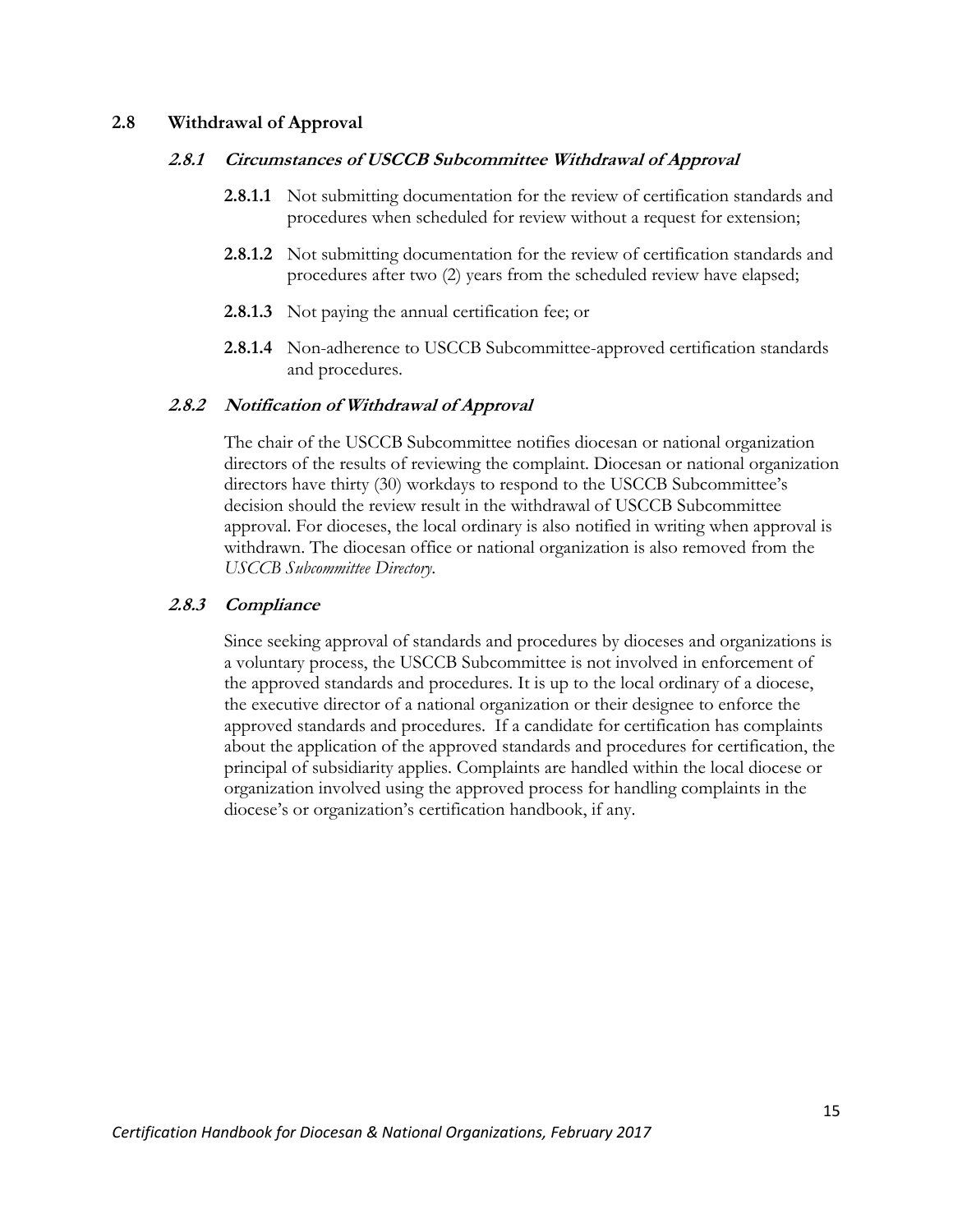## 2.8 Withdrawal of Approval

### *2.8.1 Circumstances of USCCB Subcommittee Withdrawal of Approval*

**2.8.1.1** Not submitting documentation for the review of certification standards and procedures when scheduled for review without a request for extension;

**2.8.1.2** Not submitting documentation for the review of certification standards and procedures after two (2) years from the scheduled review have elapsed;

**2.8.1.3** Not paying the annual certification fee; or

**2.8.1.4** Non-adherence to USCCB Subcommittee-approved certification standards and procedures.

### *2.8.2 Notification of Withdrawal of Approval*

The chair of the USCCB Subcommittee notifies diocesan or national organization directors of the results of reviewing the complaint. Diocesan or national organization directors have thirty (30) workdays to respond to the USCCB Subcommittee's decision should the review result in the withdrawal of USCCB Subcommittee approval. For dioceses, the local ordinary is also notified in writing when approval is withdrawn. The diocesan office or national organization is also removed from the *USCCB Subcommittee Directory*.

### *2.8.3 Compliance*

Since seeking approval of standards and procedures by dioceses and organizations is a voluntary process, the USCCB Subcommittee is not involved in enforcement of the approved standards and procedures. It is up to the local ordinary of a diocese, the executive director of a national organization or their designee to enforce the approved standards and procedures. If a candidate for certification has complaints about the application of the approved standards and procedures for certification, the principal of subsidiarity applies. Complaints are handled within the local diocese or organization involved using the approved process for handling complaints in the diocese's or organization's certification handbook, if any.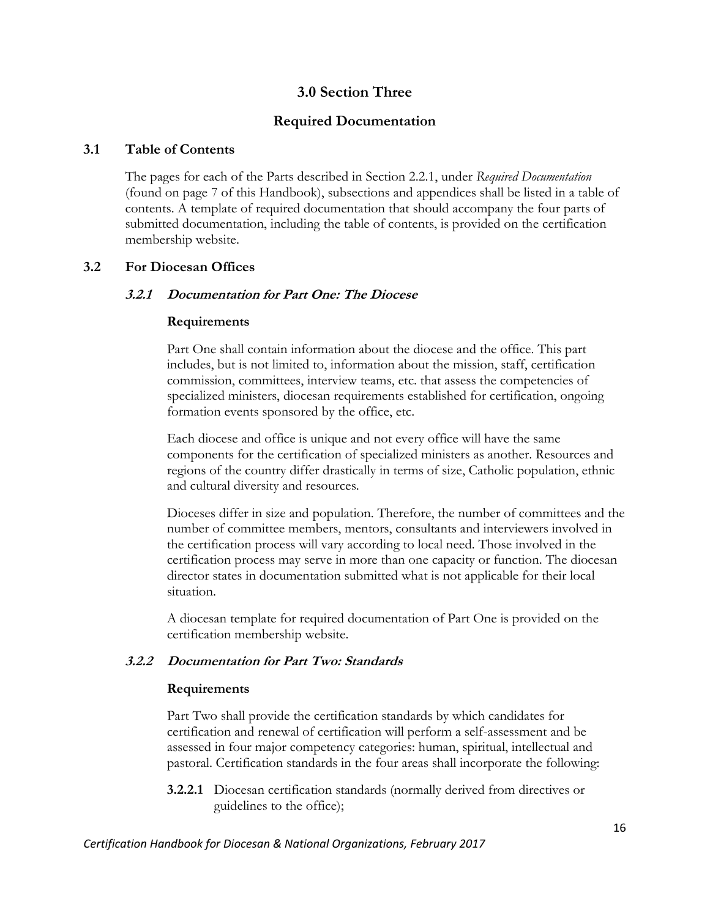# 3.0 Section Three

## Required Documentation

### 3.1 Table of Contents

The pages for each of the Parts described in Section 2.2.1, under *Required Documentation* (found on page 7 of this Handbook), subsections and appendices shall be listed in a table of contents. A template of required documentation that should accompany the four parts of submitted documentation, including the table of contents, is provided on the certification membership website.

### 3.2 For Diocesan Offices

#### *3.2.1 Documentation for Part One: The Diocese*

**Requirements**

Part One shall contain information about the diocese and the office. This part includes, but is not limited to, information about the mission, staff, certification commission, committees, interview teams, etc. that assess the competencies of specialized ministers, diocesan requirements established for certification, ongoing formation events sponsored by the office, etc.

Each diocese and office is unique and not every office will have the same components for the certification of specialized ministers as another. Resources and regions of the country differ drastically in terms of size, Catholic population, ethnic and cultural diversity and resources.

Dioceses differ in size and population. Therefore, the number of committees and the number of committee members, mentors, consultants and interviewers involved in the certification process will vary according to local need. Those involved in the certification process may serve in more than one capacity or function. The diocesan director states in documentation submitted what is not applicable for their local situation.

A diocesan template for required documentation of Part One is provided on the certification membership website.

#### *3.2.2 Documentation for Part Two: Standards*

**Requirements**

Part Two shall provide the certification standards by which candidates for certification and renewal of certification will perform a self-assessment and be assessed in four major competency categories: human, spiritual, intellectual and pastoral. Certification standards in the four areas shall incorporate the following:

**3.2.2.1** Diocesan certification standards (normally derived from directives or guidelines to the office);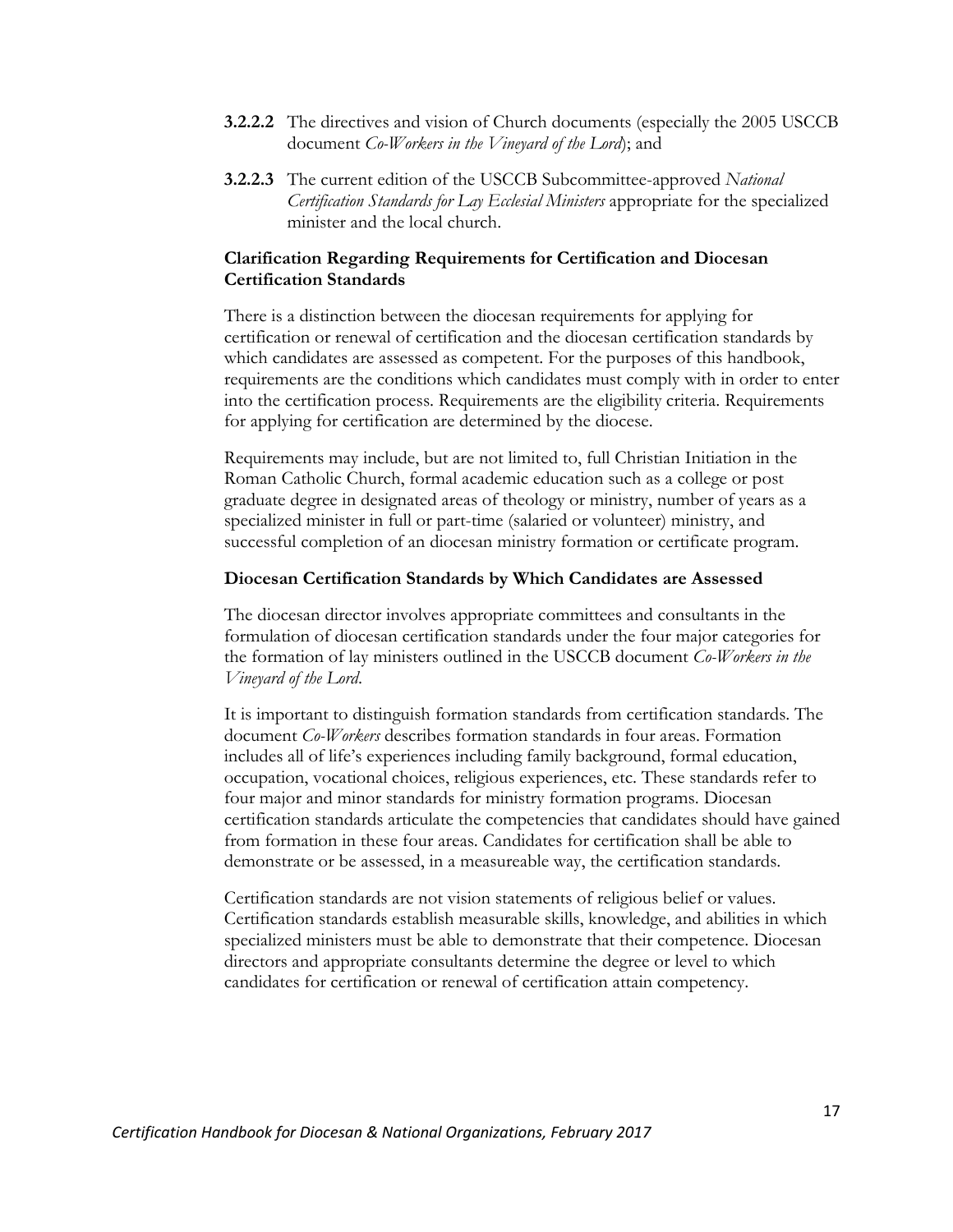**3.2.2.2** The directives and vision of Church documents (especially the 2005 USCCB document *Co-Workers in the Vineyard of the Lord*); and

**3.2.2.3** The current edition of the USCCB Subcommittee-approved *National Certification Standards for Lay Ecclesial Ministers* appropriate for the specialized minister and the local church.

**Clarification Regarding Requirements for Certification and Diocesan Certification Standards**

There is a distinction between the diocesan requirements for applying for certification or renewal of certification and the diocesan certification standards by which candidates are assessed as competent. For the purposes of this handbook, requirements are the conditions which candidates must comply with in order to enter into the certification process. Requirements are the eligibility criteria. Requirements for applying for certification are determined by the diocese.

Requirements may include, but are not limited to, full Christian Initiation in the Roman Catholic Church, formal academic education such as a college or post graduate degree in designated areas of theology or ministry, number of years as a specialized minister in full or part-time (salaried or volunteer) ministry, and successful completion of an diocesan ministry formation or certificate program.

**Diocesan Certification Standards by Which Candidates are Assessed**

The diocesan director involves appropriate committees and consultants in the formulation of diocesan certification standards under the four major categories for the formation of lay ministers outlined in the USCCB document *Co-Workers in the Vineyard of the Lord*.

It is important to distinguish formation standards from certification standards. The document *Co-Workers* describes formation standards in four areas. Formation includes all of life's experiences including family background, formal education, occupation, vocational choices, religious experiences, etc. These standards refer to four major and minor standards for ministry formation programs. Diocesan certification standards articulate the competencies that candidates should have gained from formation in these four areas. Candidates for certification shall be able to demonstrate or be assessed, in a measureable way, the certification standards.

Certification standards are not vision statements of religious belief or values. Certification standards establish measurable skills, knowledge, and abilities in which specialized ministers must be able to demonstrate that their competence. Diocesan directors and appropriate consultants determine the degree or level to which candidates for certification or renewal of certification attain competency.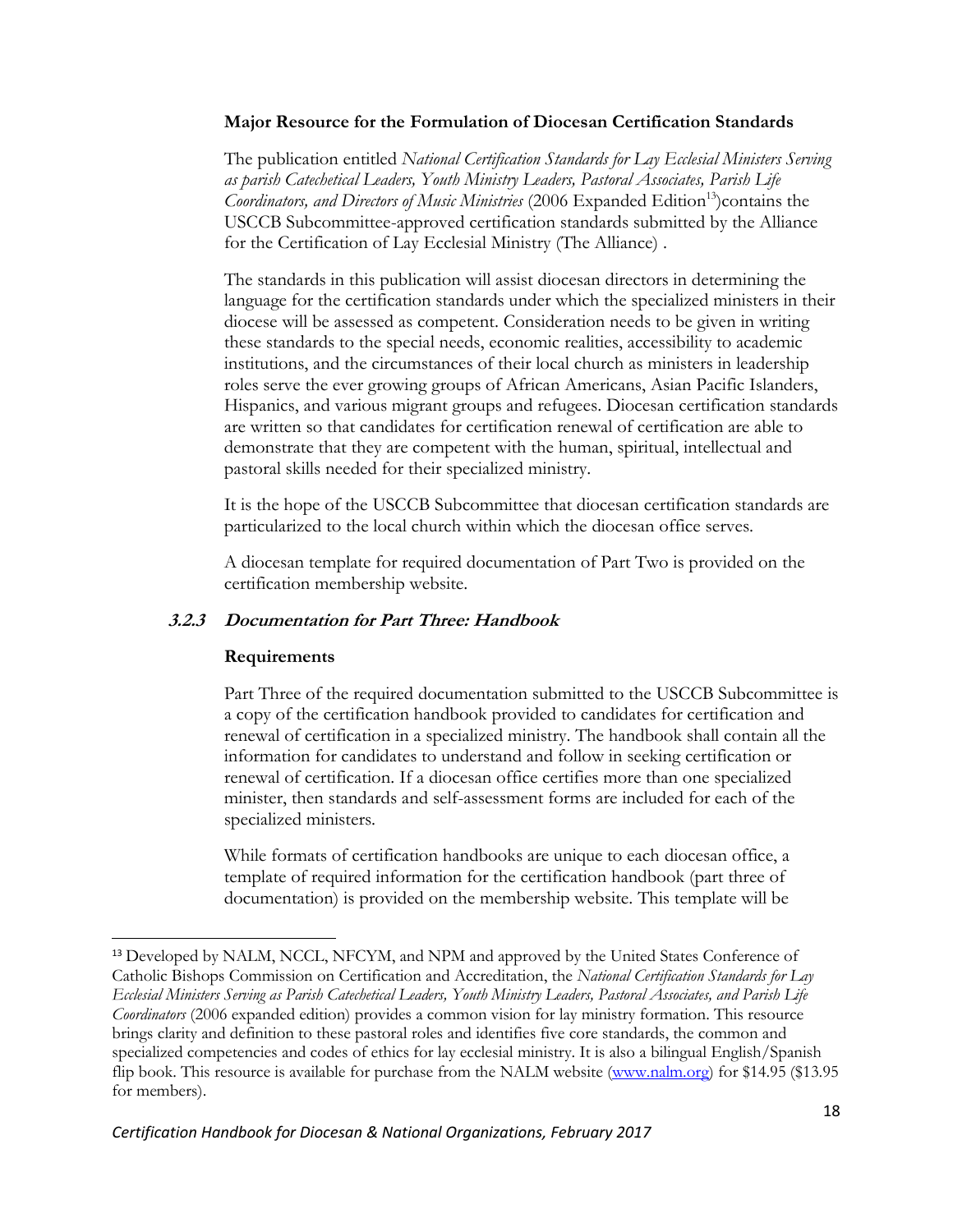**Major Resource for the Formulation of Diocesan Certification Standards**

The publication entitled *National Certification Standards for Lay Ecclesial Ministers Serving as parish Catechetical Leaders, Youth Ministry Leaders, Pastoral Associates, Parish Life Coordinators, and Directors of Music Ministries* (2006 Expanded Edition[13])contains the USCCB Subcommittee-approved certification standards submitted by the Alliance for the Certification of Lay Ecclesial Ministry (The Alliance) .

The standards in this publication will assist diocesan directors in determining the language for the certification standards under which the specialized ministers in their diocese will be assessed as competent. Consideration needs to be given in writing these standards to the special needs, economic realities, accessibility to academic institutions, and the circumstances of their local church as ministers in leadership roles serve the ever growing groups of African Americans, Asian Pacific Islanders, Hispanics, and various migrant groups and refugees. Diocesan certification standards are written so that candidates for certification renewal of certification are able to demonstrate that they are competent with the human, spiritual, intellectual and pastoral skills needed for their specialized ministry.

It is the hope of the USCCB Subcommittee that diocesan certification standards are particularized to the local church within which the diocesan office serves.

A diocesan template for required documentation of Part Two is provided on the certification membership website.

### *3.2.3 Documentation for Part Three: Handbook*

**Requirements**

Part Three of the required documentation submitted to the USCCB Subcommittee is a copy of the certification handbook provided to candidates for certification and renewal of certification in a specialized ministry. The handbook shall contain all the information for candidates to understand and follow in seeking certification or renewal of certification. If a diocesan office certifies more than one specialized minister, then standards and self-assessment forms are included for each of the specialized ministers.

While formats of certification handbooks are unique to each diocesan office, a template of required information for the certification handbook (part three of documentation) is provided on the membership website. This template will be

---

[13] Developed by NALM, NCCL, NFCYM, and NPM and approved by the United States Conference of Catholic Bishops Commission on Certification and Accreditation, the *National Certification Standards for Lay Ecclesial Ministers Serving as Parish Catechetical Leaders, Youth Ministry Leaders, Pastoral Associates, and Parish Life Coordinators* (2006 expanded edition) provides a common vision for lay ministry formation. This resource brings clarity and definition to these pastoral roles and identifies five core standards, the common and specialized competencies and codes of ethics for lay ecclesial ministry. It is also a bilingual English/Spanish flip book. This resource is available for purchase from the NALM website (www.nalm.org) for $14.95 ($13.95 for members).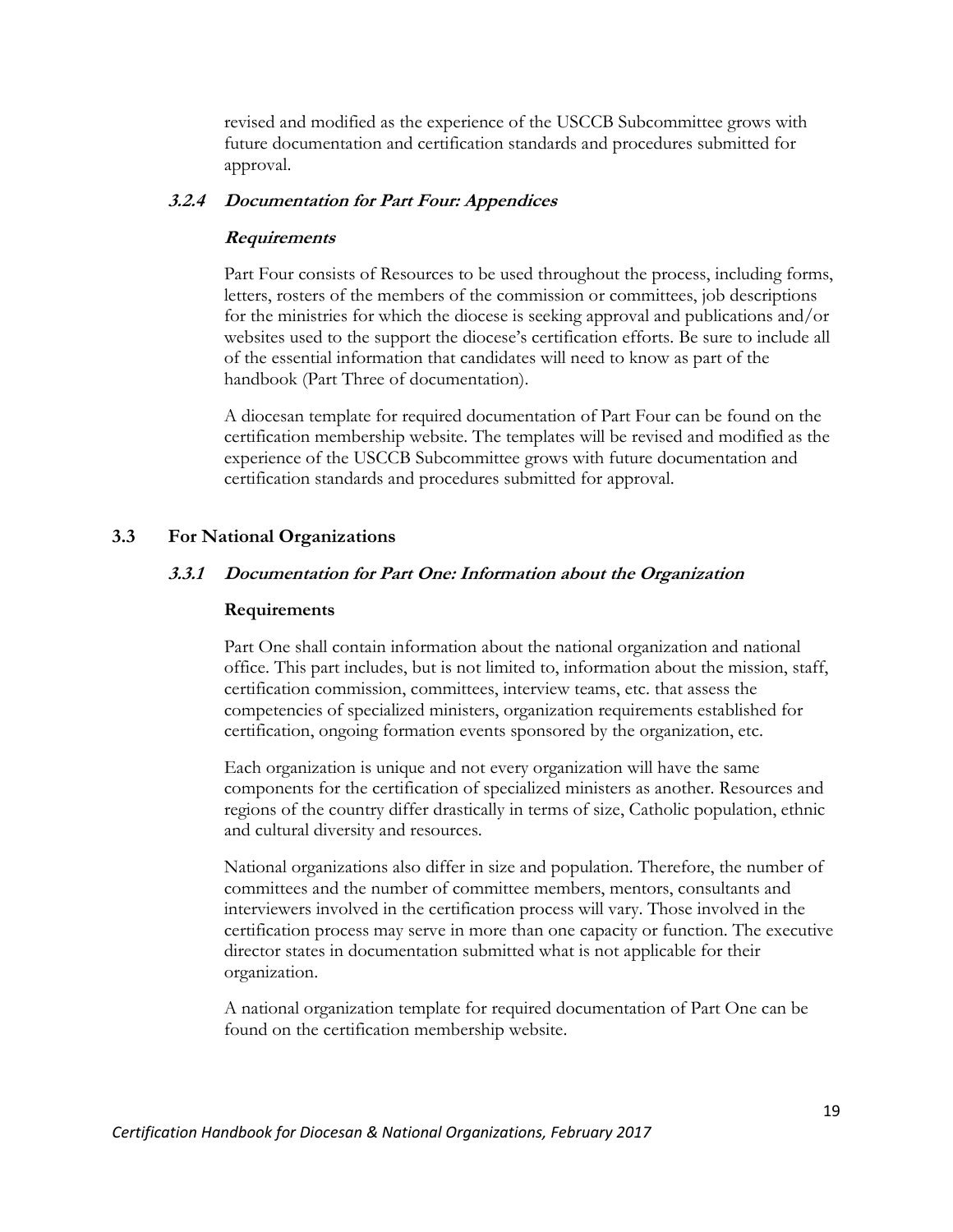revised and modified as the experience of the USCCB Subcommittee grows with future documentation and certification standards and procedures submitted for approval.

#### *3.2.4 Documentation for Part Four: Appendices*

***Requirements***

Part Four consists of Resources to be used throughout the process, including forms, letters, rosters of the members of the commission or committees, job descriptions for the ministries for which the diocese is seeking approval and publications and/or websites used to the support the diocese's certification efforts. Be sure to include all of the essential information that candidates will need to know as part of the handbook (Part Three of documentation).

A diocesan template for required documentation of Part Four can be found on the certification membership website. The templates will be revised and modified as the experience of the USCCB Subcommittee grows with future documentation and certification standards and procedures submitted for approval.

### 3.3 For National Organizations

#### *3.3.1 Documentation for Part One: Information about the Organization*

**Requirements**

Part One shall contain information about the national organization and national office. This part includes, but is not limited to, information about the mission, staff, certification commission, committees, interview teams, etc. that assess the competencies of specialized ministers, organization requirements established for certification, ongoing formation events sponsored by the organization, etc.

Each organization is unique and not every organization will have the same components for the certification of specialized ministers as another. Resources and regions of the country differ drastically in terms of size, Catholic population, ethnic and cultural diversity and resources.

National organizations also differ in size and population. Therefore, the number of committees and the number of committee members, mentors, consultants and interviewers involved in the certification process will vary. Those involved in the certification process may serve in more than one capacity or function. The executive director states in documentation submitted what is not applicable for their organization.

A national organization template for required documentation of Part One can be found on the certification membership website.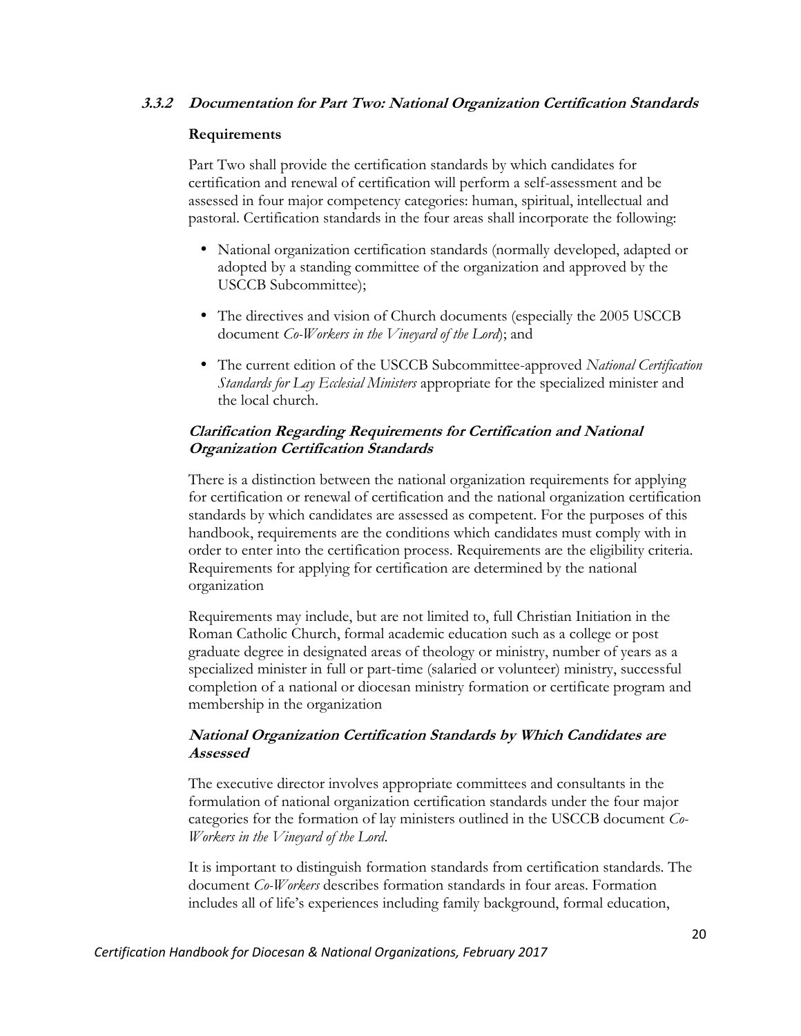### *3.3.2 Documentation for Part Two: National Organization Certification Standards*

**Requirements**

Part Two shall provide the certification standards by which candidates for certification and renewal of certification will perform a self-assessment and be assessed in four major competency categories: human, spiritual, intellectual and pastoral. Certification standards in the four areas shall incorporate the following:

- National organization certification standards (normally developed, adapted or adopted by a standing committee of the organization and approved by the USCCB Subcommittee);
- The directives and vision of Church documents (especially the 2005 USCCB document *Co-Workers in the Vineyard of the Lord*); and
- The current edition of the USCCB Subcommittee-approved *National Certification Standards for Lay Ecclesial Ministers* appropriate for the specialized minister and the local church.

***Clarification Regarding Requirements for Certification and National Organization Certification Standards***

There is a distinction between the national organization requirements for applying for certification or renewal of certification and the national organization certification standards by which candidates are assessed as competent. For the purposes of this handbook, requirements are the conditions which candidates must comply with in order to enter into the certification process. Requirements are the eligibility criteria. Requirements for applying for certification are determined by the national organization

Requirements may include, but are not limited to, full Christian Initiation in the Roman Catholic Church, formal academic education such as a college or post graduate degree in designated areas of theology or ministry, number of years as a specialized minister in full or part-time (salaried or volunteer) ministry, successful completion of a national or diocesan ministry formation or certificate program and membership in the organization

***National Organization Certification Standards by Which Candidates are Assessed***

The executive director involves appropriate committees and consultants in the formulation of national organization certification standards under the four major categories for the formation of lay ministers outlined in the USCCB document *Co-Workers in the Vineyard of the Lord*.

It is important to distinguish formation standards from certification standards. The document *Co-Workers* describes formation standards in four areas. Formation includes all of life's experiences including family background, formal education,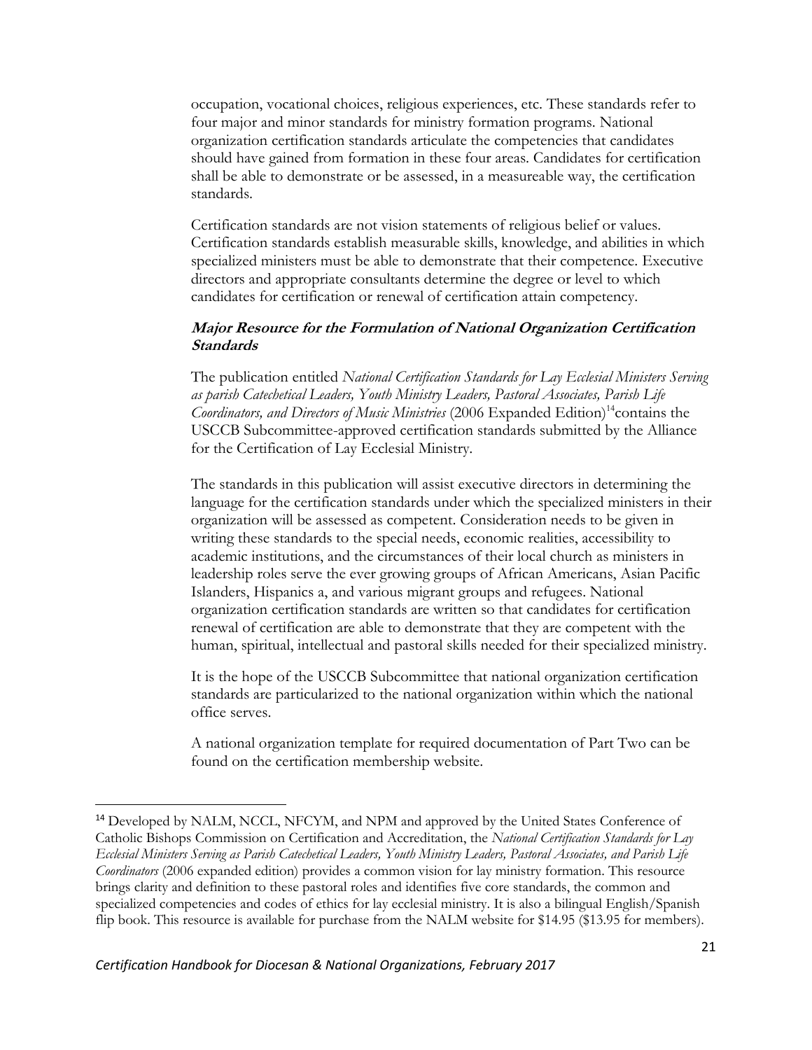occupation, vocational choices, religious experiences, etc. These standards refer to four major and minor standards for ministry formation programs. National organization certification standards articulate the competencies that candidates should have gained from formation in these four areas. Candidates for certification shall be able to demonstrate or be assessed, in a measureable way, the certification standards.

Certification standards are not vision statements of religious belief or values. Certification standards establish measurable skills, knowledge, and abilities in which specialized ministers must be able to demonstrate that their competence. Executive directors and appropriate consultants determine the degree or level to which candidates for certification or renewal of certification attain competency.

***Major Resource for the Formulation of National Organization Certification Standards***

The publication entitled *National Certification Standards for Lay Ecclesial Ministers Serving as parish Catechetical Leaders, Youth Ministry Leaders, Pastoral Associates, Parish Life Coordinators, and Directors of Music Ministries* (2006 Expanded Edition)[14]contains the USCCB Subcommittee-approved certification standards submitted by the Alliance for the Certification of Lay Ecclesial Ministry.

The standards in this publication will assist executive directors in determining the language for the certification standards under which the specialized ministers in their organization will be assessed as competent. Consideration needs to be given in writing these standards to the special needs, economic realities, accessibility to academic institutions, and the circumstances of their local church as ministers in leadership roles serve the ever growing groups of African Americans, Asian Pacific Islanders, Hispanics a, and various migrant groups and refugees. National organization certification standards are written so that candidates for certification renewal of certification are able to demonstrate that they are competent with the human, spiritual, intellectual and pastoral skills needed for their specialized ministry.

It is the hope of the USCCB Subcommittee that national organization certification standards are particularized to the national organization within which the national office serves.

A national organization template for required documentation of Part Two can be found on the certification membership website.

---

[14] Developed by NALM, NCCL, NFCYM, and NPM and approved by the United States Conference of Catholic Bishops Commission on Certification and Accreditation, the *National Certification Standards for Lay Ecclesial Ministers Serving as Parish Catechetical Leaders, Youth Ministry Leaders, Pastoral Associates, and Parish Life Coordinators* (2006 expanded edition) provides a common vision for lay ministry formation. This resource brings clarity and definition to these pastoral roles and identifies five core standards, the common and specialized competencies and codes of ethics for lay ecclesial ministry. It is also a bilingual English/Spanish flip book. This resource is available for purchase from the NALM website for $14.95 ($13.95 for members).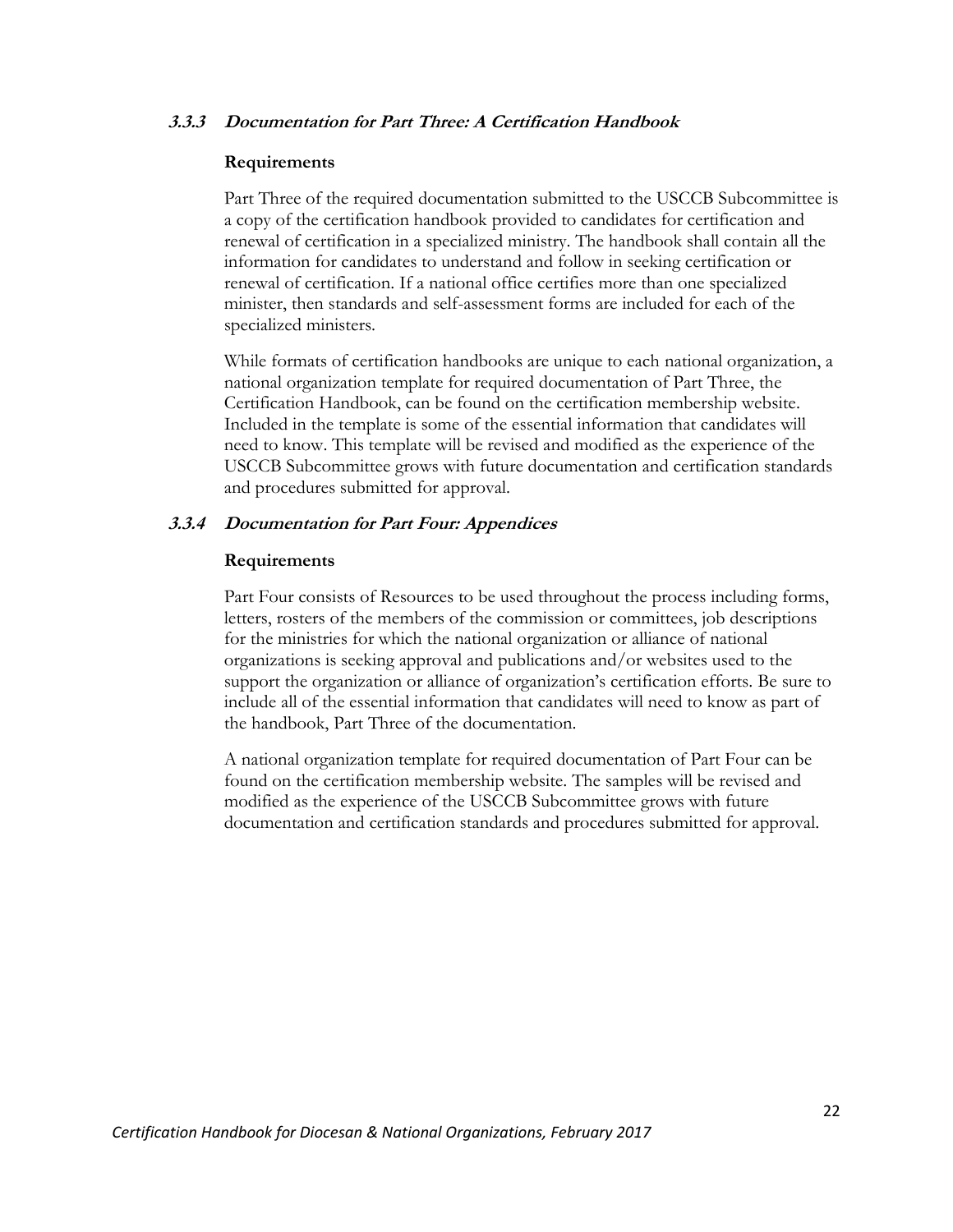### *3.3.3 Documentation for Part Three: A Certification Handbook*

**Requirements**

Part Three of the required documentation submitted to the USCCB Subcommittee is a copy of the certification handbook provided to candidates for certification and renewal of certification in a specialized ministry. The handbook shall contain all the information for candidates to understand and follow in seeking certification or renewal of certification. If a national office certifies more than one specialized minister, then standards and self-assessment forms are included for each of the specialized ministers.

While formats of certification handbooks are unique to each national organization, a national organization template for required documentation of Part Three, the Certification Handbook, can be found on the certification membership website. Included in the template is some of the essential information that candidates will need to know. This template will be revised and modified as the experience of the USCCB Subcommittee grows with future documentation and certification standards and procedures submitted for approval.

### *3.3.4 Documentation for Part Four: Appendices*

**Requirements**

Part Four consists of Resources to be used throughout the process including forms, letters, rosters of the members of the commission or committees, job descriptions for the ministries for which the national organization or alliance of national organizations is seeking approval and publications and/or websites used to the support the organization or alliance of organization's certification efforts. Be sure to include all of the essential information that candidates will need to know as part of the handbook, Part Three of the documentation.

A national organization template for required documentation of Part Four can be found on the certification membership website. The samples will be revised and modified as the experience of the USCCB Subcommittee grows with future documentation and certification standards and procedures submitted for approval.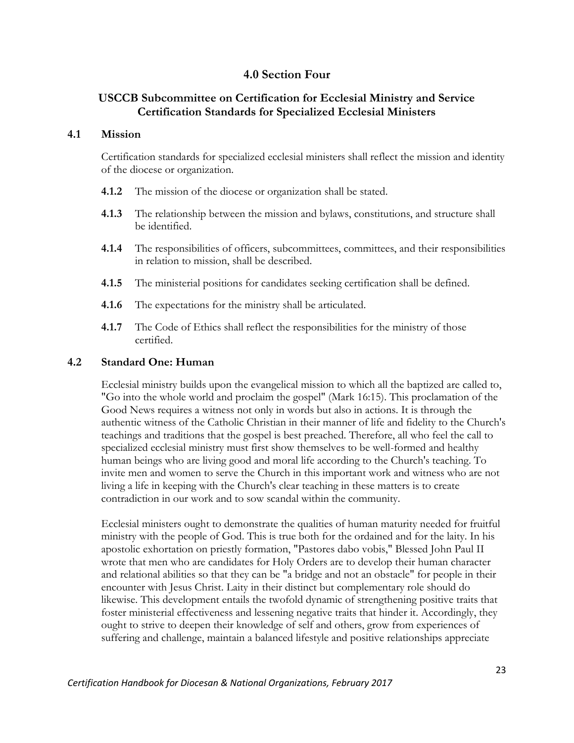## 4.0 Section Four

### USCCB Subcommittee on Certification for Ecclesial Ministry and Service Certification Standards for Specialized Ecclesial Ministers

### 4.1 Mission

Certification standards for specialized ecclesial ministers shall reflect the mission and identity of the diocese or organization.

**4.1.2** The mission of the diocese or organization shall be stated.

**4.1.3** The relationship between the mission and bylaws, constitutions, and structure shall be identified.

**4.1.4** The responsibilities of officers, subcommittees, committees, and their responsibilities in relation to mission, shall be described.

**4.1.5** The ministerial positions for candidates seeking certification shall be defined.

**4.1.6** The expectations for the ministry shall be articulated.

**4.1.7** The Code of Ethics shall reflect the responsibilities for the ministry of those certified.

### 4.2 Standard One: Human

Ecclesial ministry builds upon the evangelical mission to which all the baptized are called to, "Go into the whole world and proclaim the gospel" (Mark 16:15). This proclamation of the Good News requires a witness not only in words but also in actions. It is through the authentic witness of the Catholic Christian in their manner of life and fidelity to the Church's teachings and traditions that the gospel is best preached. Therefore, all who feel the call to specialized ecclesial ministry must first show themselves to be well-formed and healthy human beings who are living good and moral life according to the Church's teaching. To invite men and women to serve the Church in this important work and witness who are not living a life in keeping with the Church's clear teaching in these matters is to create contradiction in our work and to sow scandal within the community.

Ecclesial ministers ought to demonstrate the qualities of human maturity needed for fruitful ministry with the people of God. This is true both for the ordained and for the laity. In his apostolic exhortation on priestly formation, "Pastores dabo vobis," Blessed John Paul II wrote that men who are candidates for Holy Orders are to develop their human character and relational abilities so that they can be "a bridge and not an obstacle" for people in their encounter with Jesus Christ. Laity in their distinct but complementary role should do likewise. This development entails the twofold dynamic of strengthening positive traits that foster ministerial effectiveness and lessening negative traits that hinder it. Accordingly, they ought to strive to deepen their knowledge of self and others, grow from experiences of suffering and challenge, maintain a balanced lifestyle and positive relationships appreciate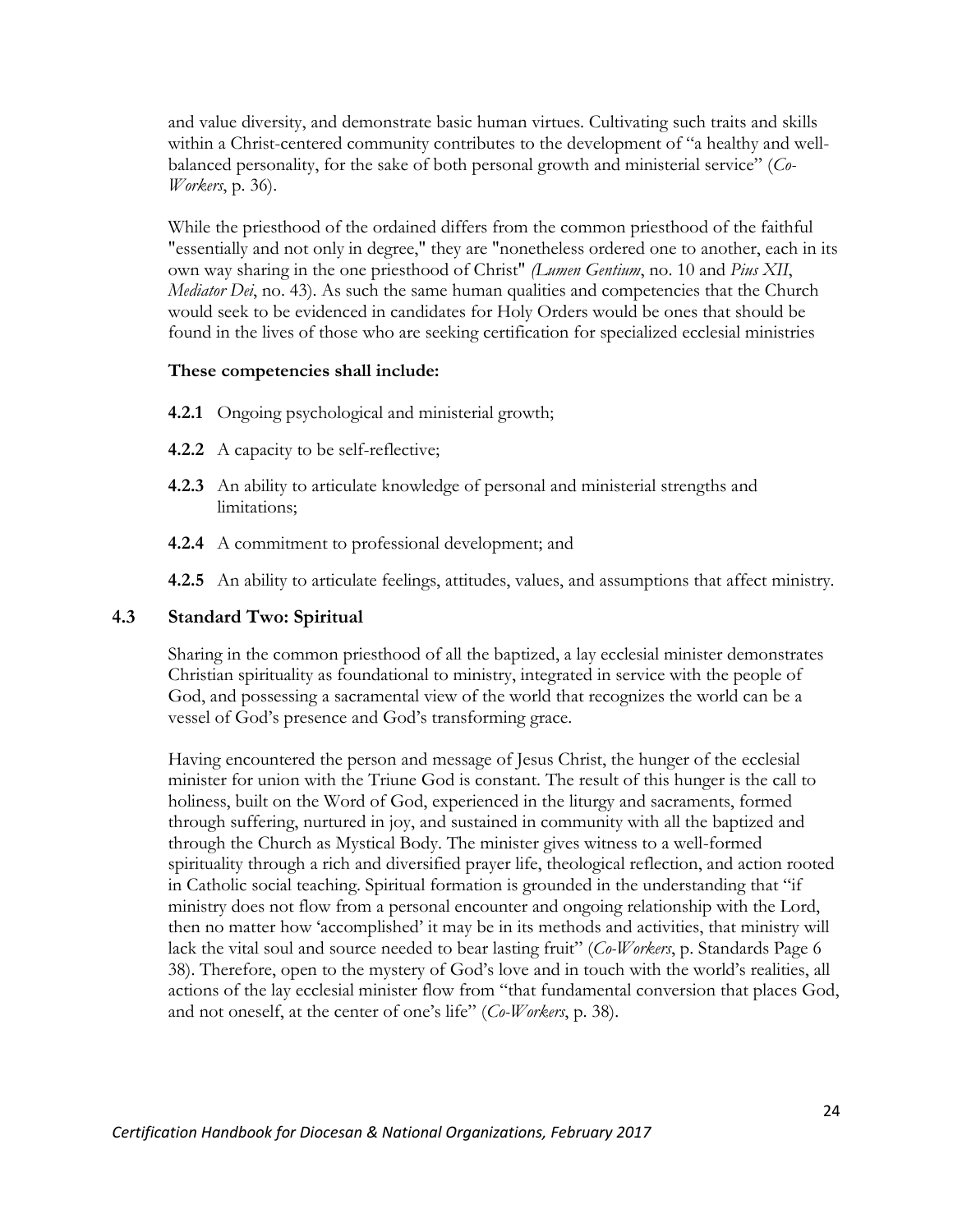and value diversity, and demonstrate basic human virtues. Cultivating such traits and skills within a Christ-centered community contributes to the development of "a healthy and well-balanced personality, for the sake of both personal growth and ministerial service" (*Co-Workers*, p. 36).

While the priesthood of the ordained differs from the common priesthood of the faithful "essentially and not only in degree," they are "nonetheless ordered one to another, each in its own way sharing in the one priesthood of Christ" *(Lumen Gentium*, no. 10 and *Pius XII*, *Mediator Dei*, no. 43). As such the same human qualities and competencies that the Church would seek to be evidenced in candidates for Holy Orders would be ones that should be found in the lives of those who are seeking certification for specialized ecclesial ministries

**These competencies shall include:**

**4.2.1** Ongoing psychological and ministerial growth;

**4.2.2** A capacity to be self-reflective;

**4.2.3** An ability to articulate knowledge of personal and ministerial strengths and limitations;

**4.2.4** A commitment to professional development; and

**4.2.5** An ability to articulate feelings, attitudes, values, and assumptions that affect ministry.

## 4.3 Standard Two: Spiritual

Sharing in the common priesthood of all the baptized, a lay ecclesial minister demonstrates Christian spirituality as foundational to ministry, integrated in service with the people of God, and possessing a sacramental view of the world that recognizes the world can be a vessel of God's presence and God's transforming grace.

Having encountered the person and message of Jesus Christ, the hunger of the ecclesial minister for union with the Triune God is constant. The result of this hunger is the call to holiness, built on the Word of God, experienced in the liturgy and sacraments, formed through suffering, nurtured in joy, and sustained in community with all the baptized and through the Church as Mystical Body. The minister gives witness to a well-formed spirituality through a rich and diversified prayer life, theological reflection, and action rooted in Catholic social teaching. Spiritual formation is grounded in the understanding that "if ministry does not flow from a personal encounter and ongoing relationship with the Lord, then no matter how 'accomplished' it may be in its methods and activities, that ministry will lack the vital soul and source needed to bear lasting fruit" (*Co-Workers*, p. Standards Page 6 38). Therefore, open to the mystery of God's love and in touch with the world's realities, all actions of the lay ecclesial minister flow from "that fundamental conversion that places God, and not oneself, at the center of one's life" (*Co-Workers*, p. 38).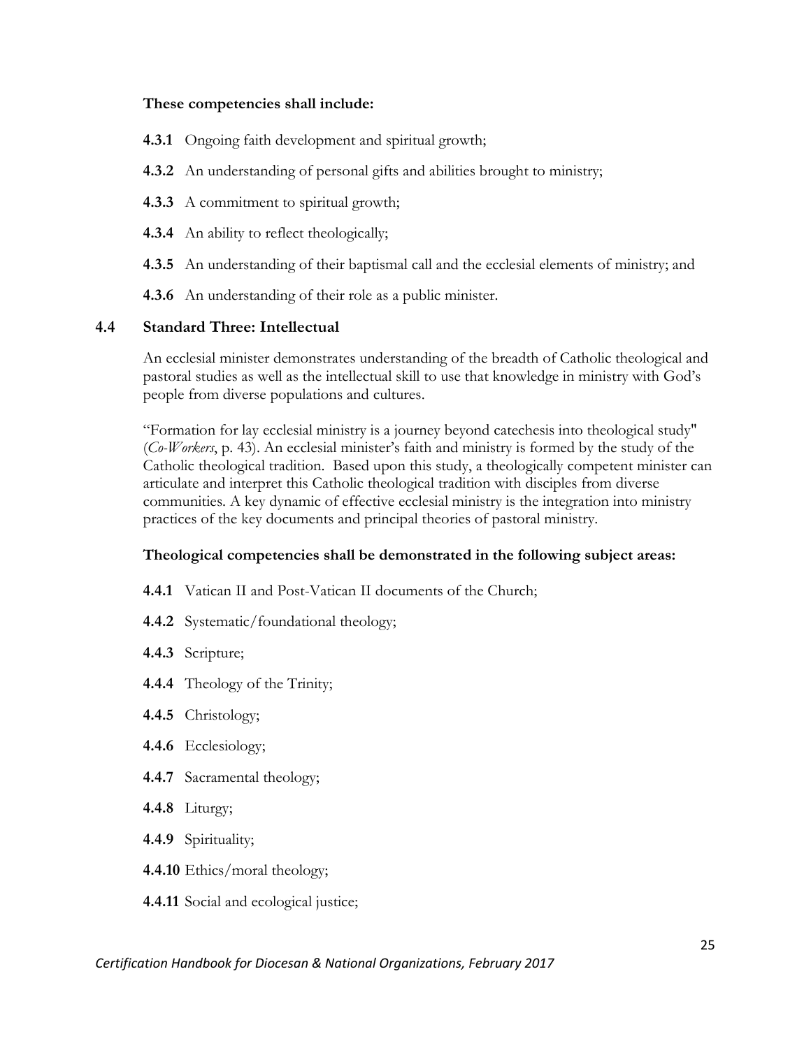**These competencies shall include:**

**4.3.1** Ongoing faith development and spiritual growth;

**4.3.2** An understanding of personal gifts and abilities brought to ministry;

**4.3.3** A commitment to spiritual growth;

**4.3.4** An ability to reflect theologically;

**4.3.5** An understanding of their baptismal call and the ecclesial elements of ministry; and

**4.3.6** An understanding of their role as a public minister.

## 4.4 Standard Three: Intellectual

An ecclesial minister demonstrates understanding of the breadth of Catholic theological and pastoral studies as well as the intellectual skill to use that knowledge in ministry with God's people from diverse populations and cultures.

"Formation for lay ecclesial ministry is a journey beyond catechesis into theological study" (*Co-Workers*, p. 43). An ecclesial minister's faith and ministry is formed by the study of the Catholic theological tradition. Based upon this study, a theologically competent minister can articulate and interpret this Catholic theological tradition with disciples from diverse communities. A key dynamic of effective ecclesial ministry is the integration into ministry practices of the key documents and principal theories of pastoral ministry.

**Theological competencies shall be demonstrated in the following subject areas:**

**4.4.1** Vatican II and Post-Vatican II documents of the Church;

**4.4.2** Systematic/foundational theology;

**4.4.3** Scripture;

**4.4.4** Theology of the Trinity;

**4.4.5** Christology;

**4.4.6** Ecclesiology;

**4.4.7** Sacramental theology;

**4.4.8** Liturgy;

**4.4.9** Spirituality;

**4.4.10** Ethics/moral theology;

**4.4.11** Social and ecological justice;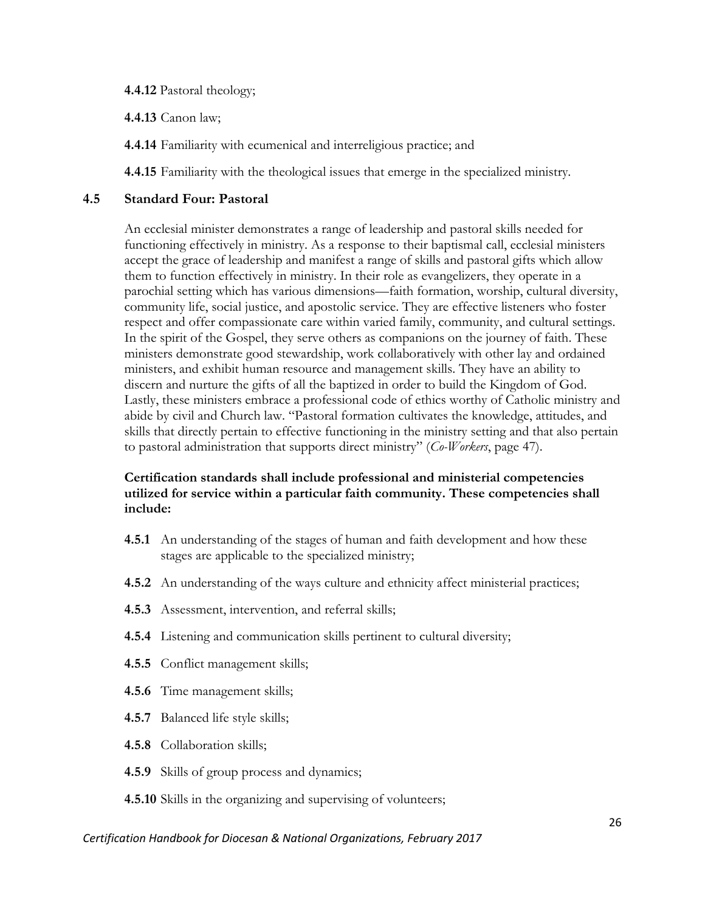**4.4.12** Pastoral theology;

**4.4.13** Canon law;

**4.4.14** Familiarity with ecumenical and interreligious practice; and

**4.4.15** Familiarity with the theological issues that emerge in the specialized ministry.

## 4.5 Standard Four: Pastoral

An ecclesial minister demonstrates a range of leadership and pastoral skills needed for functioning effectively in ministry. As a response to their baptismal call, ecclesial ministers accept the grace of leadership and manifest a range of skills and pastoral gifts which allow them to function effectively in ministry. In their role as evangelizers, they operate in a parochial setting which has various dimensions—faith formation, worship, cultural diversity, community life, social justice, and apostolic service. They are effective listeners who foster respect and offer compassionate care within varied family, community, and cultural settings. In the spirit of the Gospel, they serve others as companions on the journey of faith. These ministers demonstrate good stewardship, work collaboratively with other lay and ordained ministers, and exhibit human resource and management skills. They have an ability to discern and nurture the gifts of all the baptized in order to build the Kingdom of God. Lastly, these ministers embrace a professional code of ethics worthy of Catholic ministry and abide by civil and Church law. "Pastoral formation cultivates the knowledge, attitudes, and skills that directly pertain to effective functioning in the ministry setting and that also pertain to pastoral administration that supports direct ministry" (*Co-Workers*, page 47).

**Certification standards shall include professional and ministerial competencies utilized for service within a particular faith community. These competencies shall include:**

**4.5.1** An understanding of the stages of human and faith development and how these stages are applicable to the specialized ministry;

**4.5.2** An understanding of the ways culture and ethnicity affect ministerial practices;

**4.5.3** Assessment, intervention, and referral skills;

**4.5.4** Listening and communication skills pertinent to cultural diversity;

**4.5.5** Conflict management skills;

**4.5.6** Time management skills;

**4.5.7** Balanced life style skills;

**4.5.8** Collaboration skills;

**4.5.9** Skills of group process and dynamics;

**4.5.10** Skills in the organizing and supervising of volunteers;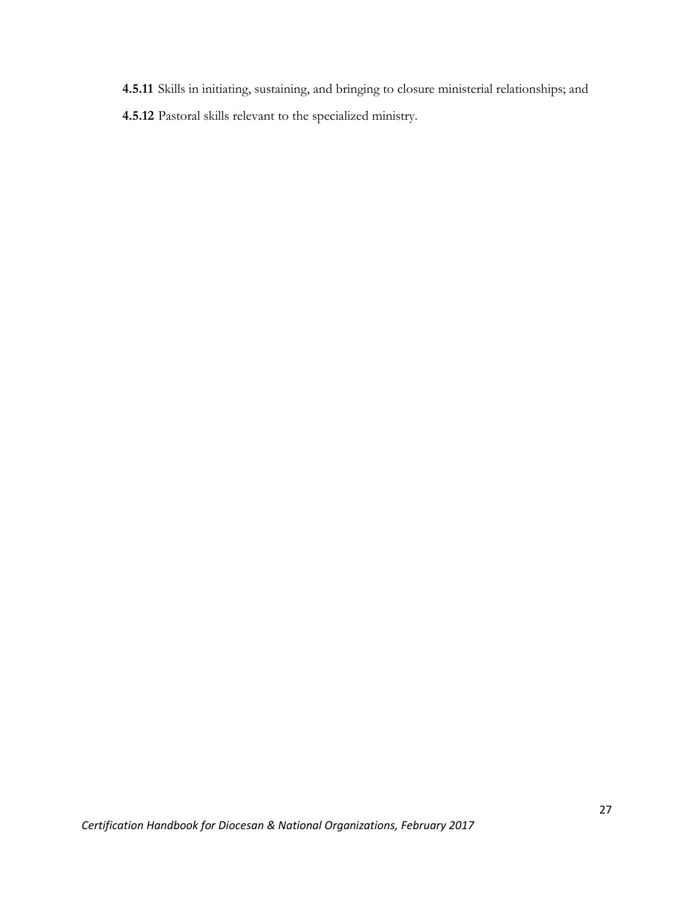**4.5.11** Skills in initiating, sustaining, and bringing to closure ministerial relationships; and

**4.5.12** Pastoral skills relevant to the specialized ministry.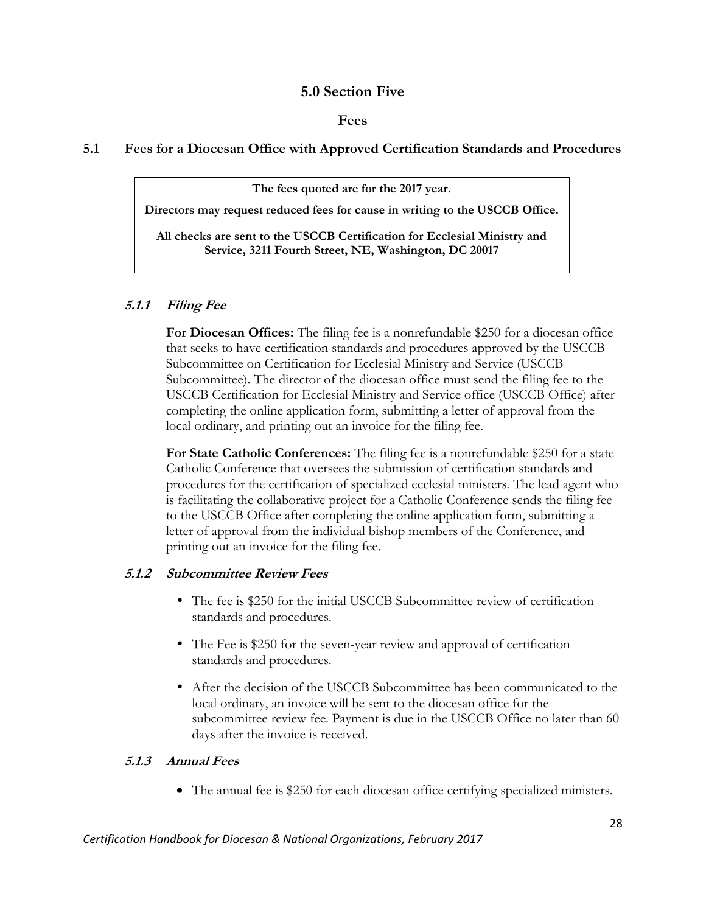# 5.0 Section Five

## Fees

## 5.1 Fees for a Diocesan Office with Approved Certification Standards and Procedures

> **The fees quoted are for the 2017 year.**
>
> **Directors may request reduced fees for cause in writing to the USCCB Office.**
>
> **All checks are sent to the USCCB Certification for Ecclesial Ministry and Service, 3211 Fourth Street, NE, Washington, DC 20017**

### *5.1.1 Filing Fee*

**For Diocesan Offices:** The filing fee is a nonrefundable $250 for a diocesan office that seeks to have certification standards and procedures approved by the USCCB Subcommittee on Certification for Ecclesial Ministry and Service (USCCB Subcommittee). The director of the diocesan office must send the filing fee to the USCCB Certification for Ecclesial Ministry and Service office (USCCB Office) after completing the online application form, submitting a letter of approval from the local ordinary, and printing out an invoice for the filing fee.

**For State Catholic Conferences:** The filing fee is a nonrefundable $250 for a state Catholic Conference that oversees the submission of certification standards and procedures for the certification of specialized ecclesial ministers. The lead agent who is facilitating the collaborative project for a Catholic Conference sends the filing fee to the USCCB Office after completing the online application form, submitting a letter of approval from the individual bishop members of the Conference, and printing out an invoice for the filing fee.

### *5.1.2 Subcommittee Review Fees*

- The fee is $250 for the initial USCCB Subcommittee review of certification standards and procedures.
- The Fee is $250 for the seven-year review and approval of certification standards and procedures.
- After the decision of the USCCB Subcommittee has been communicated to the local ordinary, an invoice will be sent to the diocesan office for the subcommittee review fee. Payment is due in the USCCB Office no later than 60 days after the invoice is received.

### *5.1.3 Annual Fees*

- The annual fee is $250 for each diocesan office certifying specialized ministers.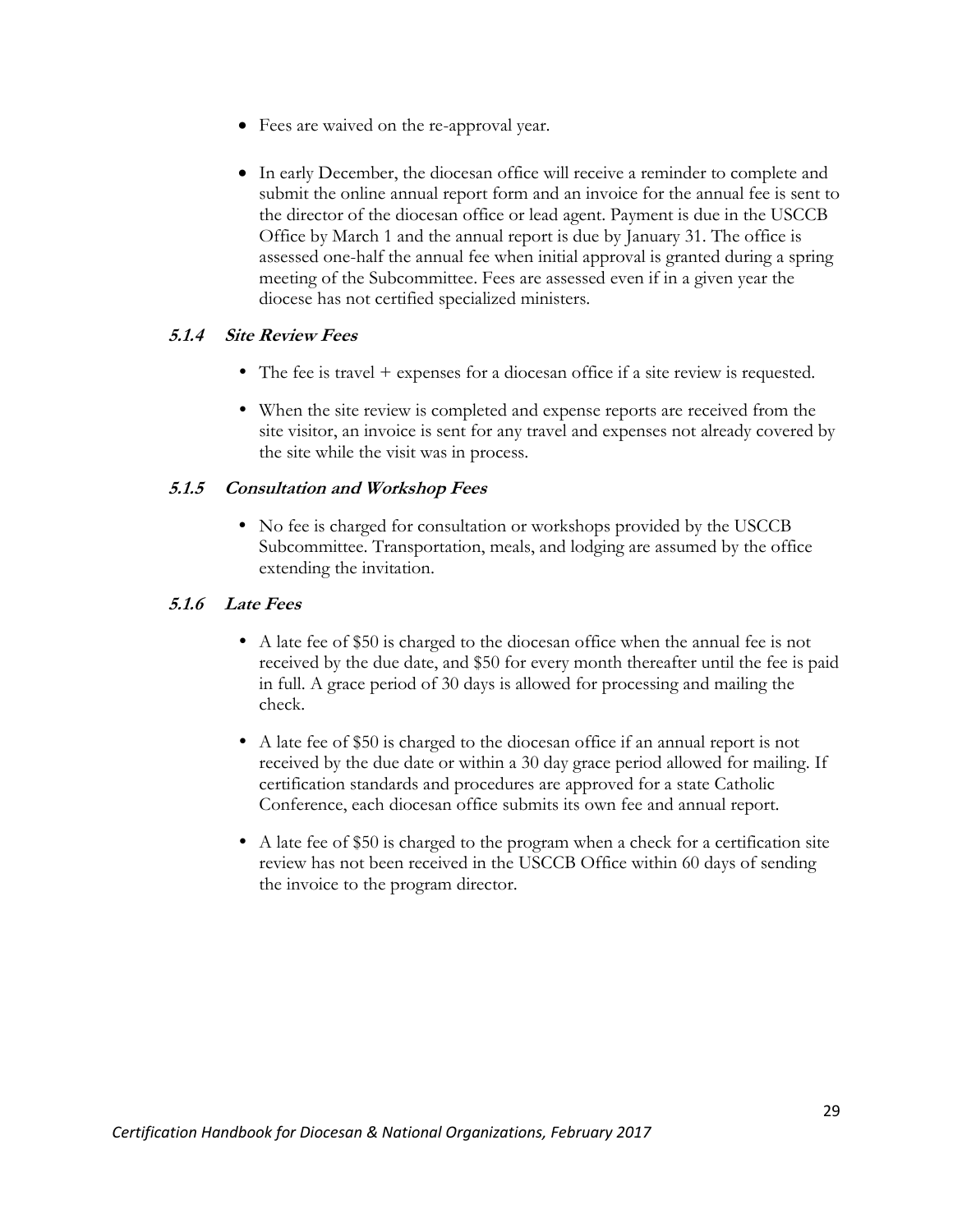- Fees are waived on the re-approval year.
- In early December, the diocesan office will receive a reminder to complete and submit the online annual report form and an invoice for the annual fee is sent to the director of the diocesan office or lead agent. Payment is due in the USCCB Office by March 1 and the annual report is due by January 31. The office is assessed one-half the annual fee when initial approval is granted during a spring meeting of the Subcommittee. Fees are assessed even if in a given year the diocese has not certified specialized ministers.

#### 5.1.4 *Site Review Fees*

- The fee is travel + expenses for a diocesan office if a site review is requested.
- When the site review is completed and expense reports are received from the site visitor, an invoice is sent for any travel and expenses not already covered by the site while the visit was in process.

#### 5.1.5 *Consultation and Workshop Fees*

- No fee is charged for consultation or workshops provided by the USCCB Subcommittee. Transportation, meals, and lodging are assumed by the office extending the invitation.

#### 5.1.6 *Late Fees*

- A late fee of $50 is charged to the diocesan office when the annual fee is not received by the due date, and $50 for every month thereafter until the fee is paid in full. A grace period of 30 days is allowed for processing and mailing the check.
- A late fee of $50 is charged to the diocesan office if an annual report is not received by the due date or within a 30 day grace period allowed for mailing. If certification standards and procedures are approved for a state Catholic Conference, each diocesan office submits its own fee and annual report.
- A late fee of $50 is charged to the program when a check for a certification site review has not been received in the USCCB Office within 60 days of sending the invoice to the program director.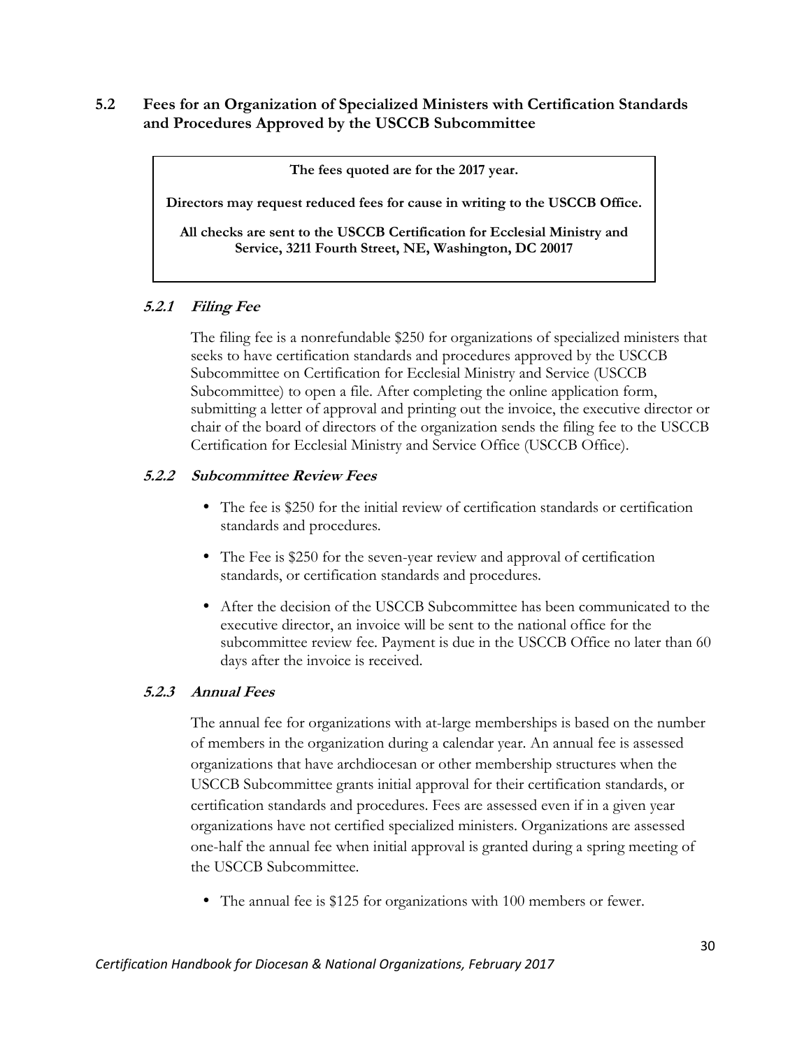## 5.2 Fees for an Organization of Specialized Ministers with Certification Standards and Procedures Approved by the USCCB Subcommittee

> **The fees quoted are for the 2017 year.**
>
> **Directors may request reduced fees for cause in writing to the USCCB Office.**
>
> **All checks are sent to the USCCB Certification for Ecclesial Ministry and Service, 3211 Fourth Street, NE, Washington, DC 20017**

### *5.2.1 Filing Fee*

The filing fee is a nonrefundable $250 for organizations of specialized ministers that seeks to have certification standards and procedures approved by the USCCB Subcommittee on Certification for Ecclesial Ministry and Service (USCCB Subcommittee) to open a file. After completing the online application form, submitting a letter of approval and printing out the invoice, the executive director or chair of the board of directors of the organization sends the filing fee to the USCCB Certification for Ecclesial Ministry and Service Office (USCCB Office).

### *5.2.2 Subcommittee Review Fees*

- The fee is $250 for the initial review of certification standards or certification standards and procedures.
- The Fee is $250 for the seven-year review and approval of certification standards, or certification standards and procedures.
- After the decision of the USCCB Subcommittee has been communicated to the executive director, an invoice will be sent to the national office for the subcommittee review fee. Payment is due in the USCCB Office no later than 60 days after the invoice is received.

### *5.2.3 Annual Fees*

The annual fee for organizations with at-large memberships is based on the number of members in the organization during a calendar year. An annual fee is assessed organizations that have archdiocesan or other membership structures when the USCCB Subcommittee grants initial approval for their certification standards, or certification standards and procedures. Fees are assessed even if in a given year organizations have not certified specialized ministers. Organizations are assessed one-half the annual fee when initial approval is granted during a spring meeting of the USCCB Subcommittee.

- The annual fee is $125 for organizations with 100 members or fewer.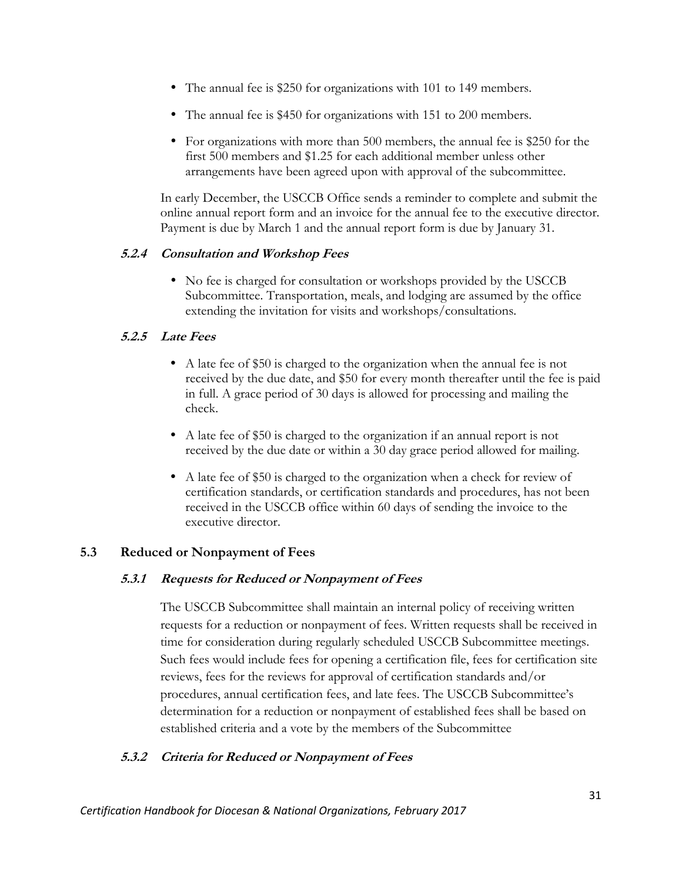- The annual fee is $250 for organizations with 101 to 149 members.
- The annual fee is $450 for organizations with 151 to 200 members.
- For organizations with more than 500 members, the annual fee is $250 for the first 500 members and $1.25 for each additional member unless other arrangements have been agreed upon with approval of the subcommittee.

In early December, the USCCB Office sends a reminder to complete and submit the online annual report form and an invoice for the annual fee to the executive director. Payment is due by March 1 and the annual report form is due by January 31.

#### *5.2.4 Consultation and Workshop Fees*

- No fee is charged for consultation or workshops provided by the USCCB Subcommittee. Transportation, meals, and lodging are assumed by the office extending the invitation for visits and workshops/consultations.

#### *5.2.5 Late Fees*

- A late fee of $50 is charged to the organization when the annual fee is not received by the due date, and $50 for every month thereafter until the fee is paid in full. A grace period of 30 days is allowed for processing and mailing the check.
- A late fee of $50 is charged to the organization if an annual report is not received by the due date or within a 30 day grace period allowed for mailing.
- A late fee of $50 is charged to the organization when a check for review of certification standards, or certification standards and procedures, has not been received in the USCCB office within 60 days of sending the invoice to the executive director.

### 5.3 Reduced or Nonpayment of Fees

#### *5.3.1 Requests for Reduced or Nonpayment of Fees*

The USCCB Subcommittee shall maintain an internal policy of receiving written requests for a reduction or nonpayment of fees. Written requests shall be received in time for consideration during regularly scheduled USCCB Subcommittee meetings. Such fees would include fees for opening a certification file, fees for certification site reviews, fees for the reviews for approval of certification standards and/or procedures, annual certification fees, and late fees. The USCCB Subcommittee's determination for a reduction or nonpayment of established fees shall be based on established criteria and a vote by the members of the Subcommittee

#### *5.3.2 Criteria for Reduced or Nonpayment of Fees*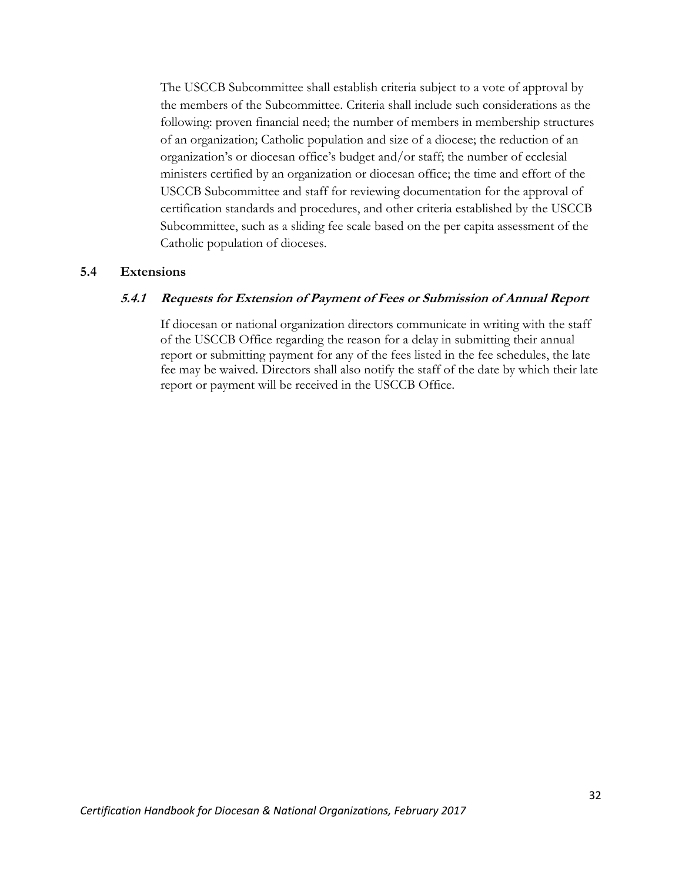The USCCB Subcommittee shall establish criteria subject to a vote of approval by the members of the Subcommittee. Criteria shall include such considerations as the following: proven financial need; the number of members in membership structures of an organization; Catholic population and size of a diocese; the reduction of an organization's or diocesan office's budget and/or staff; the number of ecclesial ministers certified by an organization or diocesan office; the time and effort of the USCCB Subcommittee and staff for reviewing documentation for the approval of certification standards and procedures, and other criteria established by the USCCB Subcommittee, such as a sliding fee scale based on the per capita assessment of the Catholic population of dioceses.

## 5.4 Extensions

### *5.4.1 Requests for Extension of Payment of Fees or Submission of Annual Report*

If diocesan or national organization directors communicate in writing with the staff of the USCCB Office regarding the reason for a delay in submitting their annual report or submitting payment for any of the fees listed in the fee schedules, the late fee may be waived. Directors shall also notify the staff of the date by which their late report or payment will be received in the USCCB Office.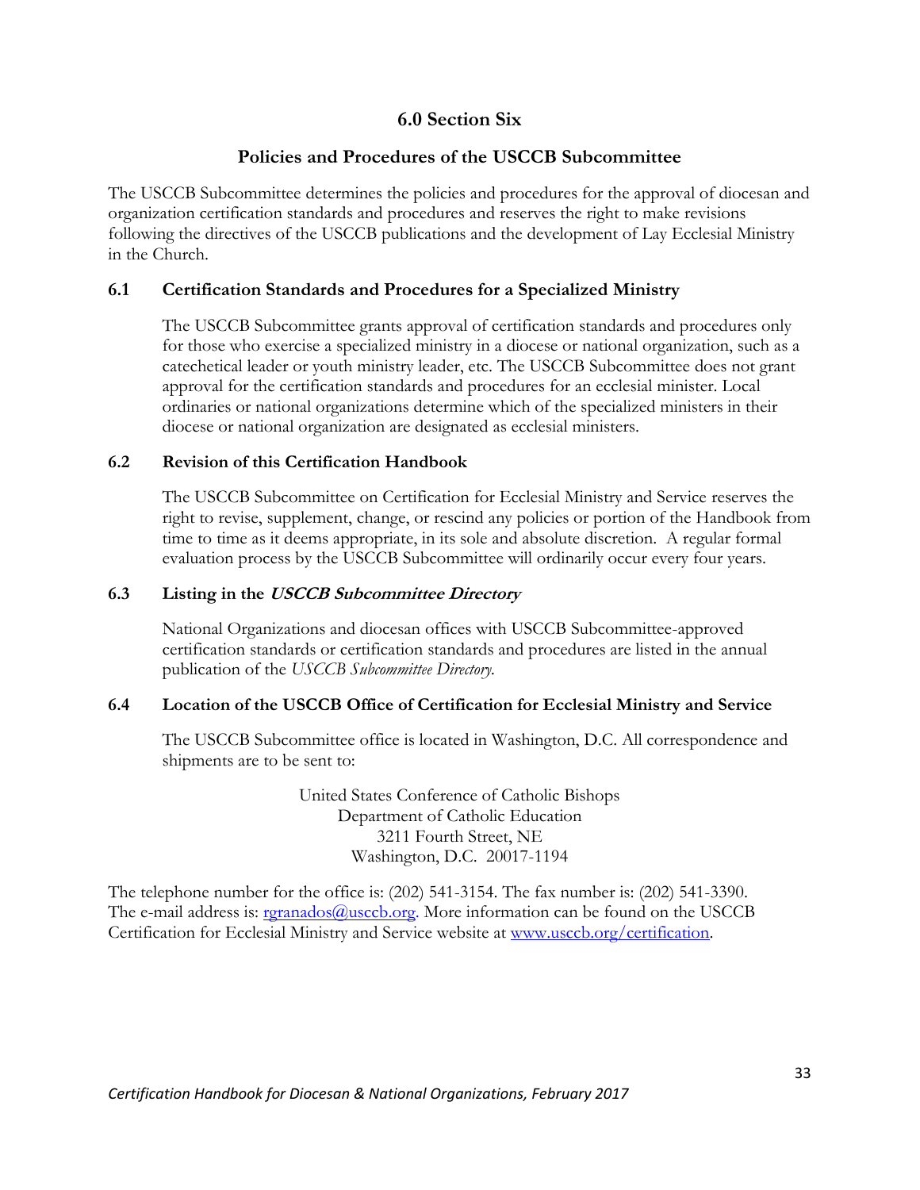# 6.0 Section Six

## Policies and Procedures of the USCCB Subcommittee

The USCCB Subcommittee determines the policies and procedures for the approval of diocesan and organization certification standards and procedures and reserves the right to make revisions following the directives of the USCCB publications and the development of Lay Ecclesial Ministry in the Church.

### 6.1 Certification Standards and Procedures for a Specialized Ministry

The USCCB Subcommittee grants approval of certification standards and procedures only for those who exercise a specialized ministry in a diocese or national organization, such as a catechetical leader or youth ministry leader, etc. The USCCB Subcommittee does not grant approval for the certification standards and procedures for an ecclesial minister. Local ordinaries or national organizations determine which of the specialized ministers in their diocese or national organization are designated as ecclesial ministers.

### 6.2 Revision of this Certification Handbook

The USCCB Subcommittee on Certification for Ecclesial Ministry and Service reserves the right to revise, supplement, change, or rescind any policies or portion of the Handbook from time to time as it deems appropriate, in its sole and absolute discretion. A regular formal evaluation process by the USCCB Subcommittee will ordinarily occur every four years.

### 6.3 Listing in the *USCCB Subcommittee Directory*

National Organizations and diocesan offices with USCCB Subcommittee-approved certification standards or certification standards and procedures are listed in the annual publication of the *USCCB Subcommittee Directory*.

### 6.4 Location of the USCCB Office of Certification for Ecclesial Ministry and Service

The USCCB Subcommittee office is located in Washington, D.C. All correspondence and shipments are to be sent to:

United States Conference of Catholic Bishops
Department of Catholic Education
3211 Fourth Street, NE
Washington, D.C. 20017-1194

The telephone number for the office is: (202) 541-3154. The fax number is: (202) 541-3390. The e-mail address is: rgranados@usccb.org. More information can be found on the USCCB Certification for Ecclesial Ministry and Service website at www.usccb.org/certification.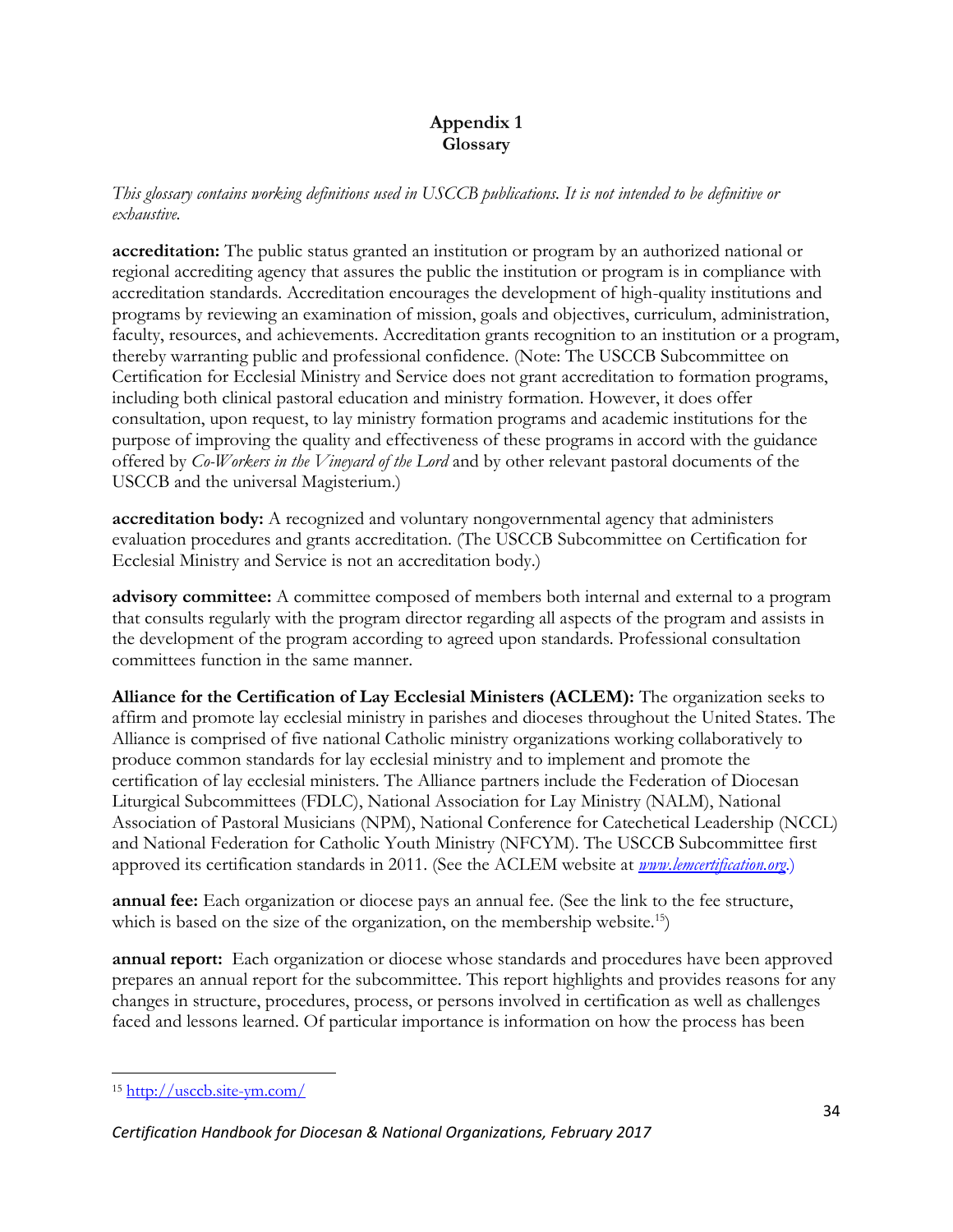# Appendix 1
## Glossary

*This glossary contains working definitions used in USCCB publications. It is not intended to be definitive or exhaustive.*

**accreditation:** The public status granted an institution or program by an authorized national or regional accrediting agency that assures the public the institution or program is in compliance with accreditation standards. Accreditation encourages the development of high-quality institutions and programs by reviewing an examination of mission, goals and objectives, curriculum, administration, faculty, resources, and achievements. Accreditation grants recognition to an institution or a program, thereby warranting public and professional confidence. (Note: The USCCB Subcommittee on Certification for Ecclesial Ministry and Service does not grant accreditation to formation programs, including both clinical pastoral education and ministry formation. However, it does offer consultation, upon request, to lay ministry formation programs and academic institutions for the purpose of improving the quality and effectiveness of these programs in accord with the guidance offered by *Co-Workers in the Vineyard of the Lord* and by other relevant pastoral documents of the USCCB and the universal Magisterium.)

**accreditation body:** A recognized and voluntary nongovernmental agency that administers evaluation procedures and grants accreditation. (The USCCB Subcommittee on Certification for Ecclesial Ministry and Service is not an accreditation body.)

**advisory committee:** A committee composed of members both internal and external to a program that consults regularly with the program director regarding all aspects of the program and assists in the development of the program according to agreed upon standards. Professional consultation committees function in the same manner.

**Alliance for the Certification of Lay Ecclesial Ministers (ACLEM):** The organization seeks to affirm and promote lay ecclesial ministry in parishes and dioceses throughout the United States. The Alliance is comprised of five national Catholic ministry organizations working collaboratively to produce common standards for lay ecclesial ministry and to implement and promote the certification of lay ecclesial ministers. The Alliance partners include the Federation of Diocesan Liturgical Subcommittees (FDLC), National Association for Lay Ministry (NALM), National Association of Pastoral Musicians (NPM), National Conference for Catechetical Leadership (NCCL) and National Federation for Catholic Youth Ministry (NFCYM). The USCCB Subcommittee first approved its certification standards in 2011. (See the ACLEM website at *www.lemcertification.org*.)

**annual fee:** Each organization or diocese pays an annual fee. (See the link to the fee structure, which is based on the size of the organization, on the membership website.[15])

**annual report:** Each organization or diocese whose standards and procedures have been approved prepares an annual report for the subcommittee. This report highlights and provides reasons for any changes in structure, procedures, process, or persons involved in certification as well as challenges faced and lessons learned. Of particular importance is information on how the process has been

[15] http://usccb.site-ym.com/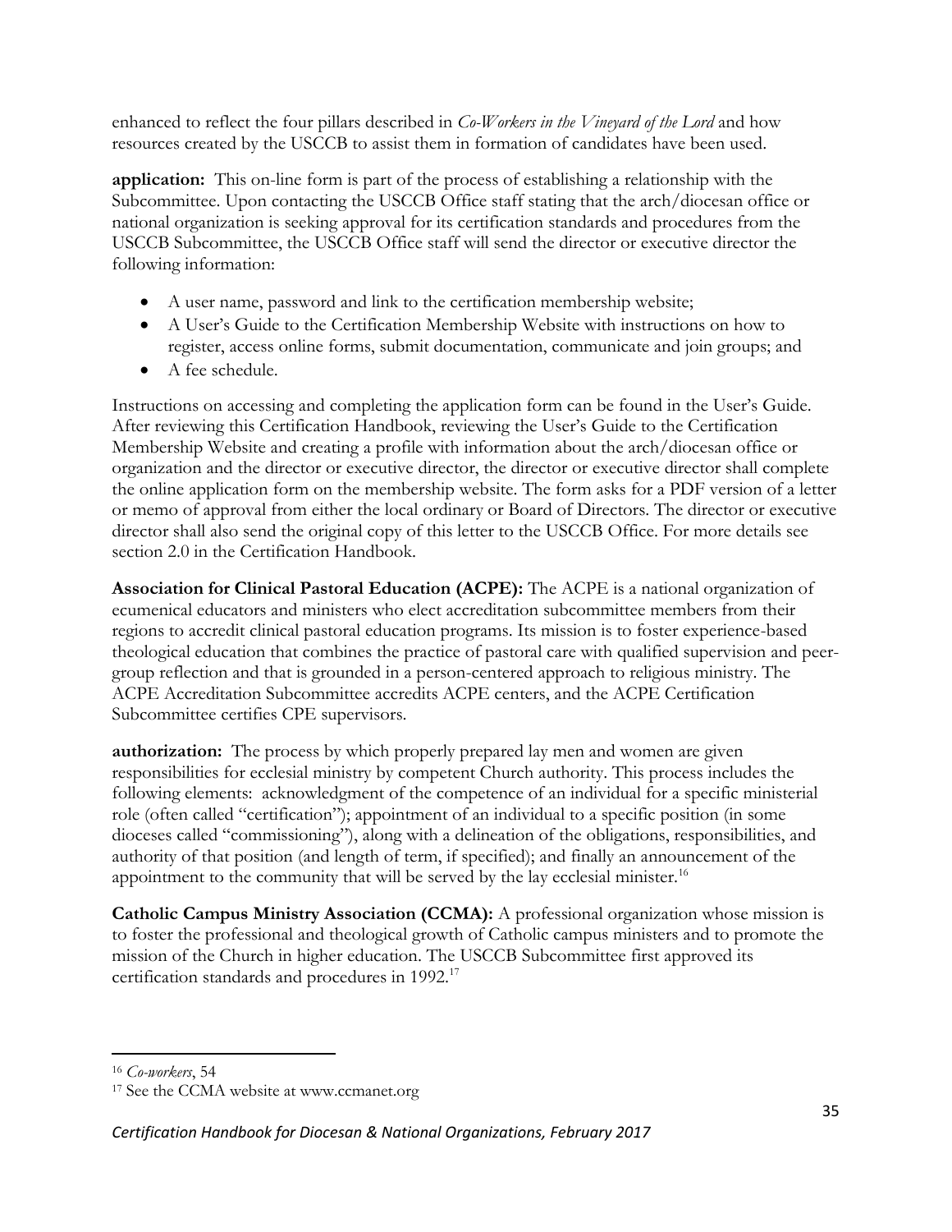enhanced to reflect the four pillars described in *Co-Workers in the Vineyard of the Lord* and how resources created by the USCCB to assist them in formation of candidates have been used.

**application:** This on-line form is part of the process of establishing a relationship with the Subcommittee. Upon contacting the USCCB Office staff stating that the arch/diocesan office or national organization is seeking approval for its certification standards and procedures from the USCCB Subcommittee, the USCCB Office staff will send the director or executive director the following information:

- A user name, password and link to the certification membership website;
- A User's Guide to the Certification Membership Website with instructions on how to register, access online forms, submit documentation, communicate and join groups; and
- A fee schedule.

Instructions on accessing and completing the application form can be found in the User's Guide. After reviewing this Certification Handbook, reviewing the User's Guide to the Certification Membership Website and creating a profile with information about the arch/diocesan office or organization and the director or executive director, the director or executive director shall complete the online application form on the membership website. The form asks for a PDF version of a letter or memo of approval from either the local ordinary or Board of Directors. The director or executive director shall also send the original copy of this letter to the USCCB Office. For more details see section 2.0 in the Certification Handbook.

**Association for Clinical Pastoral Education (ACPE):** The ACPE is a national organization of ecumenical educators and ministers who elect accreditation subcommittee members from their regions to accredit clinical pastoral education programs. Its mission is to foster experience-based theological education that combines the practice of pastoral care with qualified supervision and peer-group reflection and that is grounded in a person-centered approach to religious ministry. The ACPE Accreditation Subcommittee accredits ACPE centers, and the ACPE Certification Subcommittee certifies CPE supervisors.

**authorization:** The process by which properly prepared lay men and women are given responsibilities for ecclesial ministry by competent Church authority. This process includes the following elements: acknowledgment of the competence of an individual for a specific ministerial role (often called "certification"); appointment of an individual to a specific position (in some dioceses called "commissioning"), along with a delineation of the obligations, responsibilities, and authority of that position (and length of term, if specified); and finally an announcement of the appointment to the community that will be served by the lay ecclesial minister.[16]

**Catholic Campus Ministry Association (CCMA):** A professional organization whose mission is to foster the professional and theological growth of Catholic campus ministers and to promote the mission of the Church in higher education. The USCCB Subcommittee first approved its certification standards and procedures in 1992.[17]

---

[16] *Co-workers*, 54

[17] See the CCMA website at www.ccmanet.org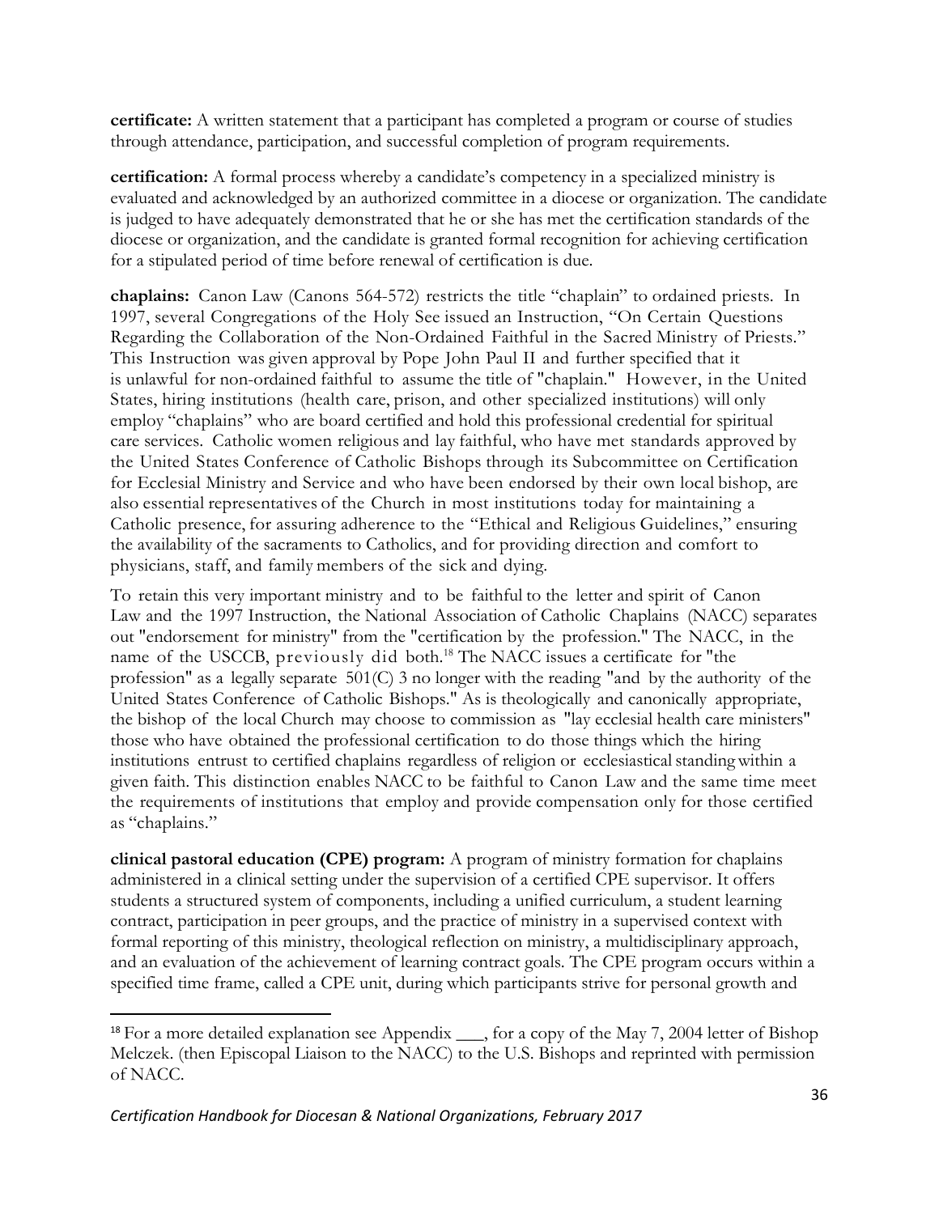**certificate:** A written statement that a participant has completed a program or course of studies through attendance, participation, and successful completion of program requirements.

**certification:** A formal process whereby a candidate's competency in a specialized ministry is evaluated and acknowledged by an authorized committee in a diocese or organization. The candidate is judged to have adequately demonstrated that he or she has met the certification standards of the diocese or organization, and the candidate is granted formal recognition for achieving certification for a stipulated period of time before renewal of certification is due.

**chaplains:** Canon Law (Canons 564-572) restricts the title "chaplain" to ordained priests. In 1997, several Congregations of the Holy See issued an Instruction, "On Certain Questions Regarding the Collaboration of the Non-Ordained Faithful in the Sacred Ministry of Priests." This Instruction was given approval by Pope John Paul II and further specified that it is unlawful for non-ordained faithful to assume the title of "chaplain." However, in the United States, hiring institutions (health care, prison, and other specialized institutions) will only employ "chaplains" who are board certified and hold this professional credential for spiritual care services. Catholic women religious and lay faithful, who have met standards approved by the United States Conference of Catholic Bishops through its Subcommittee on Certification for Ecclesial Ministry and Service and who have been endorsed by their own local bishop, are also essential representatives of the Church in most institutions today for maintaining a Catholic presence, for assuring adherence to the "Ethical and Religious Guidelines," ensuring the availability of the sacraments to Catholics, and for providing direction and comfort to physicians, staff, and family members of the sick and dying.

To retain this very important ministry and to be faithful to the letter and spirit of Canon Law and the 1997 Instruction, the National Association of Catholic Chaplains (NACC) separates out "endorsement for ministry" from the "certification by the profession." The NACC, in the name of the USCCB, previously did both.[18] The NACC issues a certificate for "the profession" as a legally separate 501(C) 3 no longer with the reading "and by the authority of the United States Conference of Catholic Bishops." As is theologically and canonically appropriate, the bishop of the local Church may choose to commission as "lay ecclesial health care ministers" those who have obtained the professional certification to do those things which the hiring institutions entrust to certified chaplains regardless of religion or ecclesiastical standing within a given faith. This distinction enables NACC to be faithful to Canon Law and the same time meet the requirements of institutions that employ and provide compensation only for those certified as "chaplains."

**clinical pastoral education (CPE) program:** A program of ministry formation for chaplains administered in a clinical setting under the supervision of a certified CPE supervisor. It offers students a structured system of components, including a unified curriculum, a student learning contract, participation in peer groups, and the practice of ministry in a supervised context with formal reporting of this ministry, theological reflection on ministry, a multidisciplinary approach, and an evaluation of the achievement of learning contract goals. The CPE program occurs within a specified time frame, called a CPE unit, during which participants strive for personal growth and

---

[18] For a more detailed explanation see Appendix ___, for a copy of the May 7, 2004 letter of Bishop Melczek. (then Episcopal Liaison to the NACC) to the U.S. Bishops and reprinted with permission of NACC.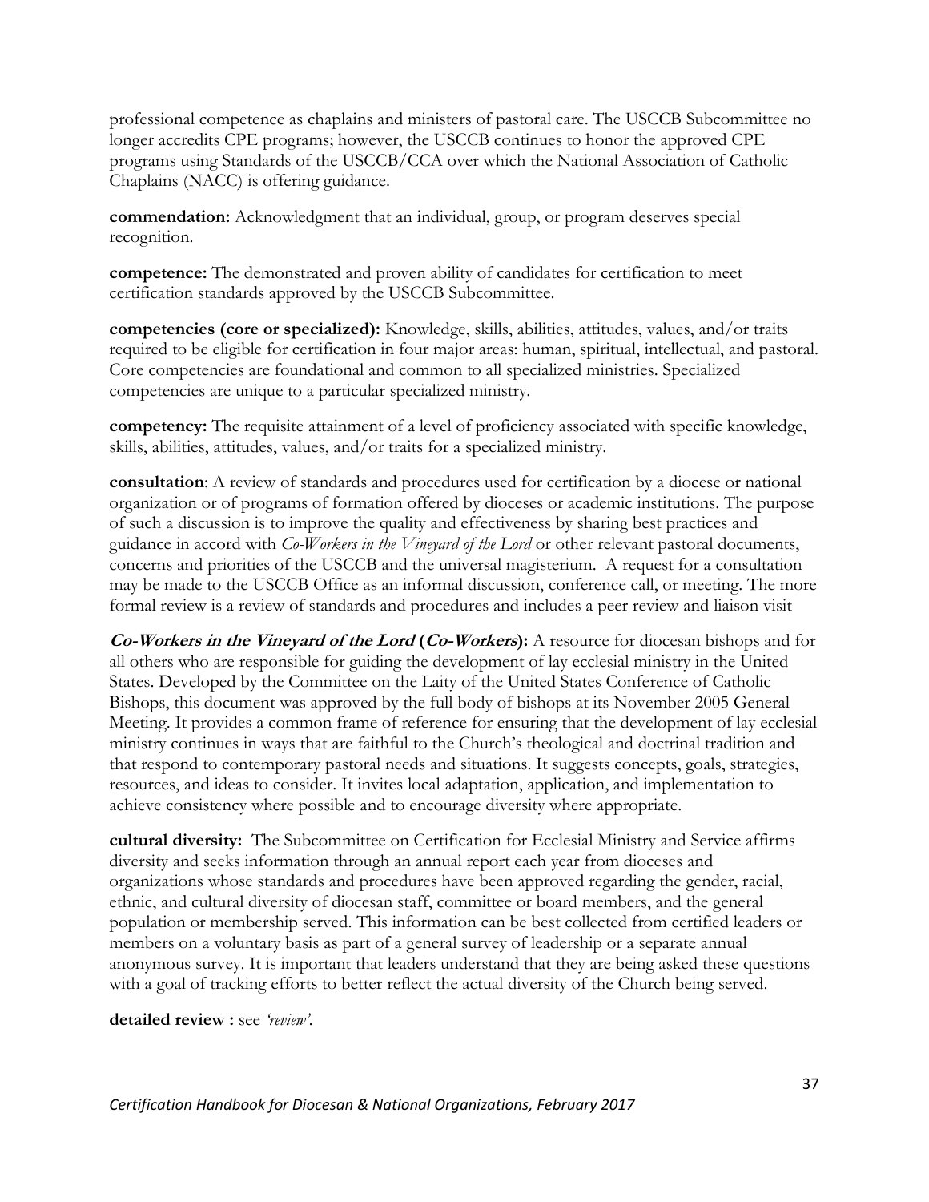professional competence as chaplains and ministers of pastoral care. The USCCB Subcommittee no longer accredits CPE programs; however, the USCCB continues to honor the approved CPE programs using Standards of the USCCB/CCA over which the National Association of Catholic Chaplains (NACC) is offering guidance.

**commendation:** Acknowledgment that an individual, group, or program deserves special recognition.

**competence:** The demonstrated and proven ability of candidates for certification to meet certification standards approved by the USCCB Subcommittee.

**competencies (core or specialized):** Knowledge, skills, abilities, attitudes, values, and/or traits required to be eligible for certification in four major areas: human, spiritual, intellectual, and pastoral. Core competencies are foundational and common to all specialized ministries. Specialized competencies are unique to a particular specialized ministry.

**competency:** The requisite attainment of a level of proficiency associated with specific knowledge, skills, abilities, attitudes, values, and/or traits for a specialized ministry.

**consultation**: A review of standards and procedures used for certification by a diocese or national organization or of programs of formation offered by dioceses or academic institutions. The purpose of such a discussion is to improve the quality and effectiveness by sharing best practices and guidance in accord with *Co-Workers in the Vineyard of the Lord* or other relevant pastoral documents, concerns and priorities of the USCCB and the universal magisterium. A request for a consultation may be made to the USCCB Office as an informal discussion, conference call, or meeting. The more formal review is a review of standards and procedures and includes a peer review and liaison visit

***Co-Workers in the Vineyard of the Lord* (*Co-Workers*):** A resource for diocesan bishops and for all others who are responsible for guiding the development of lay ecclesial ministry in the United States. Developed by the Committee on the Laity of the United States Conference of Catholic Bishops, this document was approved by the full body of bishops at its November 2005 General Meeting. It provides a common frame of reference for ensuring that the development of lay ecclesial ministry continues in ways that are faithful to the Church's theological and doctrinal tradition and that respond to contemporary pastoral needs and situations. It suggests concepts, goals, strategies, resources, and ideas to consider. It invites local adaptation, application, and implementation to achieve consistency where possible and to encourage diversity where appropriate.

**cultural diversity:** The Subcommittee on Certification for Ecclesial Ministry and Service affirms diversity and seeks information through an annual report each year from dioceses and organizations whose standards and procedures have been approved regarding the gender, racial, ethnic, and cultural diversity of diocesan staff, committee or board members, and the general population or membership served. This information can be best collected from certified leaders or members on a voluntary basis as part of a general survey of leadership or a separate annual anonymous survey. It is important that leaders understand that they are being asked these questions with a goal of tracking efforts to better reflect the actual diversity of the Church being served.

**detailed review :** see *'review'*.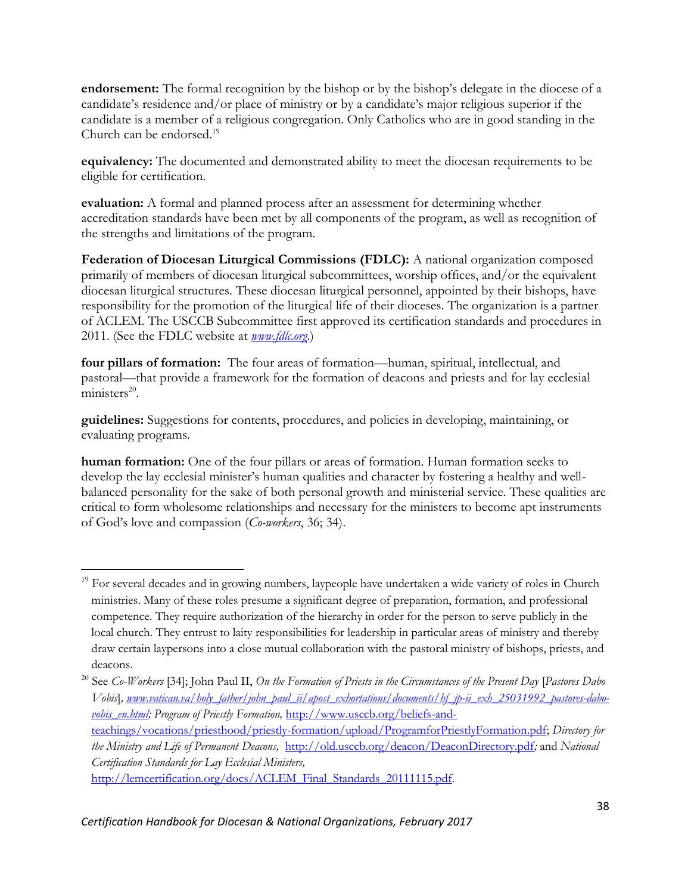**endorsement:** The formal recognition by the bishop or by the bishop's delegate in the diocese of a candidate's residence and/or place of ministry or by a candidate's major religious superior if the candidate is a member of a religious congregation. Only Catholics who are in good standing in the Church can be endorsed.[19]

**equivalency:** The documented and demonstrated ability to meet the diocesan requirements to be eligible for certification.

**evaluation:** A formal and planned process after an assessment for determining whether accreditation standards have been met by all components of the program, as well as recognition of the strengths and limitations of the program.

**Federation of Diocesan Liturgical Commissions (FDLC):** A national organization composed primarily of members of diocesan liturgical subcommittees, worship offices, and/or the equivalent diocesan liturgical structures. These diocesan liturgical personnel, appointed by their bishops, have responsibility for the promotion of the liturgical life of their dioceses. The organization is a partner of ACLEM. The USCCB Subcommittee first approved its certification standards and procedures in 2011. (See the FDLC website at *www.fdlc.org*.)

**four pillars of formation:** The four areas of formation—human, spiritual, intellectual, and pastoral—that provide a framework for the formation of deacons and priests and for lay ecclesial ministers[20].

**guidelines:** Suggestions for contents, procedures, and policies in developing, maintaining, or evaluating programs.

**human formation:** One of the four pillars or areas of formation. Human formation seeks to develop the lay ecclesial minister's human qualities and character by fostering a healthy and well-balanced personality for the sake of both personal growth and ministerial service. These qualities are critical to form wholesome relationships and necessary for the ministers to become apt instruments of God's love and compassion (*Co-workers*, 36; 34).

---

[19] For several decades and in growing numbers, laypeople have undertaken a wide variety of roles in Church ministries. Many of these roles presume a significant degree of preparation, formation, and professional competence. They require authorization of the hierarchy in order for the person to serve publicly in the local church. They entrust to laity responsibilities for leadership in particular areas of ministry and thereby draw certain laypersons into a close mutual collaboration with the pastoral ministry of bishops, priests, and deacons.

[20] See *Co-Workers* [34]; John Paul II, *On the Formation of Priests in the Circumstances of the Present Day* [*Pastores Dabo Vobis*], *www.vatican.va/holy_father/john_paul_ii/apost_exhortations/documents/hf_jp-ii_exh_25031992_pastores-dabo-vobis_en.html*; *Program of Priestly Formation,* http://www.usccb.org/beliefs-and-teachings/vocations/priesthood/priestly-formation/upload/ProgramforPriestlyFormation.pdf; *Directory for the Ministry and Life of Permanent Deacons,* http://old.usccb.org/deacon/DeaconDirectory.pdf; and *National Certification Standards for Lay Ecclesial Ministers,* http://lemcertification.org/docs/ACLEM_Final_Standards_20111115.pdf.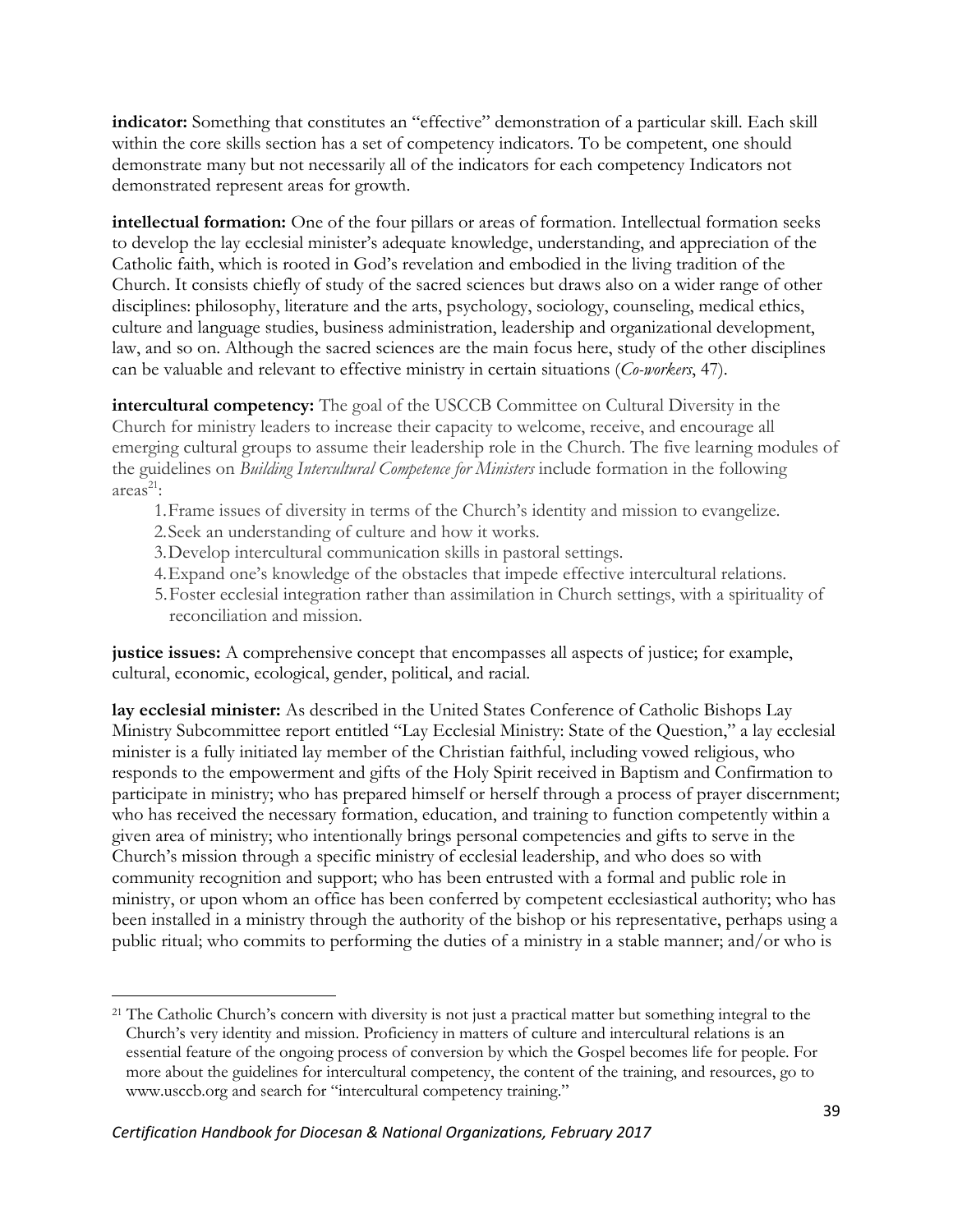**indicator:** Something that constitutes an "effective" demonstration of a particular skill. Each skill within the core skills section has a set of competency indicators. To be competent, one should demonstrate many but not necessarily all of the indicators for each competency Indicators not demonstrated represent areas for growth.

**intellectual formation:** One of the four pillars or areas of formation. Intellectual formation seeks to develop the lay ecclesial minister's adequate knowledge, understanding, and appreciation of the Catholic faith, which is rooted in God's revelation and embodied in the living tradition of the Church. It consists chiefly of study of the sacred sciences but draws also on a wider range of other disciplines: philosophy, literature and the arts, psychology, sociology, counseling, medical ethics, culture and language studies, business administration, leadership and organizational development, law, and so on. Although the sacred sciences are the main focus here, study of the other disciplines can be valuable and relevant to effective ministry in certain situations (*Co-workers*, 47).

**intercultural competency:** The goal of the USCCB Committee on Cultural Diversity in the Church for ministry leaders to increase their capacity to welcome, receive, and encourage all emerging cultural groups to assume their leadership role in the Church. The five learning modules of the guidelines on *Building Intercultural Competence for Ministers* include formation in the following areas[21]:

1. Frame issues of diversity in terms of the Church's identity and mission to evangelize.
2. Seek an understanding of culture and how it works.
3. Develop intercultural communication skills in pastoral settings.
4. Expand one's knowledge of the obstacles that impede effective intercultural relations.
5. Foster ecclesial integration rather than assimilation in Church settings, with a spirituality of reconciliation and mission.

**justice issues:** A comprehensive concept that encompasses all aspects of justice; for example, cultural, economic, ecological, gender, political, and racial.

**lay ecclesial minister:** As described in the United States Conference of Catholic Bishops Lay Ministry Subcommittee report entitled "Lay Ecclesial Ministry: State of the Question," a lay ecclesial minister is a fully initiated lay member of the Christian faithful, including vowed religious, who responds to the empowerment and gifts of the Holy Spirit received in Baptism and Confirmation to participate in ministry; who has prepared himself or herself through a process of prayer discernment; who has received the necessary formation, education, and training to function competently within a given area of ministry; who intentionally brings personal competencies and gifts to serve in the Church's mission through a specific ministry of ecclesial leadership, and who does so with community recognition and support; who has been entrusted with a formal and public role in ministry, or upon whom an office has been conferred by competent ecclesiastical authority; who has been installed in a ministry through the authority of the bishop or his representative, perhaps using a public ritual; who commits to performing the duties of a ministry in a stable manner; and/or who is

[21] The Catholic Church's concern with diversity is not just a practical matter but something integral to the Church's very identity and mission. Proficiency in matters of culture and intercultural relations is an essential feature of the ongoing process of conversion by which the Gospel becomes life for people. For more about the guidelines for intercultural competency, the content of the training, and resources, go to www.usccb.org and search for "intercultural competency training."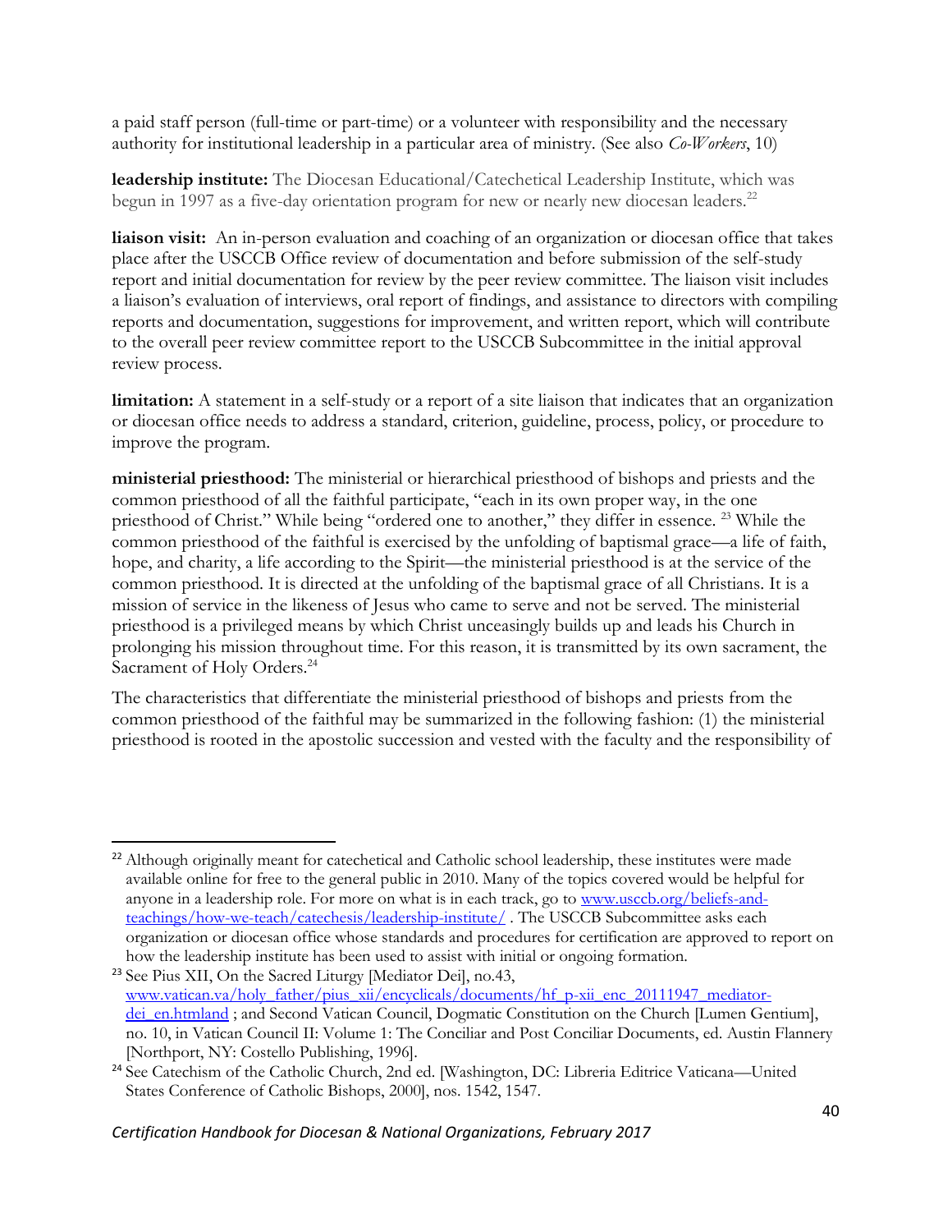a paid staff person (full-time or part-time) or a volunteer with responsibility and the necessary authority for institutional leadership in a particular area of ministry. (See also *Co-Workers*, 10)

**leadership institute:** The Diocesan Educational/Catechetical Leadership Institute, which was begun in 1997 as a five-day orientation program for new or nearly new diocesan leaders.[22]

**liaison visit:** An in-person evaluation and coaching of an organization or diocesan office that takes place after the USCCB Office review of documentation and before submission of the self-study report and initial documentation for review by the peer review committee. The liaison visit includes a liaison's evaluation of interviews, oral report of findings, and assistance to directors with compiling reports and documentation, suggestions for improvement, and written report, which will contribute to the overall peer review committee report to the USCCB Subcommittee in the initial approval review process.

**limitation:** A statement in a self-study or a report of a site liaison that indicates that an organization or diocesan office needs to address a standard, criterion, guideline, process, policy, or procedure to improve the program.

**ministerial priesthood:** The ministerial or hierarchical priesthood of bishops and priests and the common priesthood of all the faithful participate, "each in its own proper way, in the one priesthood of Christ." While being "ordered one to another," they differ in essence. [23] While the common priesthood of the faithful is exercised by the unfolding of baptismal grace—a life of faith, hope, and charity, a life according to the Spirit—the ministerial priesthood is at the service of the common priesthood. It is directed at the unfolding of the baptismal grace of all Christians. It is a mission of service in the likeness of Jesus who came to serve and not be served. The ministerial priesthood is a privileged means by which Christ unceasingly builds up and leads his Church in prolonging his mission throughout time. For this reason, it is transmitted by its own sacrament, the Sacrament of Holy Orders.[24]

The characteristics that differentiate the ministerial priesthood of bishops and priests from the common priesthood of the faithful may be summarized in the following fashion: (1) the ministerial priesthood is rooted in the apostolic succession and vested with the faculty and the responsibility of

---

[22] Although originally meant for catechetical and Catholic school leadership, these institutes were made available online for free to the general public in 2010. Many of the topics covered would be helpful for anyone in a leadership role. For more on what is in each track, go to www.usccb.org/beliefs-and-teachings/how-we-teach/catechesis/leadership-institute/ . The USCCB Subcommittee asks each organization or diocesan office whose standards and procedures for certification are approved to report on how the leadership institute has been used to assist with initial or ongoing formation.

[23] See Pius XII, On the Sacred Liturgy [Mediator Dei], no.43, www.vatican.va/holy_father/pius_xii/encyclicals/documents/hf_p-xii_enc_20111947_mediator-dei_en.htmland ; and Second Vatican Council, Dogmatic Constitution on the Church [Lumen Gentium], no. 10, in Vatican Council II: Volume 1: The Conciliar and Post Conciliar Documents, ed. Austin Flannery [Northport, NY: Costello Publishing, 1996].

[24] See Catechism of the Catholic Church, 2nd ed. [Washington, DC: Libreria Editrice Vaticana—United States Conference of Catholic Bishops, 2000], nos. 1542, 1547.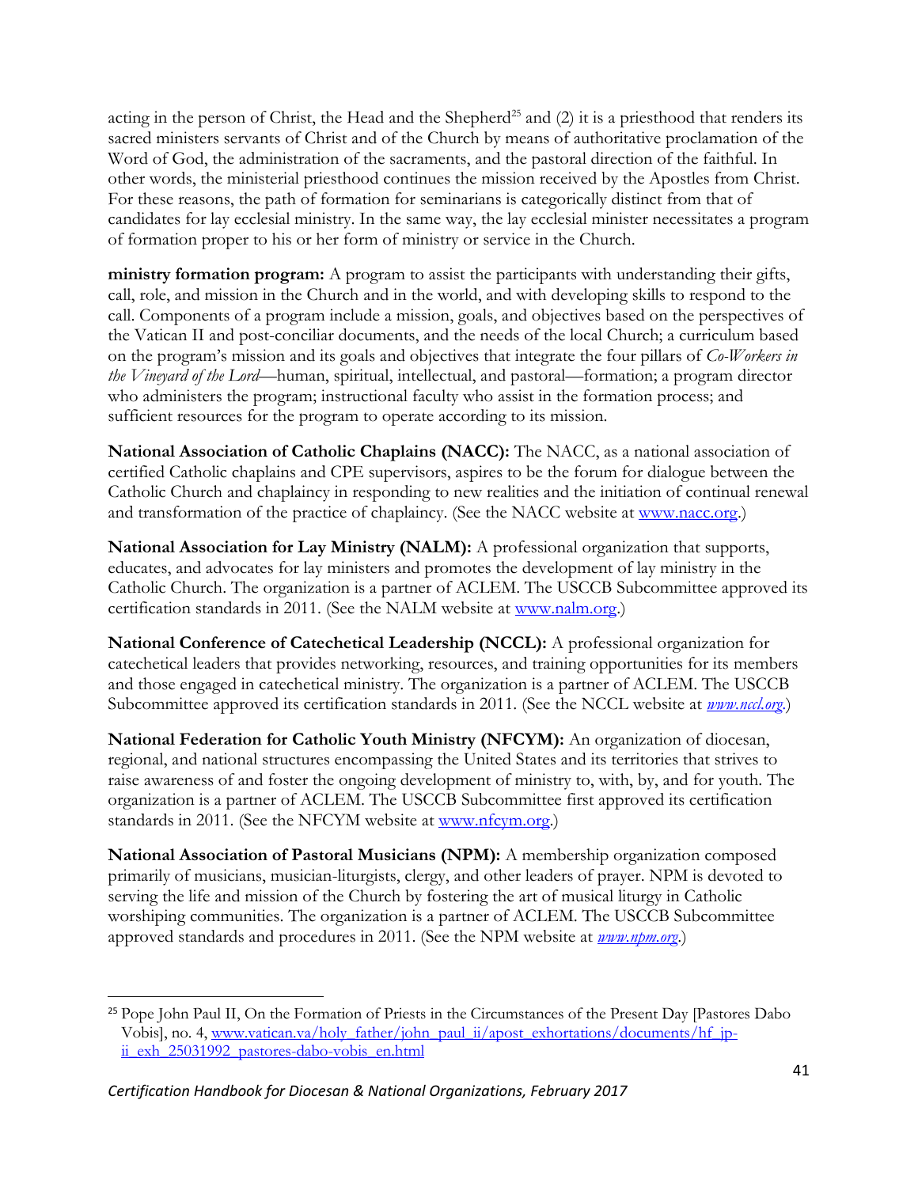acting in the person of Christ, the Head and the Shepherd[25] and (2) it is a priesthood that renders its sacred ministers servants of Christ and of the Church by means of authoritative proclamation of the Word of God, the administration of the sacraments, and the pastoral direction of the faithful. In other words, the ministerial priesthood continues the mission received by the Apostles from Christ. For these reasons, the path of formation for seminarians is categorically distinct from that of candidates for lay ecclesial ministry. In the same way, the lay ecclesial minister necessitates a program of formation proper to his or her form of ministry or service in the Church.

**ministry formation program:** A program to assist the participants with understanding their gifts, call, role, and mission in the Church and in the world, and with developing skills to respond to the call. Components of a program include a mission, goals, and objectives based on the perspectives of the Vatican II and post-conciliar documents, and the needs of the local Church; a curriculum based on the program's mission and its goals and objectives that integrate the four pillars of *Co-Workers in the Vineyard of the Lord*—human, spiritual, intellectual, and pastoral—formation; a program director who administers the program; instructional faculty who assist in the formation process; and sufficient resources for the program to operate according to its mission.

**National Association of Catholic Chaplains (NACC):** The NACC, as a national association of certified Catholic chaplains and CPE supervisors, aspires to be the forum for dialogue between the Catholic Church and chaplaincy in responding to new realities and the initiation of continual renewal and transformation of the practice of chaplaincy. (See the NACC website at www.nacc.org.)

**National Association for Lay Ministry (NALM):** A professional organization that supports, educates, and advocates for lay ministers and promotes the development of lay ministry in the Catholic Church. The organization is a partner of ACLEM. The USCCB Subcommittee approved its certification standards in 2011. (See the NALM website at www.nalm.org.)

**National Conference of Catechetical Leadership (NCCL):** A professional organization for catechetical leaders that provides networking, resources, and training opportunities for its members and those engaged in catechetical ministry. The organization is a partner of ACLEM. The USCCB Subcommittee approved its certification standards in 2011. (See the NCCL website at *www.nccl.org*.)

**National Federation for Catholic Youth Ministry (NFCYM):** An organization of diocesan, regional, and national structures encompassing the United States and its territories that strives to raise awareness of and foster the ongoing development of ministry to, with, by, and for youth. The organization is a partner of ACLEM. The USCCB Subcommittee first approved its certification standards in 2011. (See the NFCYM website at www.nfcym.org.)

**National Association of Pastoral Musicians (NPM):** A membership organization composed primarily of musicians, musician-liturgists, clergy, and other leaders of prayer. NPM is devoted to serving the life and mission of the Church by fostering the art of musical liturgy in Catholic worshiping communities. The organization is a partner of ACLEM. The USCCB Subcommittee approved standards and procedures in 2011. (See the NPM website at *www.npm.org*.)

---

[25] Pope John Paul II, On the Formation of Priests in the Circumstances of the Present Day [Pastores Dabo Vobis], no. 4, www.vatican.va/holy_father/john_paul_ii/apost_exhortations/documents/hf_jp-ii_exh_25031992_pastores-dabo-vobis_en.html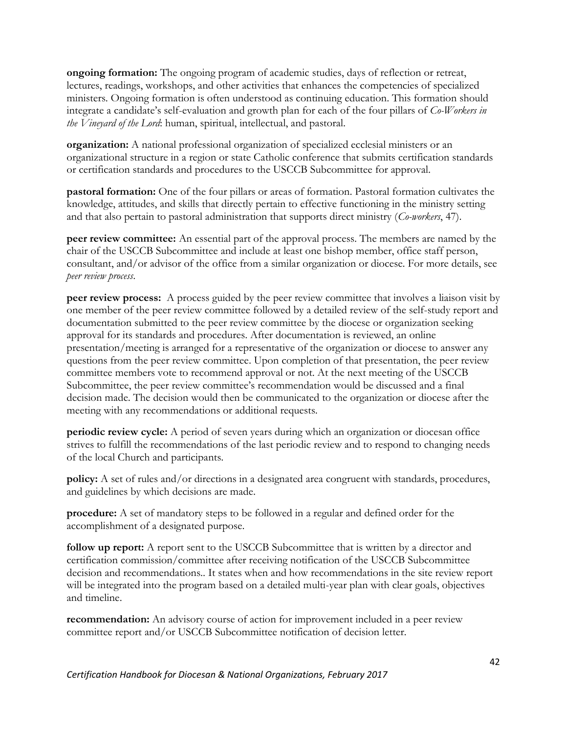**ongoing formation:** The ongoing program of academic studies, days of reflection or retreat, lectures, readings, workshops, and other activities that enhances the competencies of specialized ministers. Ongoing formation is often understood as continuing education. This formation should integrate a candidate's self-evaluation and growth plan for each of the four pillars of *Co-Workers in the Vineyard of the Lord*: human, spiritual, intellectual, and pastoral.

**organization:** A national professional organization of specialized ecclesial ministers or an organizational structure in a region or state Catholic conference that submits certification standards or certification standards and procedures to the USCCB Subcommittee for approval.

**pastoral formation:** One of the four pillars or areas of formation. Pastoral formation cultivates the knowledge, attitudes, and skills that directly pertain to effective functioning in the ministry setting and that also pertain to pastoral administration that supports direct ministry (*Co-workers*, 47).

**peer review committee:** An essential part of the approval process. The members are named by the chair of the USCCB Subcommittee and include at least one bishop member, office staff person, consultant, and/or advisor of the office from a similar organization or diocese. For more details, see *peer review process*.

**peer review process:** A process guided by the peer review committee that involves a liaison visit by one member of the peer review committee followed by a detailed review of the self-study report and documentation submitted to the peer review committee by the diocese or organization seeking approval for its standards and procedures. After documentation is reviewed, an online presentation/meeting is arranged for a representative of the organization or diocese to answer any questions from the peer review committee. Upon completion of that presentation, the peer review committee members vote to recommend approval or not. At the next meeting of the USCCB Subcommittee, the peer review committee's recommendation would be discussed and a final decision made. The decision would then be communicated to the organization or diocese after the meeting with any recommendations or additional requests.

**periodic review cycle:** A period of seven years during which an organization or diocesan office strives to fulfill the recommendations of the last periodic review and to respond to changing needs of the local Church and participants.

**policy:** A set of rules and/or directions in a designated area congruent with standards, procedures, and guidelines by which decisions are made.

**procedure:** A set of mandatory steps to be followed in a regular and defined order for the accomplishment of a designated purpose.

**follow up report:** A report sent to the USCCB Subcommittee that is written by a director and certification commission/committee after receiving notification of the USCCB Subcommittee decision and recommendations.. It states when and how recommendations in the site review report will be integrated into the program based on a detailed multi-year plan with clear goals, objectives and timeline.

**recommendation:** An advisory course of action for improvement included in a peer review committee report and/or USCCB Subcommittee notification of decision letter.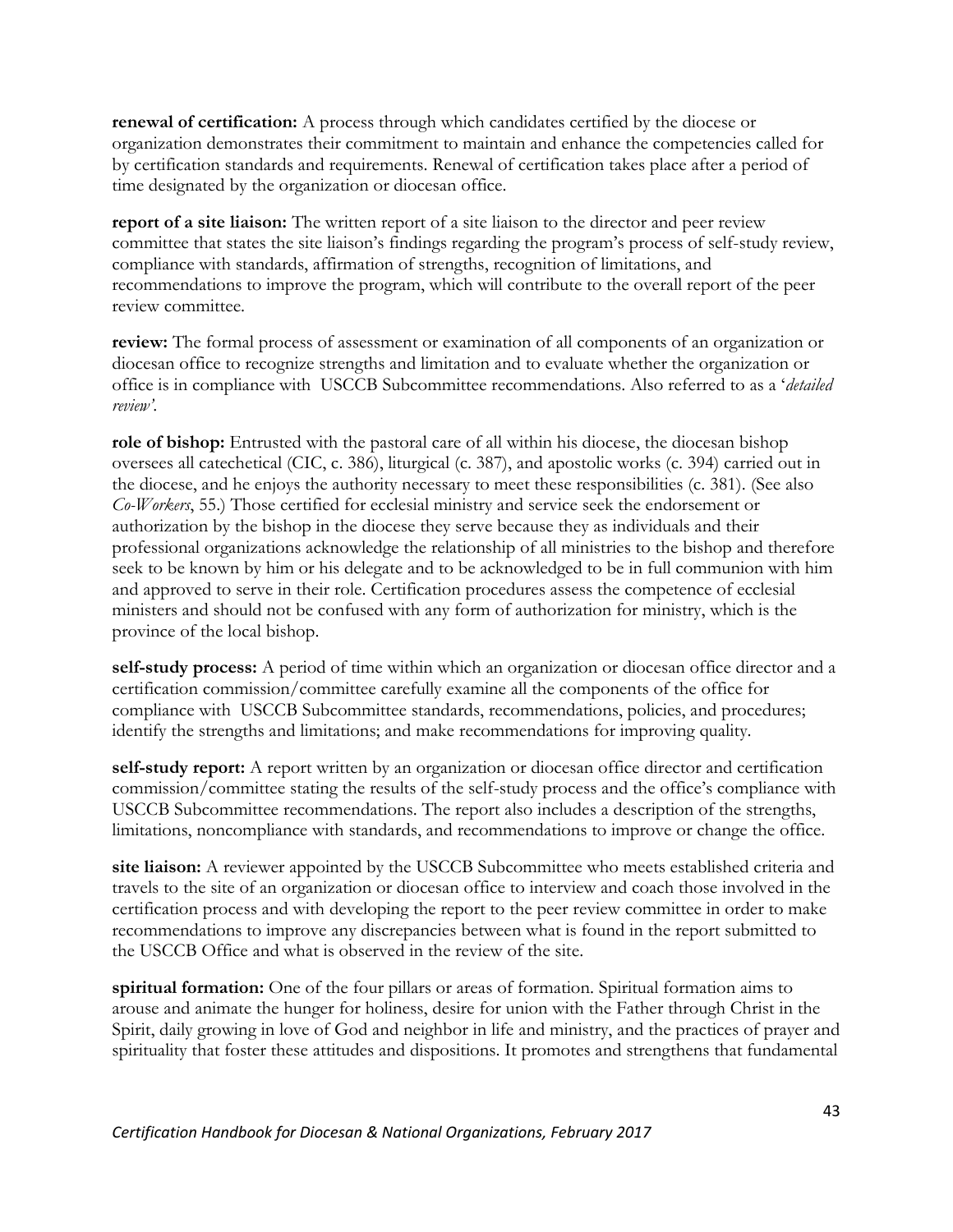**renewal of certification:** A process through which candidates certified by the diocese or organization demonstrates their commitment to maintain and enhance the competencies called for by certification standards and requirements. Renewal of certification takes place after a period of time designated by the organization or diocesan office.

**report of a site liaison:** The written report of a site liaison to the director and peer review committee that states the site liaison's findings regarding the program's process of self-study review, compliance with standards, affirmation of strengths, recognition of limitations, and recommendations to improve the program, which will contribute to the overall report of the peer review committee.

**review:** The formal process of assessment or examination of all components of an organization or diocesan office to recognize strengths and limitation and to evaluate whether the organization or office is in compliance with USCCB Subcommittee recommendations. Also referred to as a '*detailed review'*.

**role of bishop:** Entrusted with the pastoral care of all within his diocese, the diocesan bishop oversees all catechetical (CIC, c. 386), liturgical (c. 387), and apostolic works (c. 394) carried out in the diocese, and he enjoys the authority necessary to meet these responsibilities (c. 381). (See also *Co-Workers*, 55.) Those certified for ecclesial ministry and service seek the endorsement or authorization by the bishop in the diocese they serve because they as individuals and their professional organizations acknowledge the relationship of all ministries to the bishop and therefore seek to be known by him or his delegate and to be acknowledged to be in full communion with him and approved to serve in their role. Certification procedures assess the competence of ecclesial ministers and should not be confused with any form of authorization for ministry, which is the province of the local bishop.

**self-study process:** A period of time within which an organization or diocesan office director and a certification commission/committee carefully examine all the components of the office for compliance with USCCB Subcommittee standards, recommendations, policies, and procedures; identify the strengths and limitations; and make recommendations for improving quality.

**self-study report:** A report written by an organization or diocesan office director and certification commission/committee stating the results of the self-study process and the office's compliance with USCCB Subcommittee recommendations. The report also includes a description of the strengths, limitations, noncompliance with standards, and recommendations to improve or change the office.

**site liaison:** A reviewer appointed by the USCCB Subcommittee who meets established criteria and travels to the site of an organization or diocesan office to interview and coach those involved in the certification process and with developing the report to the peer review committee in order to make recommendations to improve any discrepancies between what is found in the report submitted to the USCCB Office and what is observed in the review of the site.

**spiritual formation:** One of the four pillars or areas of formation. Spiritual formation aims to arouse and animate the hunger for holiness, desire for union with the Father through Christ in the Spirit, daily growing in love of God and neighbor in life and ministry, and the practices of prayer and spirituality that foster these attitudes and dispositions. It promotes and strengthens that fundamental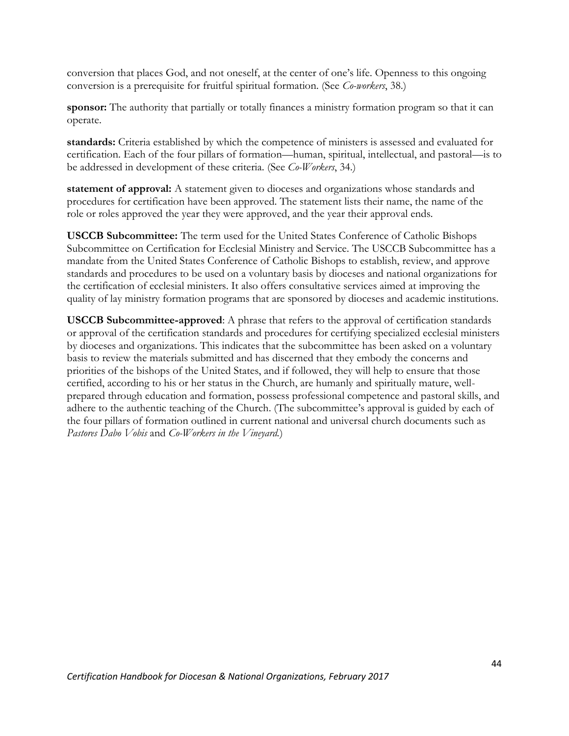conversion that places God, and not oneself, at the center of one's life. Openness to this ongoing conversion is a prerequisite for fruitful spiritual formation. (See *Co-workers*, 38.)

**sponsor:** The authority that partially or totally finances a ministry formation program so that it can operate.

**standards:** Criteria established by which the competence of ministers is assessed and evaluated for certification. Each of the four pillars of formation—human, spiritual, intellectual, and pastoral—is to be addressed in development of these criteria. (See *Co-Workers*, 34.)

**statement of approval:** A statement given to dioceses and organizations whose standards and procedures for certification have been approved. The statement lists their name, the name of the role or roles approved the year they were approved, and the year their approval ends.

**USCCB Subcommittee:** The term used for the United States Conference of Catholic Bishops Subcommittee on Certification for Ecclesial Ministry and Service. The USCCB Subcommittee has a mandate from the United States Conference of Catholic Bishops to establish, review, and approve standards and procedures to be used on a voluntary basis by dioceses and national organizations for the certification of ecclesial ministers. It also offers consultative services aimed at improving the quality of lay ministry formation programs that are sponsored by dioceses and academic institutions.

**USCCB Subcommittee-approved**: A phrase that refers to the approval of certification standards or approval of the certification standards and procedures for certifying specialized ecclesial ministers by dioceses and organizations. This indicates that the subcommittee has been asked on a voluntary basis to review the materials submitted and has discerned that they embody the concerns and priorities of the bishops of the United States, and if followed, they will help to ensure that those certified, according to his or her status in the Church, are humanly and spiritually mature, well-prepared through education and formation, possess professional competence and pastoral skills, and adhere to the authentic teaching of the Church. (The subcommittee's approval is guided by each of the four pillars of formation outlined in current national and universal church documents such as *Pastores Dabo Vobis* and *Co-Workers in the Vineyard*.)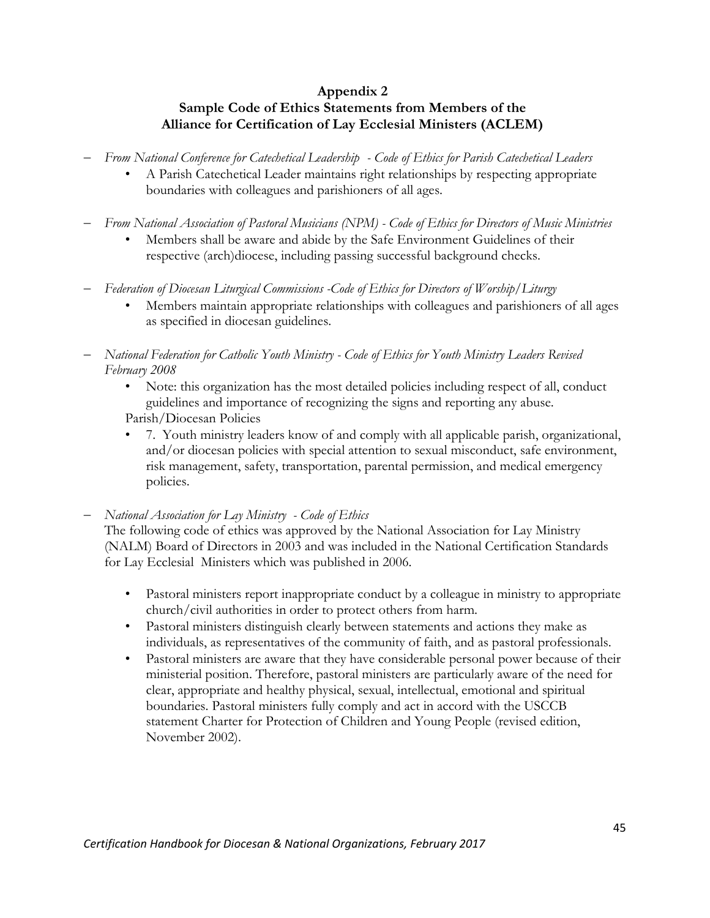## Appendix 2
## Sample Code of Ethics Statements from Members of the Alliance for Certification of Lay Ecclesial Ministers (ACLEM)

- *From National Conference for Catechetical Leadership - Code of Ethics for Parish Catechetical Leaders*
    - A Parish Catechetical Leader maintains right relationships by respecting appropriate boundaries with colleagues and parishioners of all ages.

- *From National Association of Pastoral Musicians (NPM) - Code of Ethics for Directors of Music Ministries*
    - Members shall be aware and abide by the Safe Environment Guidelines of their respective (arch)diocese, including passing successful background checks.

- *Federation of Diocesan Liturgical Commissions -Code of Ethics for Directors of Worship/Liturgy*
    - Members maintain appropriate relationships with colleagues and parishioners of all ages as specified in diocesan guidelines.

- *National Federation for Catholic Youth Ministry - Code of Ethics for Youth Ministry Leaders Revised February 2008*
    - Note: this organization has the most detailed policies including respect of all, conduct guidelines and importance of recognizing the signs and reporting any abuse.

  Parish/Diocesan Policies
    - 7. Youth ministry leaders know of and comply with all applicable parish, organizational, and/or diocesan policies with special attention to sexual misconduct, safe environment, risk management, safety, transportation, parental permission, and medical emergency policies.

- *National Association for Lay Ministry - Code of Ethics*

  The following code of ethics was approved by the National Association for Lay Ministry (NALM) Board of Directors in 2003 and was included in the National Certification Standards for Lay Ecclesial Ministers which was published in 2006.

    - Pastoral ministers report inappropriate conduct by a colleague in ministry to appropriate church/civil authorities in order to protect others from harm.
    - Pastoral ministers distinguish clearly between statements and actions they make as individuals, as representatives of the community of faith, and as pastoral professionals.
    - Pastoral ministers are aware that they have considerable personal power because of their ministerial position. Therefore, pastoral ministers are particularly aware of the need for clear, appropriate and healthy physical, sexual, intellectual, emotional and spiritual boundaries. Pastoral ministers fully comply and act in accord with the USCCB statement Charter for Protection of Children and Young People (revised edition, November 2002).